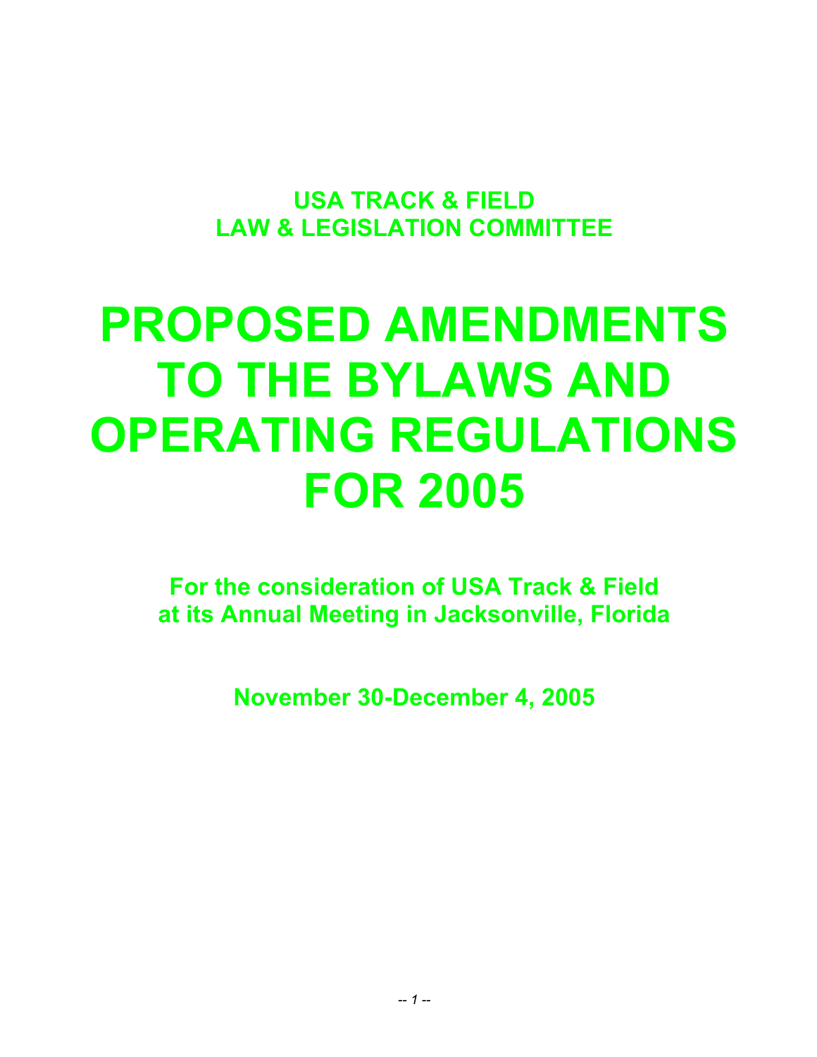**USA TRACK & FIELD**
**LAW & LEGISLATION COMMITTEE**

# PROPOSED AMENDMENTS TO THE BYLAWS AND OPERATING REGULATIONS FOR 2005

**For the consideration of USA Track & Field at its Annual Meeting in Jacksonville, Florida**

**November 30-December 4, 2005**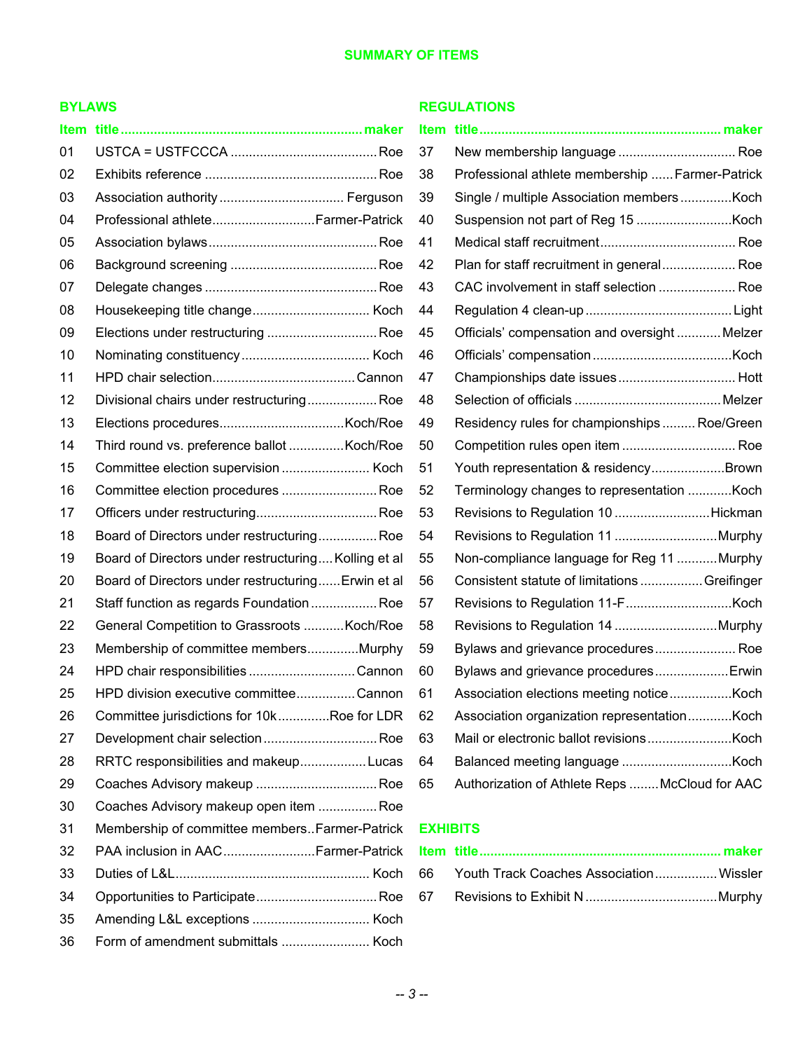# SUMMARY OF ITEMS

## BYLAWS

| Item | title | maker |
|---|---|---|
| 01 | USTCA = USTFCCCA | Roe |
| 02 | Exhibits reference | Roe |
| 03 | Association authority | Ferguson |
| 04 | Professional athlete | Farmer-Patrick |
| 05 | Association bylaws | Roe |
| 06 | Background screening | Roe |
| 07 | Delegate changes | Roe |
| 08 | Housekeeping title change | Koch |
| 09 | Elections under restructuring | Roe |
| 10 | Nominating constituency | Koch |
| 11 | HPD chair selection | Cannon |
| 12 | Divisional chairs under restructuring | Roe |
| 13 | Elections procedures | Koch/Roe |
| 14 | Third round vs. preference ballot | Koch/Roe |
| 15 | Committee election supervision | Koch |
| 16 | Committee election procedures | Roe |
| 17 | Officers under restructuring | Roe |
| 18 | Board of Directors under restructuring | Roe |
| 19 | Board of Directors under restructuring | Kolling et al |
| 20 | Board of Directors under restructuring | Erwin et al |
| 21 | Staff function as regards Foundation | Roe |
| 22 | General Competition to Grassroots | Koch/Roe |
| 23 | Membership of committee members | Murphy |
| 24 | HPD chair responsibilities | Cannon |
| 25 | HPD division executive committee | Cannon |
| 26 | Committee jurisdictions for 10k | Roe for LDR |
| 27 | Development chair selection | Roe |
| 28 | RRTC responsibilities and makeup | Lucas |
| 29 | Coaches Advisory makeup | Roe |
| 30 | Coaches Advisory makeup open item | Roe |
| 31 | Membership of committee members | Farmer-Patrick |
| 32 | PAA inclusion in AAC | Farmer-Patrick |
| 33 | Duties of L&L | Koch |
| 34 | Opportunities to Participate | Roe |
| 35 | Amending L&L exceptions | Koch |
| 36 | Form of amendment submittals | Koch |

## REGULATIONS

| Item | title | maker |
|---|---|---|
| 37 | New membership language | Roe |
| 38 | Professional athlete membership | Farmer-Patrick |
| 39 | Single / multiple Association members | Koch |
| 40 | Suspension not part of Reg 15 | Koch |
| 41 | Medical staff recruitment | Roe |
| 42 | Plan for staff recruitment in general | Roe |
| 43 | CAC involvement in staff selection | Roe |
| 44 | Regulation 4 clean-up | Light |
| 45 | Officials' compensation and oversight | Melzer |
| 46 | Officials' compensation | Koch |
| 47 | Championships date issues | Hott |
| 48 | Selection of officials | Melzer |
| 49 | Residency rules for championships | Roe/Green |
| 50 | Competition rules open item | Roe |
| 51 | Youth representation & residency | Brown |
| 52 | Terminology changes to representation | Koch |
| 53 | Revisions to Regulation 10 | Hickman |
| 54 | Revisions to Regulation 11 | Murphy |
| 55 | Non-compliance language for Reg 11 | Murphy |
| 56 | Consistent statute of limitations | Greifinger |
| 57 | Revisions to Regulation 11-F | Koch |
| 58 | Revisions to Regulation 14 | Murphy |
| 59 | Bylaws and grievance procedures | Roe |
| 60 | Bylaws and grievance procedures | Erwin |
| 61 | Association elections meeting notice | Koch |
| 62 | Association organization representation | Koch |
| 63 | Mail or electronic ballot revisions | Koch |
| 64 | Balanced meeting language | Koch |
| 65 | Authorization of Athlete Reps | McCloud for AAC |

## EXHIBITS

| Item | title | maker |
|---|---|---|
| 66 | Youth Track Coaches Association | Wissler |
| 67 | Revisions to Exhibit N | Murphy |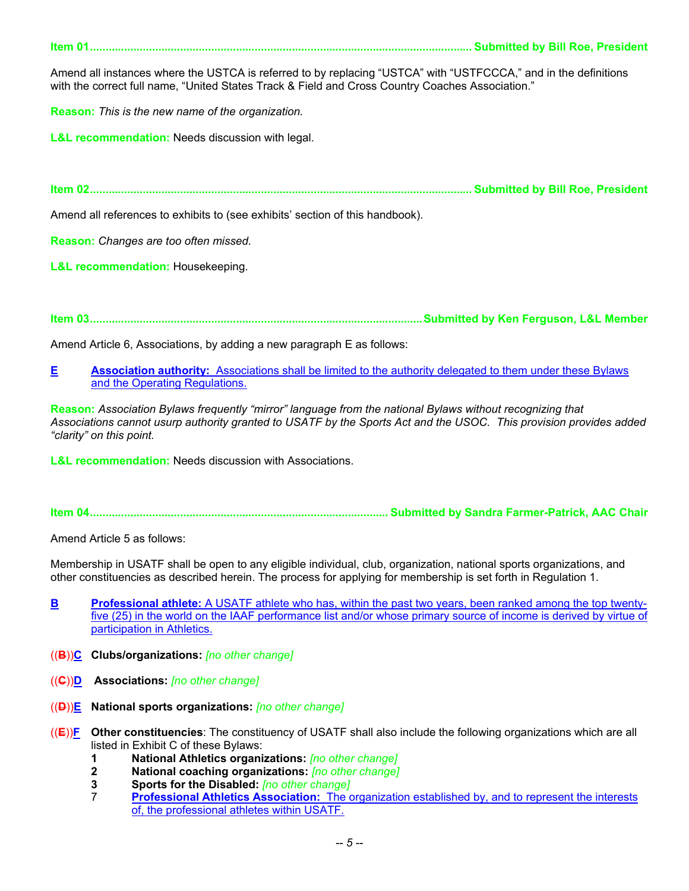**Item 01............................................................................................................................ Submitted by Bill Roe, President**

Amend all instances where the USTCA is referred to by replacing "USTCA" with "USTFCCCA," and in the definitions with the correct full name, "United States Track & Field and Cross Country Coaches Association."

**Reason:** *This is the new name of the organization.*

**L&L recommendation:** Needs discussion with legal.

**Item 02............................................................................................................................ Submitted by Bill Roe, President**

Amend all references to exhibits to (see exhibits' section of this handbook).

**Reason:** *Changes are too often missed.*

**L&L recommendation:** Housekeeping.

**Item 03............................................................................................................Submitted by Ken Ferguson, L&L Member**

Amend Article 6, Associations, by adding a new paragraph E as follows:

**E** **Association authority:** Associations shall be limited to the authority delegated to them under these Bylaws and the Operating Regulations.

**Reason:** *Association Bylaws frequently "mirror" language from the national Bylaws without recognizing that Associations cannot usurp authority granted to USATF by the Sports Act and the USOC. This provision provides added "clarity" on this point.*

**L&L recommendation:** Needs discussion with Associations.

**Item 04............................................................................................. Submitted by Sandra Farmer-Patrick, AAC Chair**

Amend Article 5 as follows:

Membership in USATF shall be open to any eligible individual, club, organization, national sports organizations, and other constituencies as described herein. The process for applying for membership is set forth in Regulation 1.

**B** **Professional athlete:** A USATF athlete who has, within the past two years, been ranked among the top twenty-five (25) in the world on the IAAF performance list and/or whose primary source of income is derived by virtue of participation in Athletics.

((~~B~~))**C** **Clubs/organizations:** *[no other change]*

((~~C~~))**D** **Associations:** *[no other change]*

((~~D~~))**E** **National sports organizations:** *[no other change]*

((~~E~~))**F** **Other constituencies**: The constituency of USATF shall also include the following organizations which are all listed in Exhibit C of these Bylaws:

1. **National Athletics organizations:** *[no other change]*
2. **National coaching organizations:** *[no other change]*
3. **Sports for the Disabled:** *[no other change]*
7. **Professional Athletics Association:** The organization established by, and to represent the interests of, the professional athletes within USATF.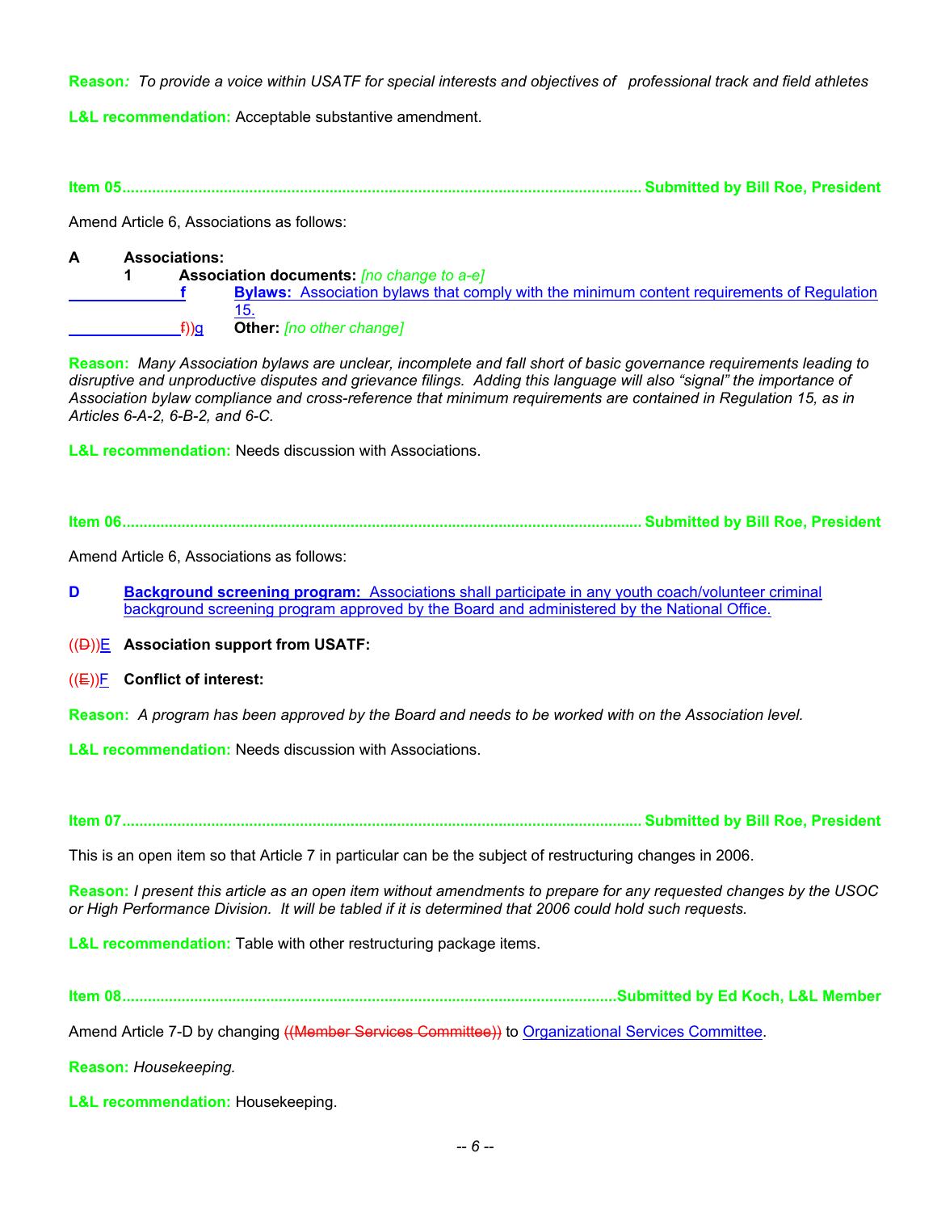**Reason***: To provide a voice within USATF for special interests and objectives of professional track and field athletes*

**L&L recommendation:** Acceptable substantive amendment.

**Item 05........................................................................................................................ Submitted by Bill Roe, President**

Amend Article 6, Associations as follows:

**A Associations:**

**1 Association documents:** *[no change to a-e]*

**f Bylaws:** Association bylaws that comply with the minimum content requirements of Regulation 15.

~~f~~))g **Other:** *[no other change]*

**Reason:** *Many Association bylaws are unclear, incomplete and fall short of basic governance requirements leading to disruptive and unproductive disputes and grievance filings. Adding this language will also "signal" the importance of Association bylaw compliance and cross-reference that minimum requirements are contained in Regulation 15, as in Articles 6-A-2, 6-B-2, and 6-C.*

**L&L recommendation:** Needs discussion with Associations.

**Item 06........................................................................................................................ Submitted by Bill Roe, President**

Amend Article 6, Associations as follows:

**D Background screening program:** Associations shall participate in any youth coach/volunteer criminal background screening program approved by the Board and administered by the National Office.

((~~D~~))E **Association support from USATF:**

((~~E~~))F **Conflict of interest:**

**Reason:** *A program has been approved by the Board and needs to be worked with on the Association level.*

**L&L recommendation:** Needs discussion with Associations.

**Item 07........................................................................................................................ Submitted by Bill Roe, President**

This is an open item so that Article 7 in particular can be the subject of restructuring changes in 2006.

**Reason:** *I present this article as an open item without amendments to prepare for any requested changes by the USOC or High Performance Division. It will be tabled if it is determined that 2006 could hold such requests.*

**L&L recommendation:** Table with other restructuring package items.

**Item 08........................................................................................................................Submitted by Ed Koch, L&L Member**

Amend Article 7-D by changing ((~~Member Services Committee~~)) to Organizational Services Committee.

**Reason:** *Housekeeping.*

**L&L recommendation:** Housekeeping.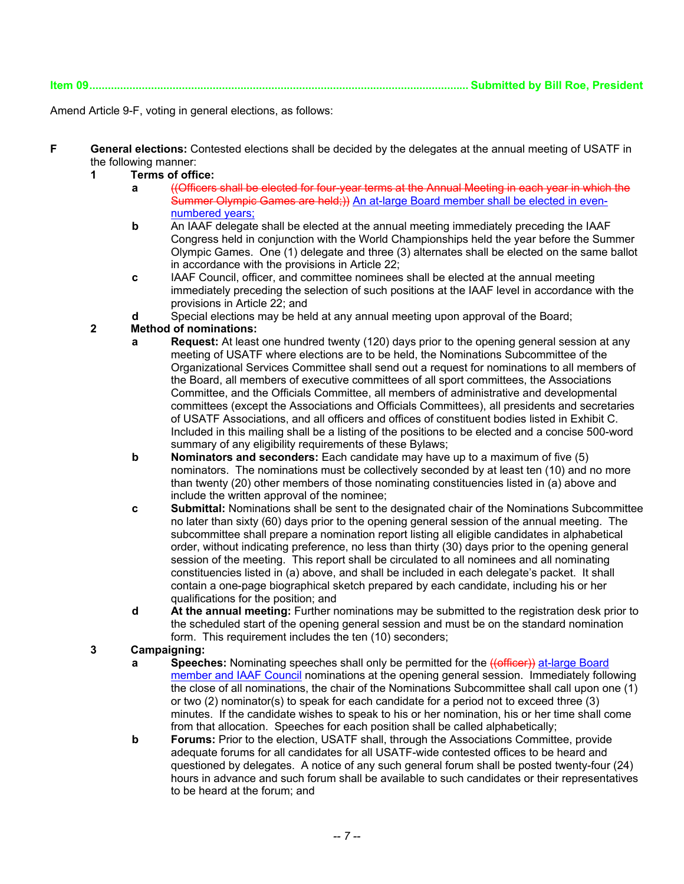**Item 09............................................................................................................................. Submitted by Bill Roe, President**

Amend Article 9-F, voting in general elections, as follows:

**F General elections:** Contested elections shall be decided by the delegates at the annual meeting of USATF in the following manner:

**1 Terms of office:**

- **a** ~~((Officers shall be elected for four-year terms at the Annual Meeting in each year in which the Summer Olympic Games are held;))~~ <u>An at-large Board member shall be elected in even-numbered years;</u>
- **b** An IAAF delegate shall be elected at the annual meeting immediately preceding the IAAF Congress held in conjunction with the World Championships held the year before the Summer Olympic Games. One (1) delegate and three (3) alternates shall be elected on the same ballot in accordance with the provisions in Article 22;
- **c** IAAF Council, officer, and committee nominees shall be elected at the annual meeting immediately preceding the selection of such positions at the IAAF level in accordance with the provisions in Article 22; and
- **d** Special elections may be held at any annual meeting upon approval of the Board;

**2 Method of nominations:**

- **a** **Request:** At least one hundred twenty (120) days prior to the opening general session at any meeting of USATF where elections are to be held, the Nominations Subcommittee of the Organizational Services Committee shall send out a request for nominations to all members of the Board, all members of executive committees of all sport committees, the Associations Committee, and the Officials Committee, all members of administrative and developmental committees (except the Associations and Officials Committees), all presidents and secretaries of USATF Associations, and all officers and offices of constituent bodies listed in Exhibit C. Included in this mailing shall be a listing of the positions to be elected and a concise 500-word summary of any eligibility requirements of these Bylaws;
- **b** **Nominators and seconders:** Each candidate may have up to a maximum of five (5) nominators. The nominations must be collectively seconded by at least ten (10) and no more than twenty (20) other members of those nominating constituencies listed in (a) above and include the written approval of the nominee;
- **c** **Submittal:** Nominations shall be sent to the designated chair of the Nominations Subcommittee no later than sixty (60) days prior to the opening general session of the annual meeting. The subcommittee shall prepare a nomination report listing all eligible candidates in alphabetical order, without indicating preference, no less than thirty (30) days prior to the opening general session of the meeting. This report shall be circulated to all nominees and all nominating constituencies listed in (a) above, and shall be included in each delegate's packet. It shall contain a one-page biographical sketch prepared by each candidate, including his or her qualifications for the position; and
- **d** **At the annual meeting:** Further nominations may be submitted to the registration desk prior to the scheduled start of the opening general session and must be on the standard nomination form. This requirement includes the ten (10) seconders;

**3 Campaigning:**

- **a** **Speeches:** Nominating speeches shall only be permitted for the ~~((officer))~~ <u>at-large Board member and IAAF Council</u> nominations at the opening general session. Immediately following the close of all nominations, the chair of the Nominations Subcommittee shall call upon one (1) or two (2) nominator(s) to speak for each candidate for a period not to exceed three (3) minutes. If the candidate wishes to speak to his or her nomination, his or her time shall come from that allocation. Speeches for each position shall be called alphabetically;
- **b** **Forums:** Prior to the election, USATF shall, through the Associations Committee, provide adequate forums for all candidates for all USATF-wide contested offices to be heard and questioned by delegates. A notice of any such general forum shall be posted twenty-four (24) hours in advance and such forum shall be available to such candidates or their representatives to be heard at the forum; and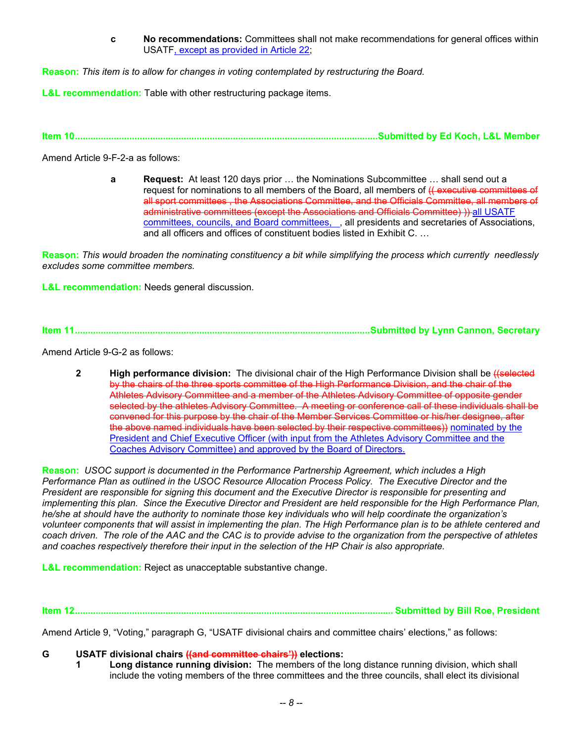**c** **No recommendations:** Committees shall not make recommendations for general offices within USATF, except as provided in Article 22;

**Reason:** *This item is to allow for changes in voting contemplated by restructuring the Board.*

**L&L recommendation:** Table with other restructuring package items.

**Item 10..........................................................................................................Submitted by Ed Koch, L&L Member**

Amend Article 9-F-2-a as follows:

**a** **Request:** At least 120 days prior … the Nominations Subcommittee … shall send out a request for nominations to all members of the Board, all members of ~~(( executive committees of all sport committees , the Associations Committee, and the Officials Committee, all members of administrative committees (except the Associations and Officials Committee) ))~~ all USATF committees, councils, and Board committees, , all presidents and secretaries of Associations, and all officers and offices of constituent bodies listed in Exhibit C. …

**Reason:** *This would broaden the nominating constituency a bit while simplifying the process which currently needlessly excludes some committee members.*

**L&L recommendation:** Needs general discussion.

**Item 11..........................................................................................................Submitted by Lynn Cannon, Secretary**

Amend Article 9-G-2 as follows:

**2** **High performance division:** The divisional chair of the High Performance Division shall be ~~((selected by the chairs of the three sports committee of the High Performance Division, and the chair of the Athletes Advisory Committee and a member of the Athletes Advisory Committee of opposite gender selected by the athletes Advisory Committee. A meeting or conference call of these individuals shall be convened for this purpose by the chair of the Member Services Committee or his/her designee, after the above named individuals have been selected by their respective committees))~~ nominated by the President and Chief Executive Officer (with input from the Athletes Advisory Committee and the Coaches Advisory Committee) and approved by the Board of Directors.

**Reason:** *USOC support is documented in the Performance Partnership Agreement, which includes a High Performance Plan as outlined in the USOC Resource Allocation Process Policy. The Executive Director and the President are responsible for signing this document and the Executive Director is responsible for presenting and implementing this plan. Since the Executive Director and President are held responsible for the High Performance Plan, he/she at should have the authority to nominate those key individuals who will help coordinate the organization's volunteer components that will assist in implementing the plan. The High Performance plan is to be athlete centered and coach driven. The role of the AAC and the CAC is to provide advise to the organization from the perspective of athletes and coaches respectively therefore their input in the selection of the HP Chair is also appropriate.*

**L&L recommendation:** Reject as unacceptable substantive change.

**Item 12..........................................................................................................Submitted by Bill Roe, President**

Amend Article 9, "Voting," paragraph G, "USATF divisional chairs and committee chairs' elections," as follows:

**G** **USATF divisional chairs ~~((and committee chairs'))~~ elections:**

**1** **Long distance running division:** The members of the long distance running division, which shall include the voting members of the three committees and the three councils, shall elect its divisional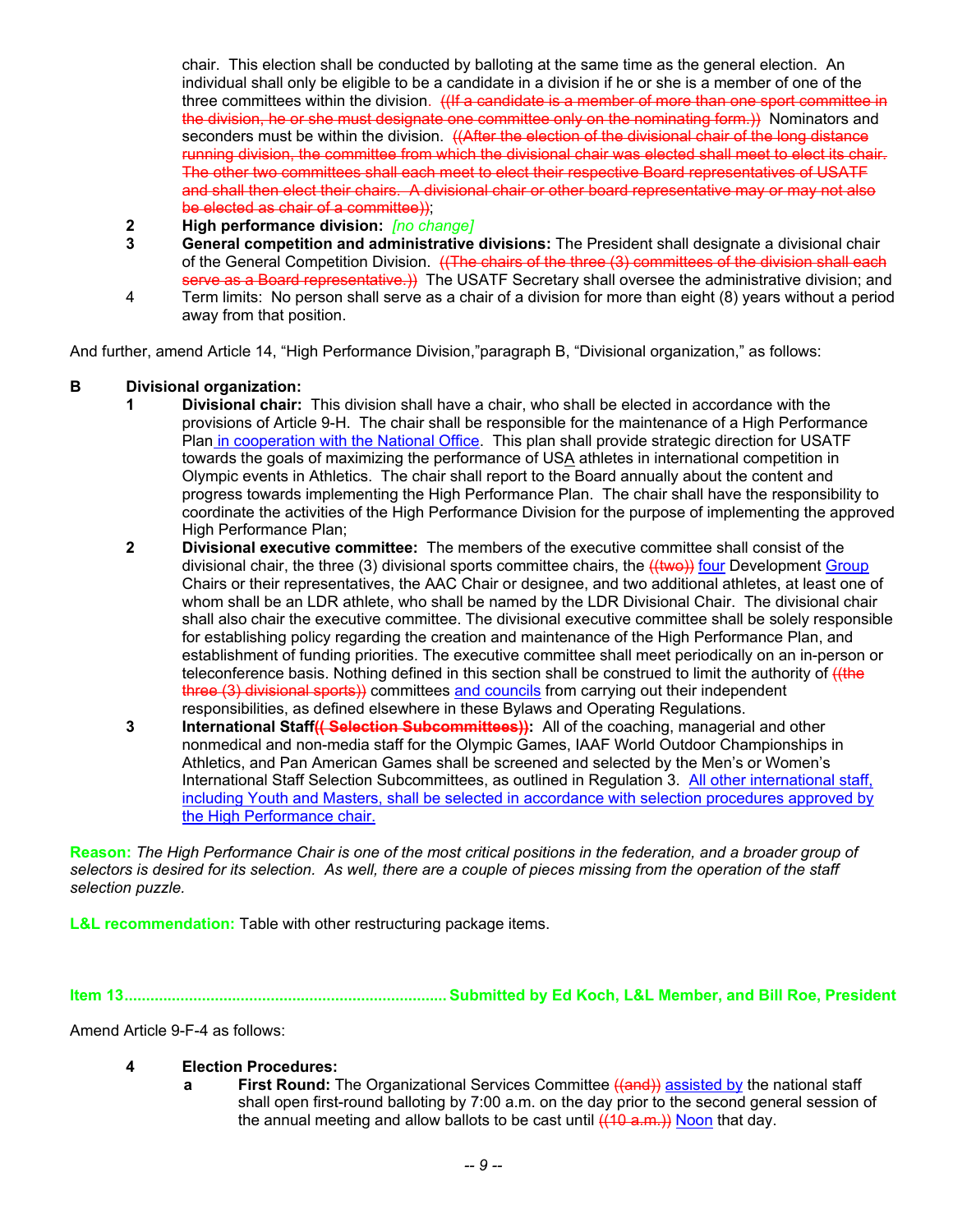chair. This election shall be conducted by balloting at the same time as the general election. An individual shall only be eligible to be a candidate in a division if he or she is a member of one of the three committees within the division. ~~((If a candidate is a member of more than one sport committee in the division, he or she must designate one committee only on the nominating form.))~~ Nominators and seconders must be within the division. ~~((After the election of the divisional chair of the long distance running division, the committee from which the divisional chair was elected shall meet to elect its chair. The other two committees shall each meet to elect their respective Board representatives of USATF and shall then elect their chairs. A divisional chair or other board representative may or may not also be elected as chair of a committee))~~;

**2 High performance division:** *[no change]*

**3 General competition and administrative divisions:** The President shall designate a divisional chair of the General Competition Division. ~~((The chairs of the three (3) committees of the division shall each serve as a Board representative.))~~ The USATF Secretary shall oversee the administrative division; and

4 Term limits: No person shall serve as a chair of a division for more than eight (8) years without a period away from that position.

And further, amend Article 14, "High Performance Division,"paragraph B, "Divisional organization," as follows:

**B Divisional organization:**

**1 Divisional chair:** This division shall have a chair, who shall be elected in accordance with the provisions of Article 9-H. The chair shall be responsible for the maintenance of a High Performance Plan <u>in cooperation with the National Office</u>. This plan shall provide strategic direction for USATF towards the goals of maximizing the performance of US<u>A</u> athletes in international competition in Olympic events in Athletics. The chair shall report to the Board annually about the content and progress towards implementing the High Performance Plan. The chair shall have the responsibility to coordinate the activities of the High Performance Division for the purpose of implementing the approved High Performance Plan;

**2 Divisional executive committee:** The members of the executive committee shall consist of the divisional chair, the three (3) divisional sports committee chairs, the ~~((two))~~ <u>four</u> Development <u>Group</u> Chairs or their representatives, the AAC Chair or designee, and two additional athletes, at least one of whom shall be an LDR athlete, who shall be named by the LDR Divisional Chair. The divisional chair shall also chair the executive committee. The divisional executive committee shall be solely responsible for establishing policy regarding the creation and maintenance of the High Performance Plan, and establishment of funding priorities. The executive committee shall meet periodically on an in-person or teleconference basis. Nothing defined in this section shall be construed to limit the authority of ~~((the three (3) divisional sports))~~ committees <u>and councils</u> from carrying out their independent responsibilities, as defined elsewhere in these Bylaws and Operating Regulations.

**3 International Staff~~(( Selection Subcommittees))~~:** All of the coaching, managerial and other nonmedical and non-media staff for the Olympic Games, IAAF World Outdoor Championships in Athletics, and Pan American Games shall be screened and selected by the Men's or Women's International Staff Selection Subcommittees, as outlined in Regulation 3. <u>All other international staff, including Youth and Masters, shall be selected in accordance with selection procedures approved by the High Performance chair.</u>

**Reason:** *The High Performance Chair is one of the most critical positions in the federation, and a broader group of selectors is desired for its selection. As well, there are a couple of pieces missing from the operation of the staff selection puzzle.*

**L&L recommendation:** Table with other restructuring package items.

**Item 13.......................................................................... Submitted by Ed Koch, L&L Member, and Bill Roe, President**

Amend Article 9-F-4 as follows:

**4 Election Procedures:**

**a First Round:** The Organizational Services Committee ~~((and))~~ <u>assisted by</u> the national staff shall open first-round balloting by 7:00 a.m. on the day prior to the second general session of the annual meeting and allow ballots to be cast until ~~((10 a.m.))~~ <u>Noon</u> that day.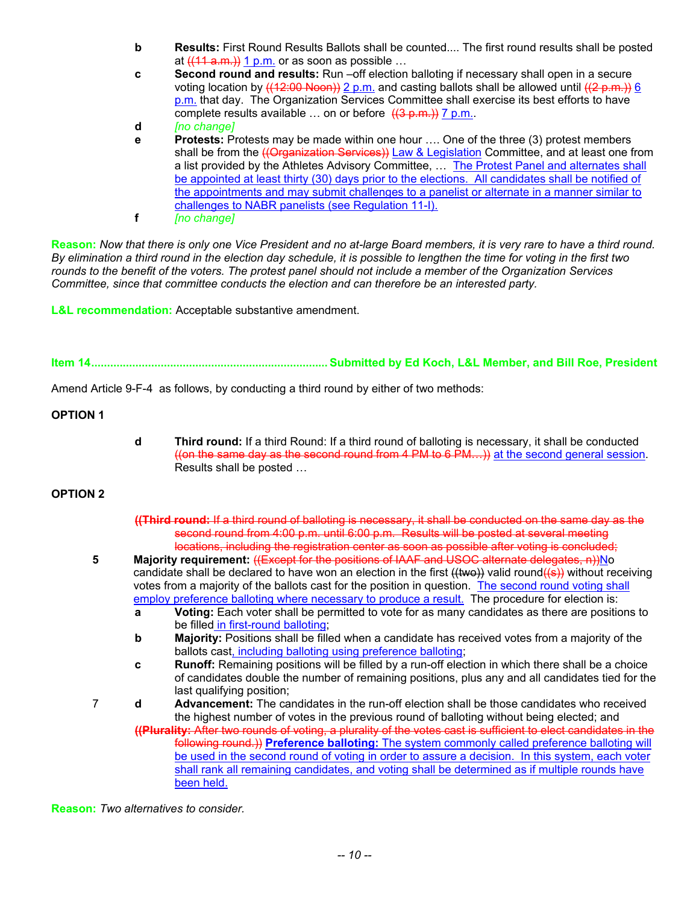**b** **Results:** First Round Results Ballots shall be counted.... The first round results shall be posted at ((11 a.m.)) 1 p.m. or as soon as possible …

**c** **Second round and results:** Run –off election balloting if necessary shall open in a secure voting location by ((12:00 Noon)) 2 p.m. and casting ballots shall be allowed until ((2 p.m.)) 6 p.m. that day. The Organization Services Committee shall exercise its best efforts to have complete results available … on or before ((3 p.m.)) 7 p.m..

**d** *[no change]*

**e** **Protests:** Protests may be made within one hour …. One of the three (3) protest members shall be from the ((Organization Services)) Law & Legislation Committee, and at least one from a list provided by the Athletes Advisory Committee, … The Protest Panel and alternates shall be appointed at least thirty (30) days prior to the elections. All candidates shall be notified of the appointments and may submit challenges to a panelist or alternate in a manner similar to challenges to NABR panelists (see Regulation 11-I).

**f** *[no change]*

**Reason:** *Now that there is only one Vice President and no at-large Board members, it is very rare to have a third round. By elimination a third round in the election day schedule, it is possible to lengthen the time for voting in the first two rounds to the benefit of the voters. The protest panel should not include a member of the Organization Services Committee, since that committee conducts the election and can therefore be an interested party.*

**L&L recommendation:** Acceptable substantive amendment.

**Item 14.......................................................................... Submitted by Ed Koch, L&L Member, and Bill Roe, President**

Amend Article 9-F-4 as follows, by conducting a third round by either of two methods:

**OPTION 1**

**d** **Third round:** If a third Round: If a third round of balloting is necessary, it shall be conducted ((on the same day as the second round from 4 PM to 6 PM…)) at the second general session. Results shall be posted …

**OPTION 2**

((**Third round:** If a third round of balloting is necessary, it shall be conducted on the same day as the second round from 4:00 p.m. until 6:00 p.m. Results will be posted at several meeting locations, including the registration center as soon as possible after voting is concluded;

**5** **Majority requirement:** ((Except for the positions of IAAF and USOC alternate delegates, n))No candidate shall be declared to have won an election in the first ((two)) valid round((s)) without receiving votes from a majority of the ballots cast for the position in question. The second round voting shall employ preference balloting where necessary to produce a result. The procedure for election is:

**a** **Voting:** Each voter shall be permitted to vote for as many candidates as there are positions to be filled in first-round balloting;

**b** **Majority:** Positions shall be filled when a candidate has received votes from a majority of the ballots cast, including balloting using preference balloting;

**c** **Runoff:** Remaining positions will be filled by a run-off election in which there shall be a choice of candidates double the number of remaining positions, plus any and all candidates tied for the last qualifying position;

**7** **d** **Advancement:** The candidates in the run-off election shall be those candidates who received the highest number of votes in the previous round of balloting without being elected; and

((**Plurality:** After two rounds of voting, a plurality of the votes cast is sufficient to elect candidates in the following round.)) **Preference balloting:** The system commonly called preference balloting will be used in the second round of voting in order to assure a decision. In this system, each voter shall rank all remaining candidates, and voting shall be determined as if multiple rounds have been held.

**Reason:** *Two alternatives to consider.*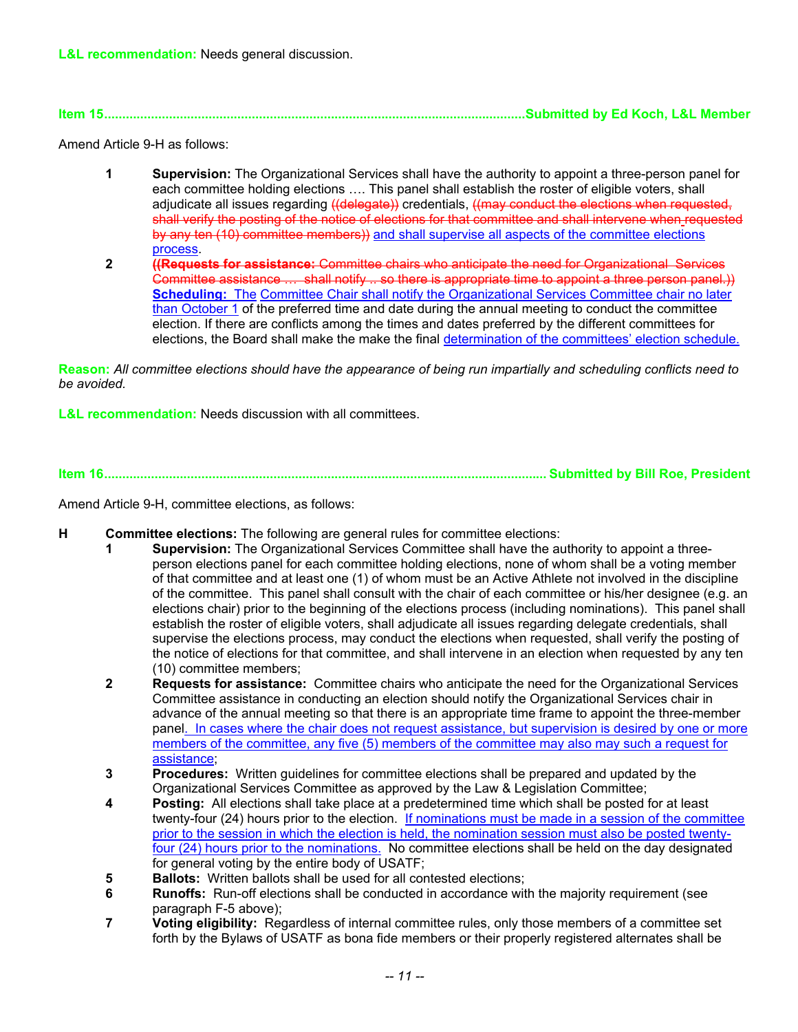**L&L recommendation:** Needs general discussion.

**Item 15..................................................................................................................Submitted by Ed Koch, L&L Member**

Amend Article 9-H as follows:

1. **Supervision:** The Organizational Services shall have the authority to appoint a three-person panel for each committee holding elections …. This panel shall establish the roster of eligible voters, shall adjudicate all issues regarding ~~((delegate))~~ credentials, ~~((may conduct the elections when requested, shall verify the posting of the notice of elections for that committee and shall intervene when requested by any ten (10) committee members))~~ <u>and shall supervise all aspects of the committee elections process</u>.
2. ~~**((Requests for assistance:** Committee chairs who anticipate the need for Organizational Services Committee assistance … shall notify .. so there is appropriate time to appoint a three person panel.))~~ <u>**Scheduling:** The</u> <u>Committee Chair shall notify the Organizational Services Committee chair no later than October 1</u> of the preferred time and date during the annual meeting to conduct the committee election. If there are conflicts among the times and dates preferred by the different committees for elections, the Board shall make the make the final <u>determination of the committees' election schedule.</u>

**Reason:** *All committee elections should have the appearance of being run impartially and scheduling conflicts need to be avoided.*

**L&L recommendation:** Needs discussion with all committees.

**Item 16.......................................................................................................................... Submitted by Bill Roe, President**

Amend Article 9-H, committee elections, as follows:

**H Committee elections:** The following are general rules for committee elections:

1. **Supervision:** The Organizational Services Committee shall have the authority to appoint a three-person elections panel for each committee holding elections, none of whom shall be a voting member of that committee and at least one (1) of whom must be an Active Athlete not involved in the discipline of the committee. This panel shall consult with the chair of each committee or his/her designee (e.g. an elections chair) prior to the beginning of the elections process (including nominations). This panel shall establish the roster of eligible voters, shall adjudicate all issues regarding delegate credentials, shall supervise the elections process, may conduct the elections when requested, shall verify the posting of the notice of elections for that committee, and shall intervene in an election when requested by any ten (10) committee members;
2. **Requests for assistance:** Committee chairs who anticipate the need for the Organizational Services Committee assistance in conducting an election should notify the Organizational Services chair in advance of the annual meeting so that there is an appropriate time frame to appoint the three-member panel<u>. In cases where the chair does not request assistance, but supervision is desired by one or more members of the committee, any five (5) members of the committee may also may such a request for assistance</u>;
3. **Procedures:** Written guidelines for committee elections shall be prepared and updated by the Organizational Services Committee as approved by the Law & Legislation Committee;
4. **Posting:** All elections shall take place at a predetermined time which shall be posted for at least twenty-four (24) hours prior to the election. <u>If nominations must be made in a session of the committee prior to the session in which the election is held, the nomination session must also be posted twenty-four (24) hours prior to the nominations.</u> No committee elections shall be held on the day designated for general voting by the entire body of USATF;
5. **Ballots:** Written ballots shall be used for all contested elections;
6. **Runoffs:** Run-off elections shall be conducted in accordance with the majority requirement (see paragraph F-5 above);
7. **Voting eligibility:** Regardless of internal committee rules, only those members of a committee set forth by the Bylaws of USATF as bona fide members or their properly registered alternates shall be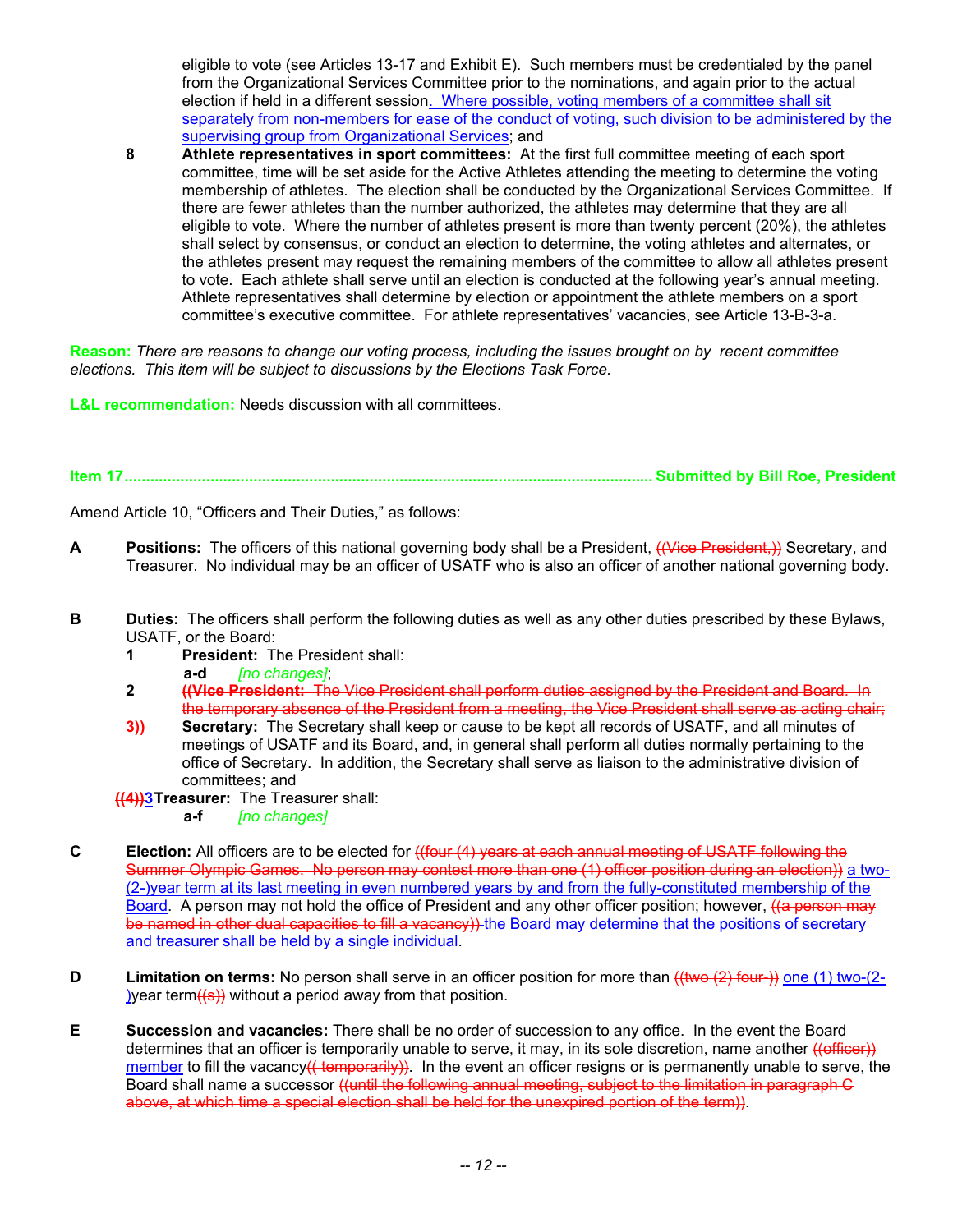eligible to vote (see Articles 13-17 and Exhibit E). Such members must be credentialed by the panel from the Organizational Services Committee prior to the nominations, and again prior to the actual election if held in a different session. Where possible, voting members of a committee shall sit separately from non-members for ease of the conduct of voting, such division to be administered by the supervising group from Organizational Services; and

**8** **Athlete representatives in sport committees:** At the first full committee meeting of each sport committee, time will be set aside for the Active Athletes attending the meeting to determine the voting membership of athletes. The election shall be conducted by the Organizational Services Committee. If there are fewer athletes than the number authorized, the athletes may determine that they are all eligible to vote. Where the number of athletes present is more than twenty percent (20%), the athletes shall select by consensus, or conduct an election to determine, the voting athletes and alternates, or the athletes present may request the remaining members of the committee to allow all athletes present to vote. Each athlete shall serve until an election is conducted at the following year's annual meeting. Athlete representatives shall determine by election or appointment the athlete members on a sport committee's executive committee. For athlete representatives' vacancies, see Article 13-B-3-a.

**Reason:** *There are reasons to change our voting process, including the issues brought on by recent committee elections. This item will be subject to discussions by the Elections Task Force.*

**L&L recommendation:** Needs discussion with all committees.

**Item 17........................................................................................................... Submitted by Bill Roe, President**

Amend Article 10, "Officers and Their Duties," as follows:

**A** **Positions:** The officers of this national governing body shall be a President, ~~((Vice President,))~~ Secretary, and Treasurer. No individual may be an officer of USATF who is also an officer of another national governing body.

**B** **Duties:** The officers shall perform the following duties as well as any other duties prescribed by these Bylaws, USATF, or the Board:

**1** **President:** The President shall:

**a-d** *[no changes]*;

**2** ~~**((Vice President:** The Vice President shall perform duties assigned by the President and Board. In the temporary absence of the President from a meeting, the Vice President shall serve as acting chair;~~

~~**3))**~~ **Secretary:** The Secretary shall keep or cause to be kept all records of USATF, and all minutes of meetings of USATF and its Board, and, in general shall perform all duties normally pertaining to the office of Secretary. In addition, the Secretary shall serve as liaison to the administrative division of committees; and

~~**((4))**~~**3** **Treasurer:** The Treasurer shall:

**a-f** *[no changes]*

**C** **Election:** All officers are to be elected for ~~((four (4) years at each annual meeting of USATF following the Summer Olympic Games. No person may contest more than one (1) officer position during an election))~~ a two-(2-)year term at its last meeting in even numbered years by and from the fully-constituted membership of the Board. A person may not hold the office of President and any other officer position; however, ~~((a person may be named in other dual capacities to fill a vacancy))~~ the Board may determine that the positions of secretary and treasurer shall be held by a single individual.

**D** **Limitation on terms:** No person shall serve in an officer position for more than ~~((two (2) four-))~~ one (1) two-(2-)year term~~((s))~~ without a period away from that position.

**E** **Succession and vacancies:** There shall be no order of succession to any office. In the event the Board determines that an officer is temporarily unable to serve, it may, in its sole discretion, name another ~~((officer))~~ member to fill the vacancy~~(( temporarily))~~. In the event an officer resigns or is permanently unable to serve, the Board shall name a successor ~~((until the following annual meeting, subject to the limitation in paragraph C above, at which time a special election shall be held for the unexpired portion of the term))~~.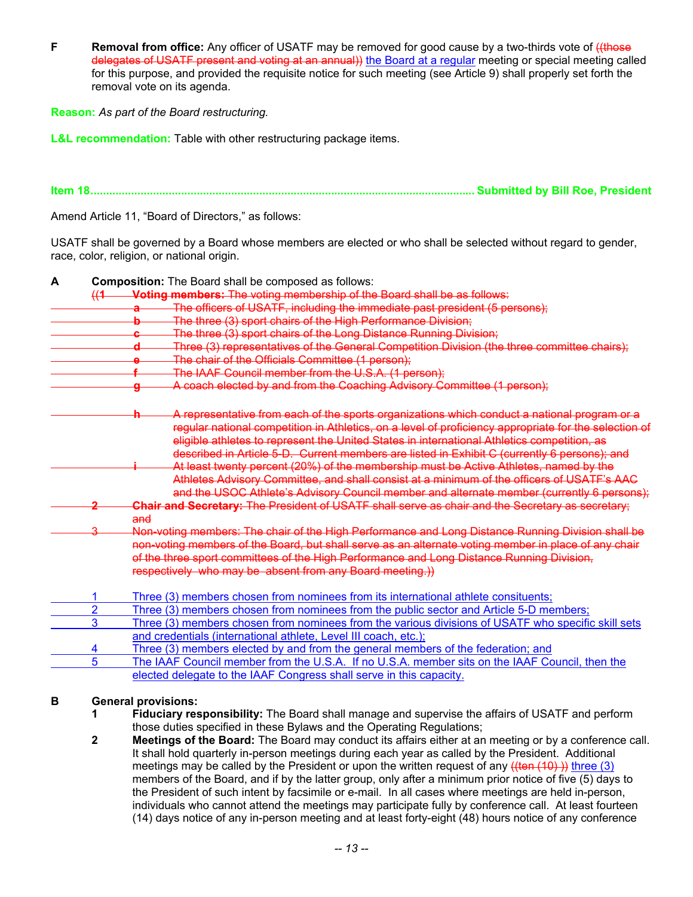**F** **Removal from office:** Any officer of USATF may be removed for good cause by a two-thirds vote of ~~((those delegates of USATF present and voting at an annual))~~ the Board at a regular meeting or special meeting called for this purpose, and provided the requisite notice for such meeting (see Article 9) shall properly set forth the removal vote on its agenda.

**Reason:** *As part of the Board restructuring.*

**L&L recommendation:** Table with other restructuring package items.

**Item 18.......................................................................................................... Submitted by Bill Roe, President**

Amend Article 11, "Board of Directors," as follows:

USATF shall be governed by a Board whose members are elected or who shall be selected without regard to gender, race, color, religion, or national origin.

**A** **Composition:** The Board shall be composed as follows:

~~((**1** **Voting members:** The voting membership of the Board shall be as follows:~~

~~**a** The officers of USATF, including the immediate past president (5 persons);~~

~~**b** The three (3) sport chairs of the High Performance Division;~~

~~**c** The three (3) sport chairs of the Long Distance Running Division;~~

~~**d** Three (3) representatives of the General Competition Division (the three committee chairs);~~

~~**e** The chair of the Officials Committee (1 person);~~

~~**f** The IAAF Council member from the U.S.A. (1 person);~~

~~**g** A coach elected by and from the Coaching Advisory Committee (1 person);~~

~~**h** A representative from each of the sports organizations which conduct a national program or a regular national competition in Athletics, on a level of proficiency appropriate for the selection of eligible athletes to represent the United States in international Athletics competition, as described in Article 5-D. Current members are listed in Exhibit C (currently 6 persons); and~~

~~**i** At least twenty percent (20%) of the membership must be Active Athletes, named by the Athletes Advisory Committee, and shall consist at a minimum of the officers of USATF's AAC and the USOC Athlete's Advisory Council member and alternate member (currently 6 persons);~~

~~**2** **Chair and Secretary:** The President of USATF shall serve as chair and the Secretary as secretary; and~~

~~**3** Non-voting members: The chair of the High Performance and Long Distance Running Division shall be non-voting members of the Board, but shall serve as an alternate voting member in place of any chair of the three sport committees of the High Performance and Long Distance Running Division, respectively who may be absent from any Board meeting.))~~

1 Three (3) members chosen from nominees from its international athlete consituents;

2 Three (3) members chosen from nominees from the public sector and Article 5-D members;

3 Three (3) members chosen from nominees from the various divisions of USATF who specific skill sets and credentials (international athlete, Level III coach, etc.);

4 Three (3) members elected by and from the general members of the federation; and

5 The IAAF Council member from the U.S.A. If no U.S.A. member sits on the IAAF Council, then the elected delegate to the IAAF Congress shall serve in this capacity.

**B** **General provisions:**

**1** **Fiduciary responsibility:** The Board shall manage and supervise the affairs of USATF and perform those duties specified in these Bylaws and the Operating Regulations;

**2** **Meetings of the Board:** The Board may conduct its affairs either at an meeting or by a conference call. It shall hold quarterly in-person meetings during each year as called by the President. Additional meetings may be called by the President or upon the written request of any ~~((ten (10) ))~~ three (3) members of the Board, and if by the latter group, only after a minimum prior notice of five (5) days to the President of such intent by facsimile or e-mail. In all cases where meetings are held in-person, individuals who cannot attend the meetings may participate fully by conference call. At least fourteen (14) days notice of any in-person meeting and at least forty-eight (48) hours notice of any conference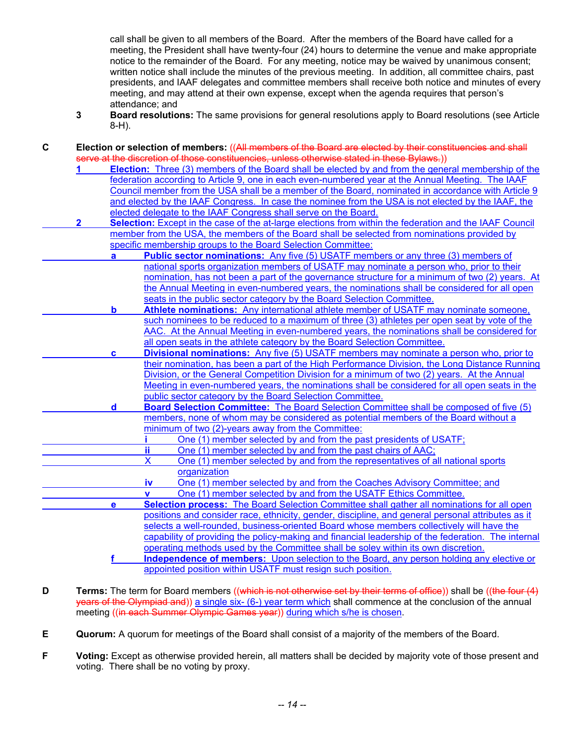call shall be given to all members of the Board. After the members of the Board have called for a meeting, the President shall have twenty-four (24) hours to determine the venue and make appropriate notice to the remainder of the Board. For any meeting, notice may be waived by unanimous consent; written notice shall include the minutes of the previous meeting. In addition, all committee chairs, past presidents, and IAAF delegates and committee members shall receive both notice and minutes of every meeting, and may attend at their own expense, except when the agenda requires that person's attendance; and

3 **Board resolutions:** The same provisions for general resolutions apply to Board resolutions (see Article 8-H).

**C** **Election or selection of members:** ((~~All members of the Board are elected by their constituencies and shall serve at the discretion of those constituencies, unless otherwise stated in these Bylaws.~~))

1 **Election:** Three (3) members of the Board shall be elected by and from the general membership of the federation according to Article 9, one in each even-numbered year at the Annual Meeting. The IAAF Council member from the USA shall be a member of the Board, nominated in accordance with Article 9 and elected by the IAAF Congress. In case the nominee from the USA is not elected by the IAAF, the elected delegate to the IAAF Congress shall serve on the Board.

2 **Selection:** Except in the case of the at-large elections from within the federation and the IAAF Council member from the USA, the members of the Board shall be selected from nominations provided by specific membership groups to the Board Selection Committee:

a **Public sector nominations:** Any five (5) USATF members or any three (3) members of national sports organization members of USATF may nominate a person who, prior to their nomination, has not been a part of the governance structure for a minimum of two (2) years. At the Annual Meeting in even-numbered years, the nominations shall be considered for all open seats in the public sector category by the Board Selection Committee.

b **Athlete nominations:** Any international athlete member of USATF may nominate someone, such nominees to be reduced to a maximum of three (3) athletes per open seat by vote of the AAC. At the Annual Meeting in even-numbered years, the nominations shall be considered for all open seats in the athlete category by the Board Selection Committee.

c **Divisional nominations:** Any five (5) USATF members may nominate a person who, prior to their nomination, has been a part of the High Performance Division, the Long Distance Running Division, or the General Competition Division for a minimum of two (2) years. At the Annual Meeting in even-numbered years, the nominations shall be considered for all open seats in the public sector category by the Board Selection Committee.

d **Board Selection Committee:** The Board Selection Committee shall be composed of five (5) members, none of whom may be considered as potential members of the Board without a minimum of two (2)-years away from the Committee:

i One (1) member selected by and from the past presidents of USATF;

ii One (1) member selected by and from the past chairs of AAC;

X One (1) member selected by and from the representatives of all national sports organization

iv One (1) member selected by and from the Coaches Advisory Committee; and

v One (1) member selected by and from the USATF Ethics Committee.

e **Selection process:** The Board Selection Committee shall gather all nominations for all open positions and consider race, ethnicity, gender, discipline, and general personal attributes as it selects a well-rounded, business-oriented Board whose members collectively will have the capability of providing the policy-making and financial leadership of the federation. The internal operating methods used by the Committee shall be soley within its own discretion.

f **Independence of members:** Upon selection to the Board, any person holding any elective or appointed position within USATF must resign such position.

**D** **Terms:** The term for Board members ((~~which is not otherwise set by their terms of office~~)) shall be ((~~the four (4) years of the Olympiad and~~)) a single six- (6-) year term which shall commence at the conclusion of the annual meeting ((~~in each Summer Olympic Games year~~)) during which s/he is chosen.

**E** **Quorum:** A quorum for meetings of the Board shall consist of a majority of the members of the Board.

**F** **Voting:** Except as otherwise provided herein, all matters shall be decided by majority vote of those present and voting. There shall be no voting by proxy.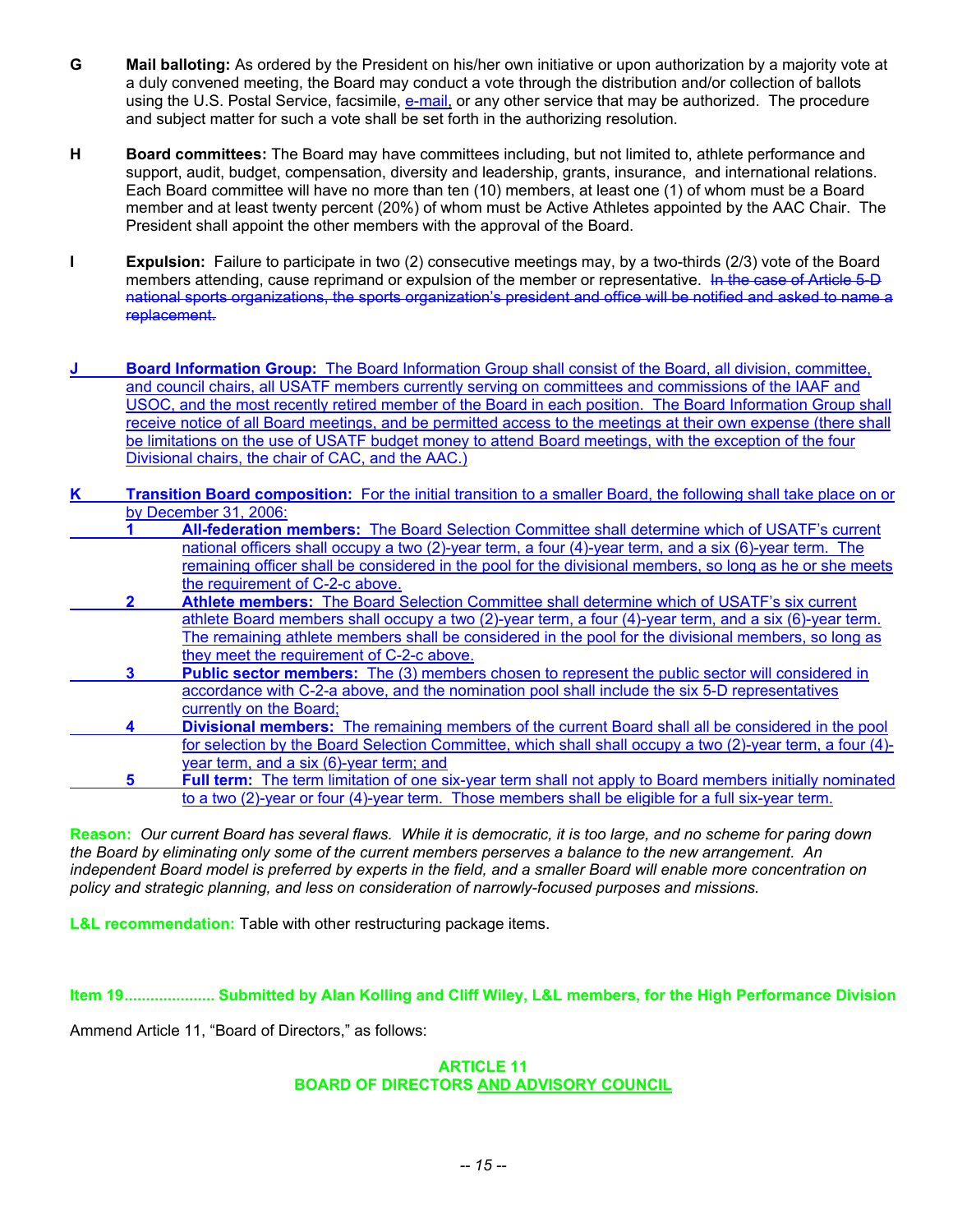**G** **Mail balloting:** As ordered by the President on his/her own initiative or upon authorization by a majority vote at a duly convened meeting, the Board may conduct a vote through the distribution and/or collection of ballots using the U.S. Postal Service, facsimile, <u>e-mail,</u> or any other service that may be authorized. The procedure and subject matter for such a vote shall be set forth in the authorizing resolution.

**H** **Board committees:** The Board may have committees including, but not limited to, athlete performance and support, audit, budget, compensation, diversity and leadership, grants, insurance, and international relations. Each Board committee will have no more than ten (10) members, at least one (1) of whom must be a Board member and at least twenty percent (20%) of whom must be Active Athletes appointed by the AAC Chair. The President shall appoint the other members with the approval of the Board.

**I** **Expulsion:** Failure to participate in two (2) consecutive meetings may, by a two-thirds (2/3) vote of the Board members attending, cause reprimand or expulsion of the member or representative. ~~In the case of Article 5-D national sports organizations, the sports organization's president and office will be notified and asked to name a replacement.~~

<u>**J** **Board Information Group:** The Board Information Group shall consist of the Board, all division, committee, and council chairs, all USATF members currently serving on committees and commissions of the IAAF and USOC, and the most recently retired member of the Board in each position. The Board Information Group shall receive notice of all Board meetings, and be permitted access to the meetings at their own expense (there shall be limitations on the use of USATF budget money to attend Board meetings, with the exception of the four Divisional chairs, the chair of CAC, and the AAC.)</u>

<u>**K** **Transition Board composition:** For the initial transition to a smaller Board, the following shall take place on or by December 31, 2006:</u>

<u>**1** **All-federation members:** The Board Selection Committee shall determine which of USATF's current national officers shall occupy a two (2)-year term, a four (4)-year term, and a six (6)-year term. The remaining officer shall be considered in the pool for the divisional members, so long as he or she meets the requirement of C-2-c above.</u>

<u>**2** **Athlete members:** The Board Selection Committee shall determine which of USATF's six current athlete Board members shall occupy a two (2)-year term, a four (4)-year term, and a six (6)-year term. The remaining athlete members shall be considered in the pool for the divisional members, so long as they meet the requirement of C-2-c above.</u>

<u>**3** **Public sector members:** The (3) members chosen to represent the public sector will considered in accordance with C-2-a above, and the nomination pool shall include the six 5-D representatives currently on the Board;</u>

<u>**4** **Divisional members:** The remaining members of the current Board shall all be considered in the pool for selection by the Board Selection Committee, which shall shall occupy a two (2)-year term, a four (4)-year term, and a six (6)-year term; and</u>

<u>**5** **Full term:** The term limitation of one six-year term shall not apply to Board members initially nominated to a two (2)-year or four (4)-year term. Those members shall be eligible for a full six-year term.</u>

**Reason:** *Our current Board has several flaws. While it is democratic, it is too large, and no scheme for paring down the Board by eliminating only some of the current members perserves a balance to the new arrangement. An independent Board model is preferred by experts in the field, and a smaller Board will enable more concentration on policy and strategic planning, and less on consideration of narrowly-focused purposes and missions.*

**L&L recommendation:** Table with other restructuring package items.

**Item 19..................... Submitted by Alan Kolling and Cliff Wiley, L&L members, for the High Performance Division**

Ammend Article 11, "Board of Directors," as follows:

**ARTICLE 11**
**BOARD OF DIRECTORS <u>AND ADVISORY COUNCIL</u>**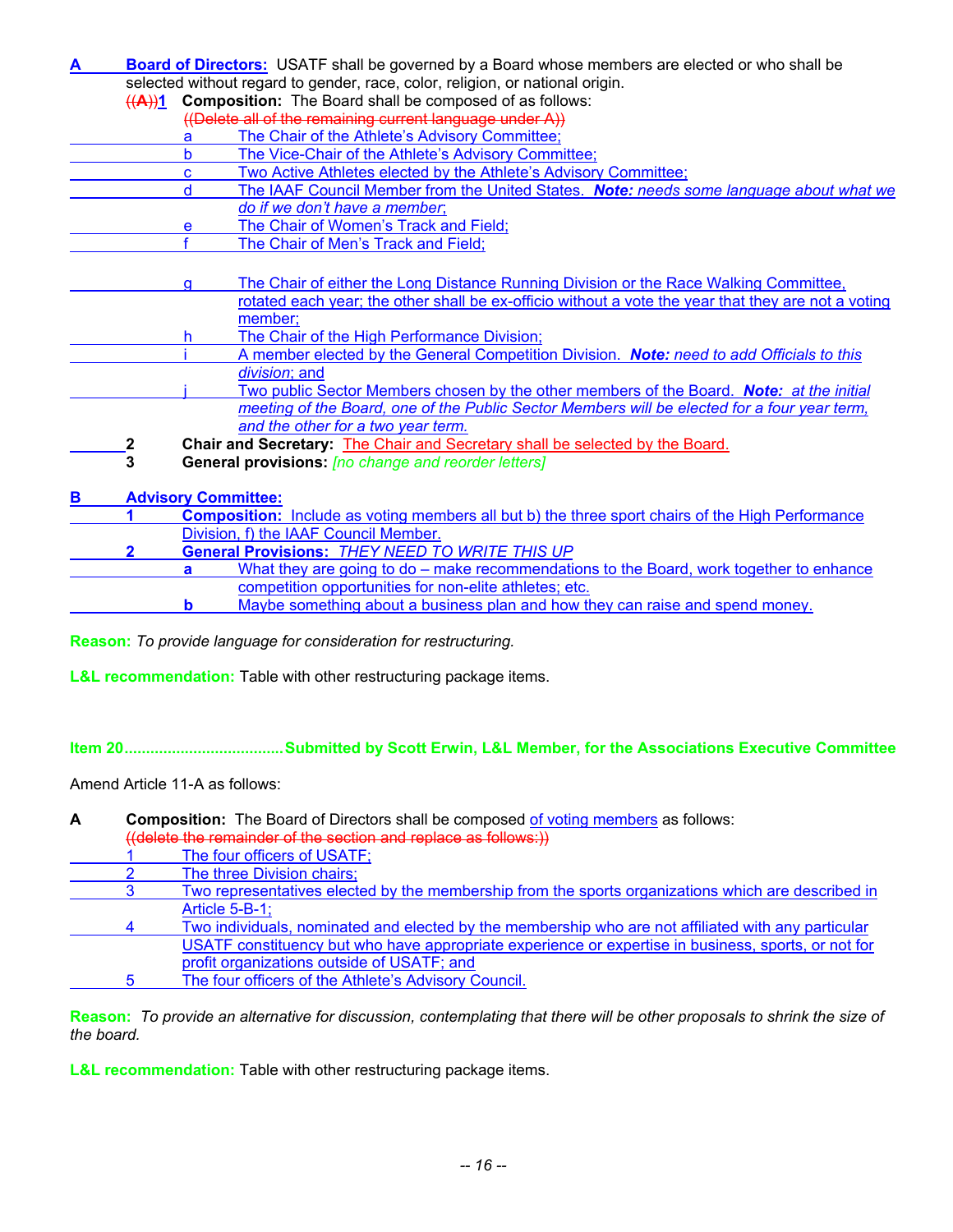**A Board of Directors:** USATF shall be governed by a Board whose members are elected or who shall be selected without regard to gender, race, color, religion, or national origin.

~~((A))~~**1** **Composition:** The Board shall be composed of as follows:

~~((Delete all of the remaining current language under A))~~

- a The Chair of the Athlete's Advisory Committee;
- b The Vice-Chair of the Athlete's Advisory Committee;
- c Two Active Athletes elected by the Athlete's Advisory Committee;
- d The IAAF Council Member from the United States. ***Note:*** *needs some language about what we do if we don't have a member*;
- e The Chair of Women's Track and Field;
- f The Chair of Men's Track and Field;
- g The Chair of either the Long Distance Running Division or the Race Walking Committee, rotated each year; the other shall be ex-officio without a vote the year that they are not a voting member;
- h The Chair of the High Performance Division;
- i A member elected by the General Competition Division. ***Note:*** *need to add Officials to this division*; and
- j Two public Sector Members chosen by the other members of the Board. ***Note:*** *at the initial meeting of the Board, one of the Public Sector Members will be elected for a four year term, and the other for a two year term.*

**2** **Chair and Secretary:** The Chair and Secretary shall be selected by the Board.

**3** **General provisions:** *[no change and reorder letters]*

**B Advisory Committee:**

**1** **Composition:** Include as voting members all but b) the three sport chairs of the High Performance Division, f) the IAAF Council Member.

**2** **General Provisions:** *THEY NEED TO WRITE THIS UP*

- **a** What they are going to do – make recommendations to the Board, work together to enhance competition opportunities for non-elite athletes; etc.
- **b** Maybe something about a business plan and how they can raise and spend money.

**Reason:** *To provide language for consideration for restructuring.*

**L&L recommendation:** Table with other restructuring package items.

**Item 20.....................................Submitted by Scott Erwin, L&L Member, for the Associations Executive Committee**

Amend Article 11-A as follows:

**A** **Composition:** The Board of Directors shall be composed of voting members as follows:

~~((delete the remainder of the section and replace as follows:))~~

1. The four officers of USATF;
2. The three Division chairs;
3. Two representatives elected by the membership from the sports organizations which are described in Article 5-B-1;
4. Two individuals, nominated and elected by the membership who are not affiliated with any particular USATF constituency but who have appropriate experience or expertise in business, sports, or not for profit organizations outside of USATF; and
5. The four officers of the Athlete's Advisory Council.

**Reason:** *To provide an alternative for discussion, contemplating that there will be other proposals to shrink the size of the board.*

**L&L recommendation:** Table with other restructuring package items.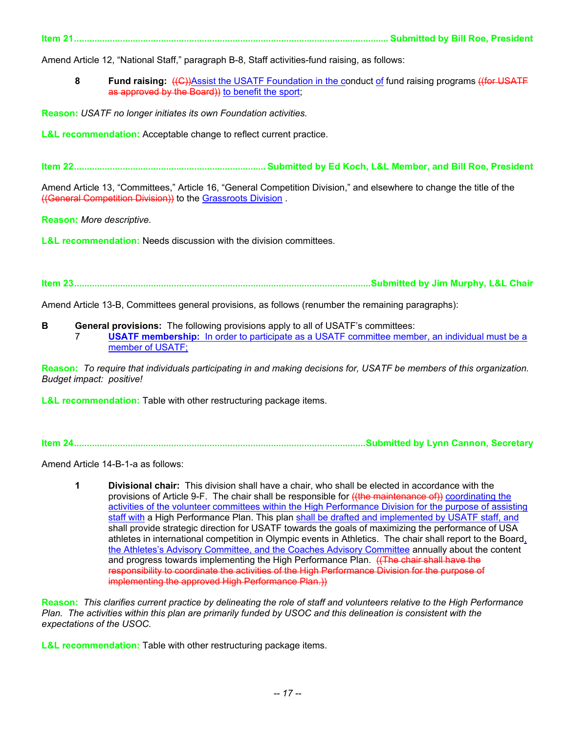**Item 21 ........................................................................................................................ Submitted by Bill Roe, President**

Amend Article 12, "National Staff," paragraph B-8, Staff activities-fund raising, as follows:

> **8 Fund raising:** ((C))Assist the USATF Foundation in the conduct of fund raising programs ((for USATF as approved by the Board)) to benefit the sport;

**Reason:** *USATF no longer initiates its own Foundation activities.*

**L&L recommendation:** Acceptable change to reflect current practice.

**Item 22 .......................................................................... Submitted by Ed Koch, L&L Member, and Bill Roe, President**

Amend Article 13, "Committees," Article 16, "General Competition Division," and elsewhere to change the title of the ((General Competition Division)) to the Grassroots Division .

**Reason:** *More descriptive.*

**L&L recommendation:** Needs discussion with the division committees.

**Item 23 ...................................................................................................................Submitted by Jim Murphy, L&L Chair**

Amend Article 13-B, Committees general provisions, as follows (renumber the remaining paragraphs):

**B General provisions:** The following provisions apply to all of USATF's committees:

> 7 **USATF membership:** In order to participate as a USATF committee member, an individual must be a member of USATF;

**Reason:** *To require that individuals participating in and making decisions for, USATF be members of this organization. Budget impact: positive!*

**L&L recommendation:** Table with other restructuring package items.

**Item 24 ................................................................................................................Submitted by Lynn Cannon, Secretary**

Amend Article 14-B-1-a as follows:

> **1 Divisional chair:** This division shall have a chair, who shall be elected in accordance with the provisions of Article 9-F. The chair shall be responsible for ((the maintenance of)) coordinating the activities of the volunteer committees within the High Performance Division for the purpose of assisting staff with a High Performance Plan. This plan shall be drafted and implemented by USATF staff, and shall provide strategic direction for USATF towards the goals of maximizing the performance of USA athletes in international competition in Olympic events in Athletics. The chair shall report to the Board, the Athletes's Advisory Committee, and the Coaches Advisory Committee annually about the content and progress towards implementing the High Performance Plan. ((The chair shall have the responsibility to coordinate the activities of the High Performance Division for the purpose of implementing the approved High Performance Plan.))

**Reason:** *This clarifies current practice by delineating the role of staff and volunteers relative to the High Performance Plan. The activities within this plan are primarily funded by USOC and this delineation is consistent with the expectations of the USOC.*

**L&L recommendation:** Table with other restructuring package items.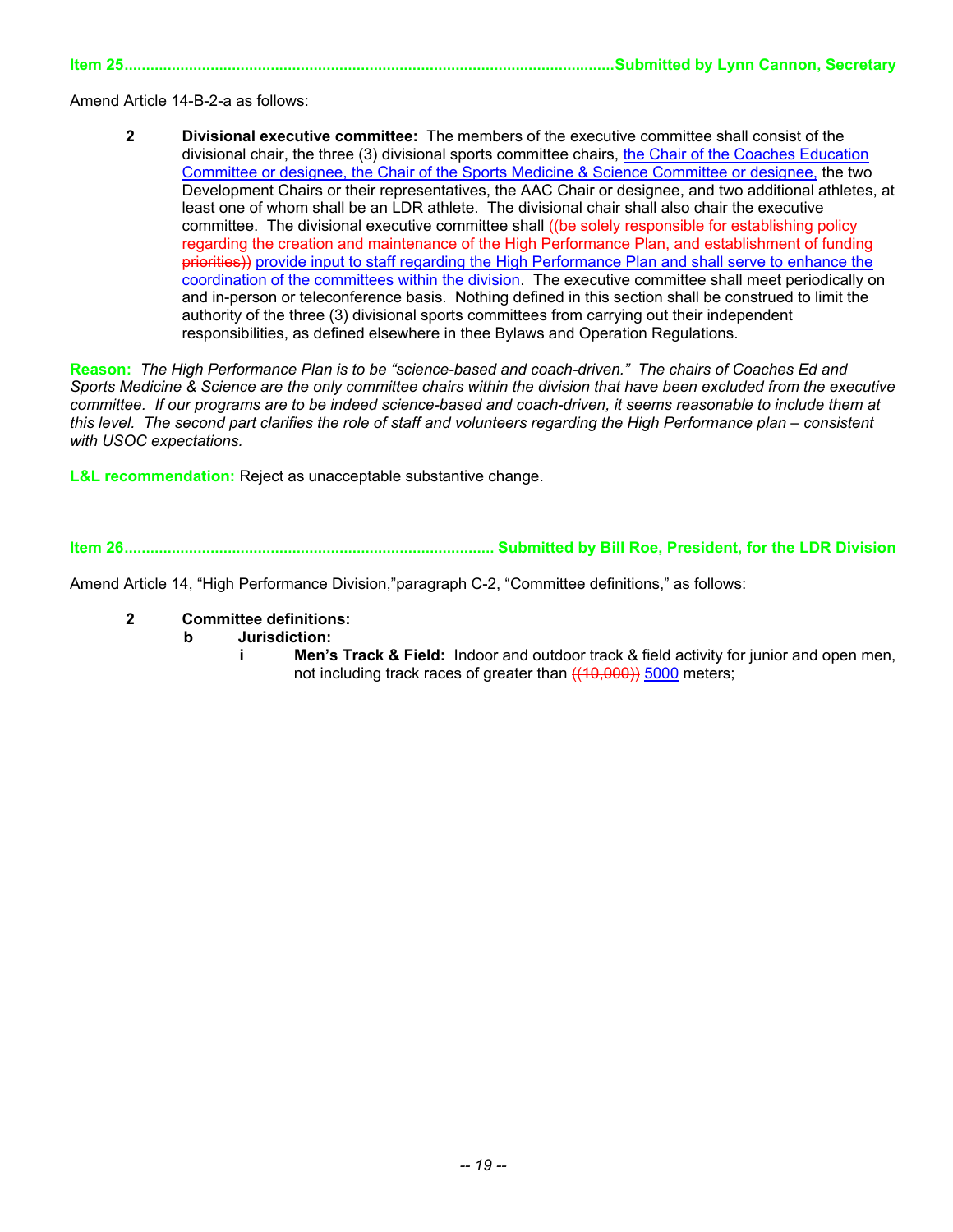**Item 25..............................................................................................................Submitted by Lynn Cannon, Secretary**

Amend Article 14-B-2-a as follows:

> **2 Divisional executive committee:** The members of the executive committee shall consist of the divisional chair, the three (3) divisional sports committee chairs, the Chair of the Coaches Education Committee or designee, the Chair of the Sports Medicine & Science Committee or designee, the two Development Chairs or their representatives, the AAC Chair or designee, and two additional athletes, at least one of whom shall be an LDR athlete. The divisional chair shall also chair the executive committee. The divisional executive committee shall ((be solely responsible for establishing policy regarding the creation and maintenance of the High Performance Plan, and establishment of funding priorities)) provide input to staff regarding the High Performance Plan and shall serve to enhance the coordination of the committees within the division. The executive committee shall meet periodically on and in-person or teleconference basis. Nothing defined in this section shall be construed to limit the authority of the three (3) divisional sports committees from carrying out their independent responsibilities, as defined elsewhere in thee Bylaws and Operation Regulations.

**Reason:** *The High Performance Plan is to be "science-based and coach-driven." The chairs of Coaches Ed and Sports Medicine & Science are the only committee chairs within the division that have been excluded from the executive committee. If our programs are to be indeed science-based and coach-driven, it seems reasonable to include them at this level. The second part clarifies the role of staff and volunteers regarding the High Performance plan – consistent with USOC expectations.*

**L&L recommendation:** Reject as unacceptable substantive change.

**Item 26..................................................................................... Submitted by Bill Roe, President, for the LDR Division**

Amend Article 14, "High Performance Division,"paragraph C-2, "Committee definitions," as follows:

> **2 Committee definitions:**
>
> **b Jurisdiction:**
>
> **i Men's Track & Field:** Indoor and outdoor track & field activity for junior and open men, not including track races of greater than ((10,000)) 5000 meters;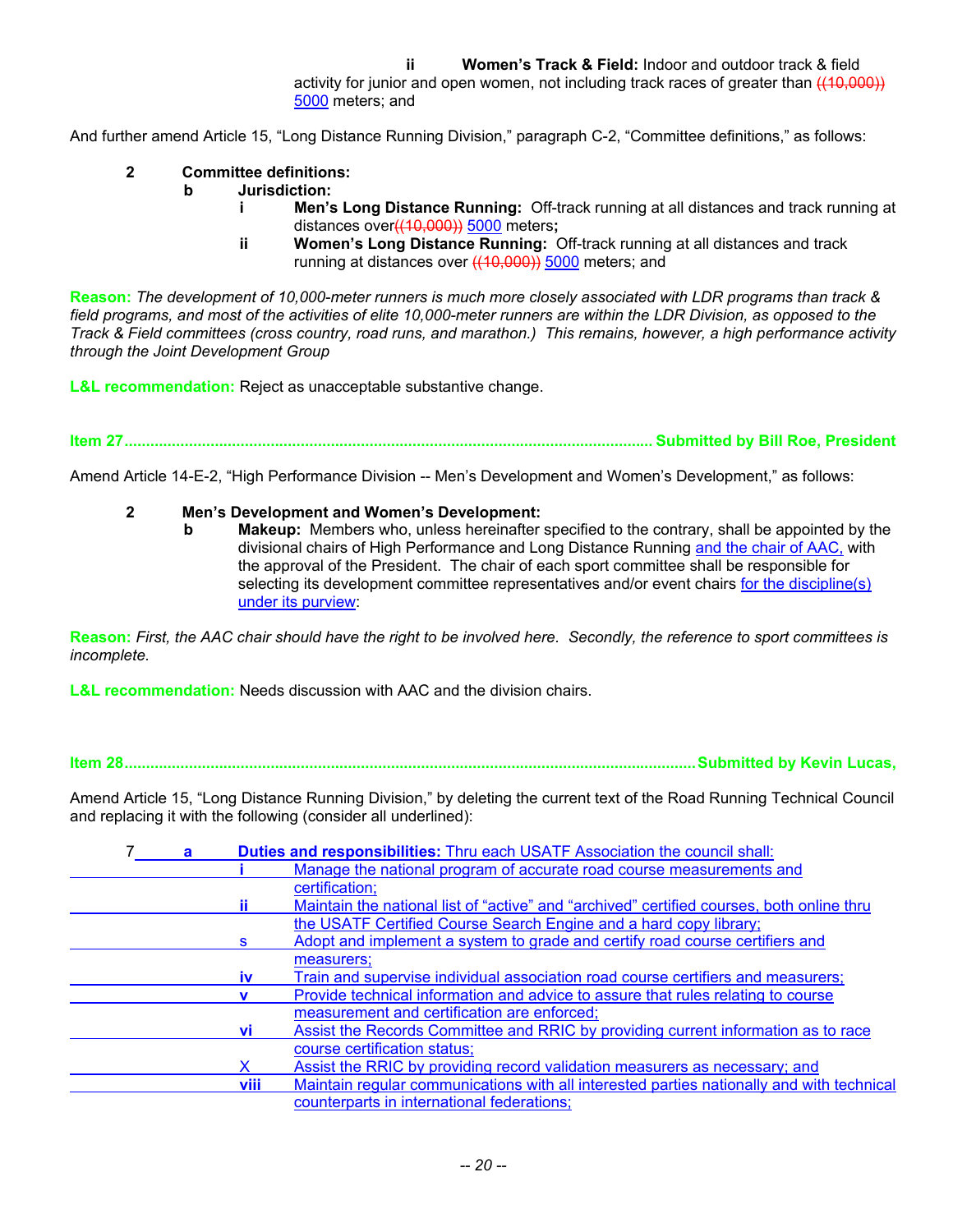ii **Women's Track & Field:** Indoor and outdoor track & field activity for junior and open women, not including track races of greater than ((10,000)) 5000 meters; and

And further amend Article 15, "Long Distance Running Division," paragraph C-2, "Committee definitions," as follows:

**2 Committee definitions:**

**b Jurisdiction:**

- **i Men's Long Distance Running:** Off-track running at all distances and track running at distances over((10,000)) 5000 meters**;**
- **ii Women's Long Distance Running:** Off-track running at all distances and track running at distances over ((10,000)) 5000 meters; and

**Reason:** *The development of 10,000-meter runners is much more closely associated with LDR programs than track & field programs, and most of the activities of elite 10,000-meter runners are within the LDR Division, as opposed to the Track & Field committees (cross country, road runs, and marathon.) This remains, however, a high performance activity through the Joint Development Group*

**L&L recommendation:** Reject as unacceptable substantive change.

**Item 27 ........................................................................................................................ Submitted by Bill Roe, President**

Amend Article 14-E-2, "High Performance Division -- Men's Development and Women's Development," as follows:

**2 Men's Development and Women's Development:**

**b Makeup:** Members who, unless hereinafter specified to the contrary, shall be appointed by the divisional chairs of High Performance and Long Distance Running and the chair of AAC, with the approval of the President. The chair of each sport committee shall be responsible for selecting its development committee representatives and/or event chairs for the discipline(s) under its purview:

**Reason:** *First, the AAC chair should have the right to be involved here. Secondly, the reference to sport committees is incomplete.*

**L&L recommendation:** Needs discussion with AAC and the division chairs.

**Item 28 ........................................................................................................................ Submitted by Kevin Lucas,**

Amend Article 15, "Long Distance Running Division," by deleting the current text of the Road Running Technical Council and replacing it with the following (consider all underlined):

7 **a Duties and responsibilities:** Thru each USATF Association the council shall:

- **i** Manage the national program of accurate road course measurements and certification;
- **ii** Maintain the national list of "active" and "archived" certified courses, both online thru the USATF Certified Course Search Engine and a hard copy library;
- s Adopt and implement a system to grade and certify road course certifiers and measurers;
- **iv** Train and supervise individual association road course certifiers and measurers;
- **v** Provide technical information and advice to assure that rules relating to course measurement and certification are enforced;
- **vi** Assist the Records Committee and RRIC by providing current information as to race course certification status;
- X Assist the RRIC by providing record validation measurers as necessary; and
- **viii** Maintain regular communications with all interested parties nationally and with technical counterparts in international federations;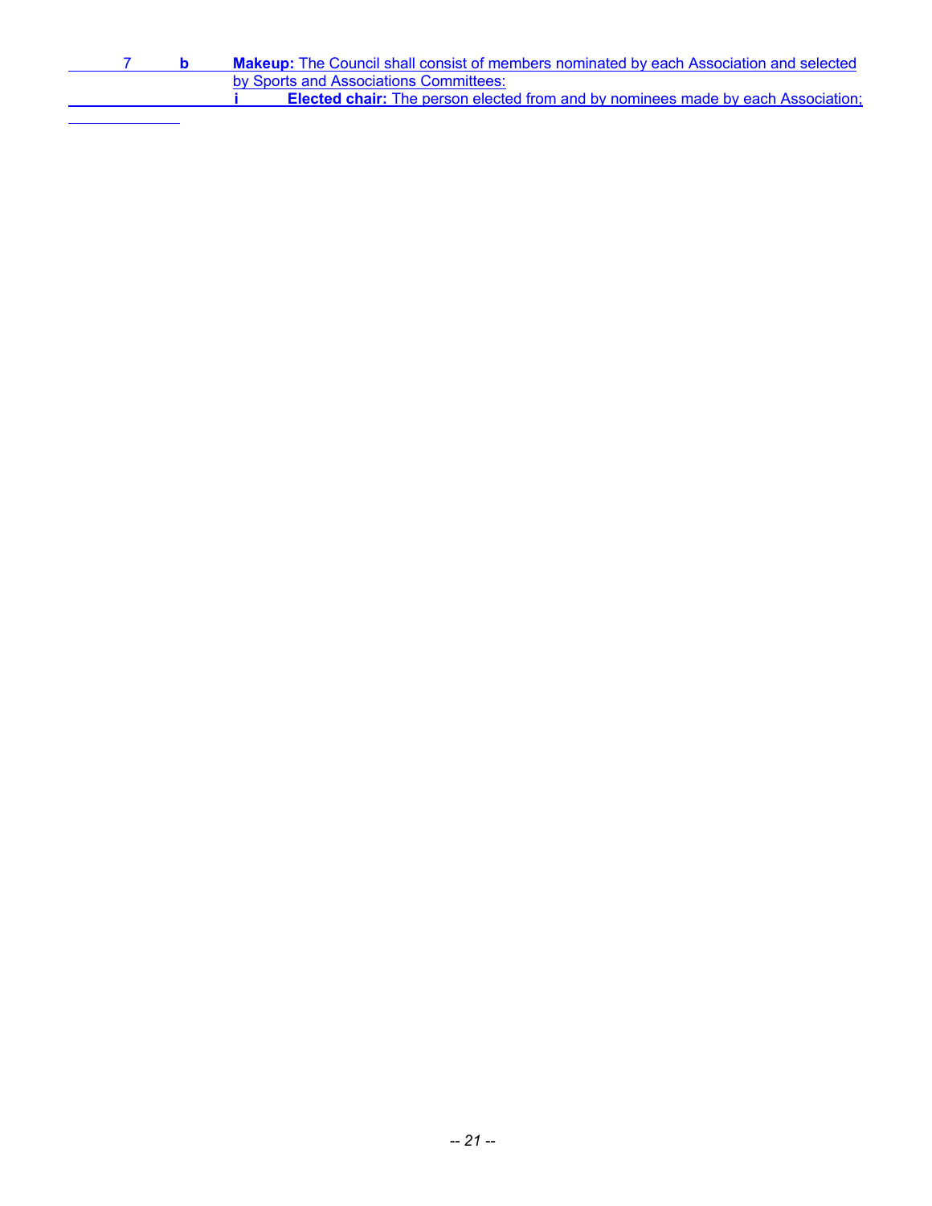7 **b** **Makeup:** The Council shall consist of members nominated by each Association and selected by Sports and Associations Committees:

**i** **Elected chair:** The person elected from and by nominees made by each Association;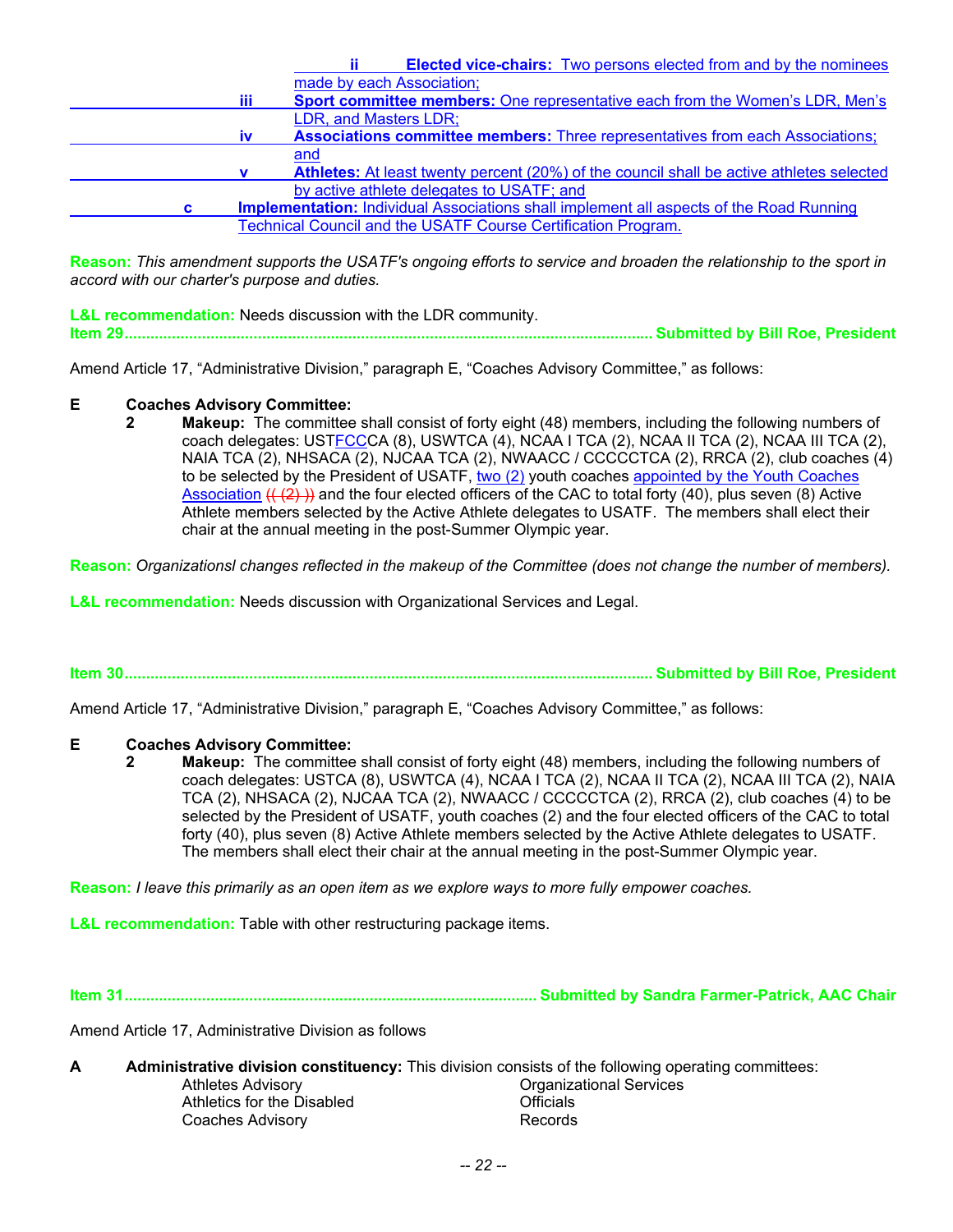ii **Elected vice-chairs:** Two persons elected from and by the nominees made by each Association;

iii **Sport committee members:** One representative each from the Women's LDR, Men's LDR, and Masters LDR;

iv **Associations committee members:** Three representatives from each Associations; and

v **Athletes:** At least twenty percent (20%) of the council shall be active athletes selected by active athlete delegates to USATF; and

c **Implementation:** Individual Associations shall implement all aspects of the Road Running Technical Council and the USATF Course Certification Program.

**Reason:** *This amendment supports the USATF's ongoing efforts to service and broaden the relationship to the sport in accord with our charter's purpose and duties.*

**L&L recommendation:** Needs discussion with the LDR community.

**Item 29............................................................................................................ Submitted by Bill Roe, President**

Amend Article 17, "Administrative Division," paragraph E, "Coaches Advisory Committee," as follows:

**E Coaches Advisory Committee:**

**2 Makeup:** The committee shall consist of forty eight (48) members, including the following numbers of coach delegates: USTFCCCA (8), USWTCA (4), NCAA I TCA (2), NCAA II TCA (2), NCAA III TCA (2), NAIA TCA (2), NHSACA (2), NJCAA TCA (2), NWAACC / CCCCCTCA (2), RRCA (2), club coaches (4) to be selected by the President of USATF, two (2) youth coaches appointed by the Youth Coaches Association ~~(( (2) ))~~ and the four elected officers of the CAC to total forty (40), plus seven (8) Active Athlete members selected by the Active Athlete delegates to USATF. The members shall elect their chair at the annual meeting in the post-Summer Olympic year.

**Reason:** *Organizationsl changes reflected in the makeup of the Committee (does not change the number of members).*

**L&L recommendation:** Needs discussion with Organizational Services and Legal.

**Item 30............................................................................................................ Submitted by Bill Roe, President**

Amend Article 17, "Administrative Division," paragraph E, "Coaches Advisory Committee," as follows:

**E Coaches Advisory Committee:**

**2 Makeup:** The committee shall consist of forty eight (48) members, including the following numbers of coach delegates: USTCA (8), USWTCA (4), NCAA I TCA (2), NCAA II TCA (2), NCAA III TCA (2), NAIA TCA (2), NHSACA (2), NJCAA TCA (2), NWAACC / CCCCCTCA (2), RRCA (2), club coaches (4) to be selected by the President of USATF, youth coaches (2) and the four elected officers of the CAC to total forty (40), plus seven (8) Active Athlete members selected by the Active Athlete delegates to USATF. The members shall elect their chair at the annual meeting in the post-Summer Olympic year.

**Reason:** *I leave this primarily as an open item as we explore ways to more fully empower coaches.*

**L&L recommendation:** Table with other restructuring package items.

**Item 31............................................................................................ Submitted by Sandra Farmer-Patrick, AAC Chair**

Amend Article 17, Administrative Division as follows

**A Administrative division constituency:** This division consists of the following operating committees:

Athletes Advisory
Athletics for the Disabled
Coaches Advisory
Organizational Services
Officials
Records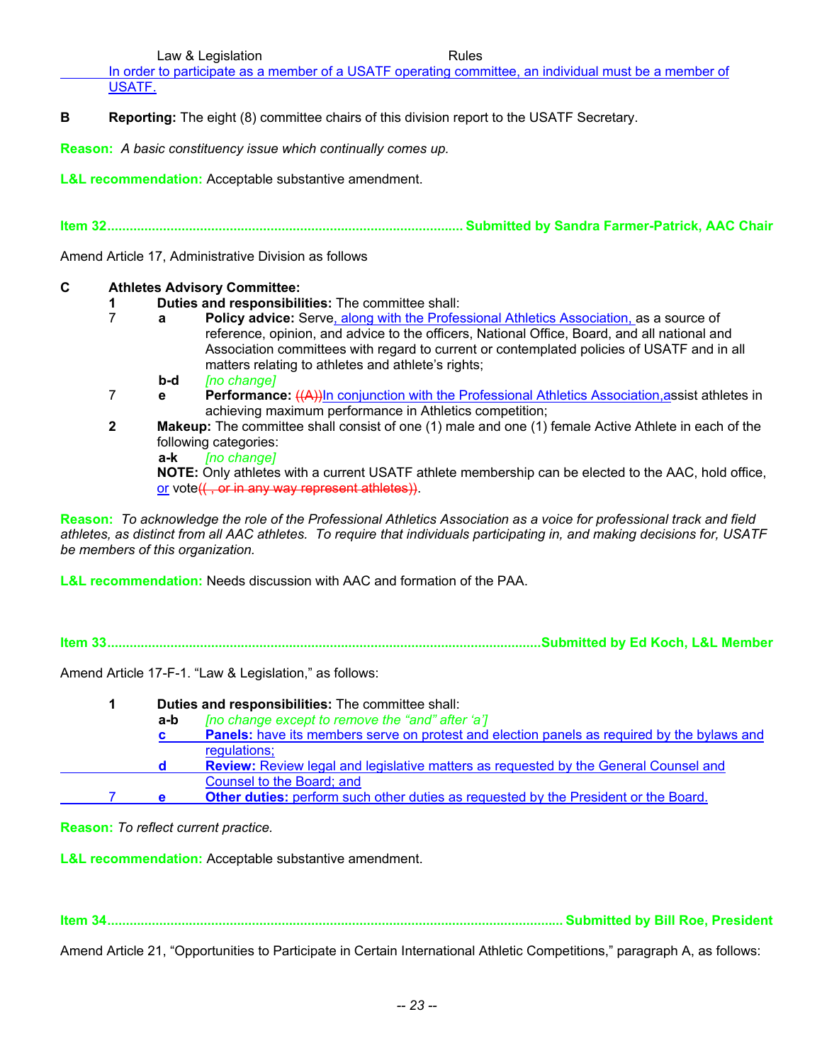Law & Legislation Rules

In order to participate as a member of a USATF operating committee, an individual must be a member of USATF.

**B** **Reporting:** The eight (8) committee chairs of this division report to the USATF Secretary.

**Reason:** *A basic constituency issue which continually comes up.*

**L&L recommendation:** Acceptable substantive amendment.

**Item 32 ............................................................................................ Submitted by Sandra Farmer-Patrick, AAC Chair**

Amend Article 17, Administrative Division as follows

**C** **Athletes Advisory Committee:**

**1** **Duties and responsibilities:** The committee shall:

7 **a** **Policy advice:** Serve, along with the Professional Athletics Association, as a source of reference, opinion, and advice to the officers, National Office, Board, and all national and Association committees with regard to current or contemplated policies of USATF and in all matters relating to athletes and athlete's rights;

**b-d** *[no change]*

7 **e** **Performance:** ((A))In conjunction with the Professional Athletics Association,assist athletes in achieving maximum performance in Athletics competition;

**2** **Makeup:** The committee shall consist of one (1) male and one (1) female Active Athlete in each of the following categories:

**a-k** *[no change]*

**NOTE:** Only athletes with a current USATF athlete membership can be elected to the AAC, hold office, or vote((, or in any way represent athletes)).

**Reason:** *To acknowledge the role of the Professional Athletics Association as a voice for professional track and field athletes, as distinct from all AAC athletes. To require that individuals participating in, and making decisions for, USATF be members of this organization.*

**L&L recommendation:** Needs discussion with AAC and formation of the PAA.

**Item 33 ............................................................................................ Submitted by Ed Koch, L&L Member**

Amend Article 17-F-1. "Law & Legislation," as follows:

**1** **Duties and responsibilities:** The committee shall:

**a-b** *[no change except to remove the "and" after 'a']*

**c** **Panels:** have its members serve on protest and election panels as required by the bylaws and regulations;

**d** **Review:** Review legal and legislative matters as requested by the General Counsel and Counsel to the Board; and

7 **e** **Other duties:** perform such other duties as requested by the President or the Board.

**Reason:** *To reflect current practice.*

**L&L recommendation:** Acceptable substantive amendment.

**Item 34 ............................................................................................ Submitted by Bill Roe, President**

Amend Article 21, "Opportunities to Participate in Certain International Athletic Competitions," paragraph A, as follows: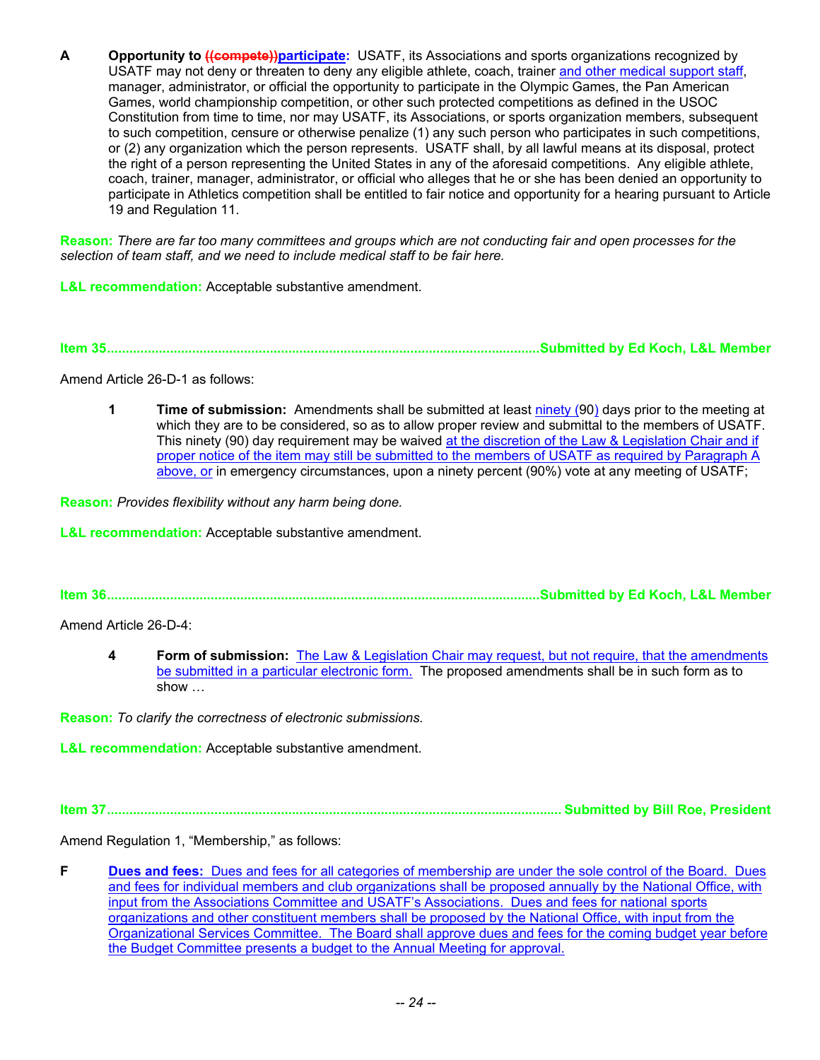**A** **Opportunity to ~~((compete))~~<u>participate</u>:** USATF, its Associations and sports organizations recognized by USATF may not deny or threaten to deny any eligible athlete, coach, trainer <u>and other medical support staff</u>, manager, administrator, or official the opportunity to participate in the Olympic Games, the Pan American Games, world championship competition, or other such protected competitions as defined in the USOC Constitution from time to time, nor may USATF, its Associations, or sports organization members, subsequent to such competition, censure or otherwise penalize (1) any such person who participates in such competitions, or (2) any organization which the person represents. USATF shall, by all lawful means at its disposal, protect the right of a person representing the United States in any of the aforesaid competitions. Any eligible athlete, coach, trainer, manager, administrator, or official who alleges that he or she has been denied an opportunity to participate in Athletics competition shall be entitled to fair notice and opportunity for a hearing pursuant to Article 19 and Regulation 11.

**Reason:** *There are far too many committees and groups which are not conducting fair and open processes for the selection of team staff, and we need to include medical staff to be fair here.*

**L&L recommendation:** Acceptable substantive amendment.

**Item 35..........Submitted by Ed Koch, L&L Member**

Amend Article 26-D-1 as follows:

> **1** **Time of submission:** Amendments shall be submitted at least <u>ninety (</u>90<u>)</u> days prior to the meeting at which they are to be considered, so as to allow proper review and submittal to the members of USATF. This ninety (90) day requirement may be waived <u>at the discretion of the Law & Legislation Chair and if proper notice of the item may still be submitted to the members of USATF as required by Paragraph A above, or</u> in emergency circumstances, upon a ninety percent (90%) vote at any meeting of USATF;

**Reason:** *Provides flexibility without any harm being done.*

**L&L recommendation:** Acceptable substantive amendment.

**Item 36..........Submitted by Ed Koch, L&L Member**

Amend Article 26-D-4:

> **4** **Form of submission:** <u>The Law & Legislation Chair may request, but not require, that the amendments be submitted in a particular electronic form.</u> The proposed amendments shall be in such form as to show …

**Reason:** *To clarify the correctness of electronic submissions.*

**L&L recommendation:** Acceptable substantive amendment.

**Item 37..........Submitted by Bill Roe, President**

Amend Regulation 1, "Membership," as follows:

**F** <u>**Dues and fees:** Dues and fees for all categories of membership are under the sole control of the Board. Dues and fees for individual members and club organizations shall be proposed annually by the National Office, with input from the Associations Committee and USATF's Associations. Dues and fees for national sports organizations and other constituent members shall be proposed by the National Office, with input from the Organizational Services Committee. The Board shall approve dues and fees for the coming budget year before the Budget Committee presents a budget to the Annual Meeting for approval.</u>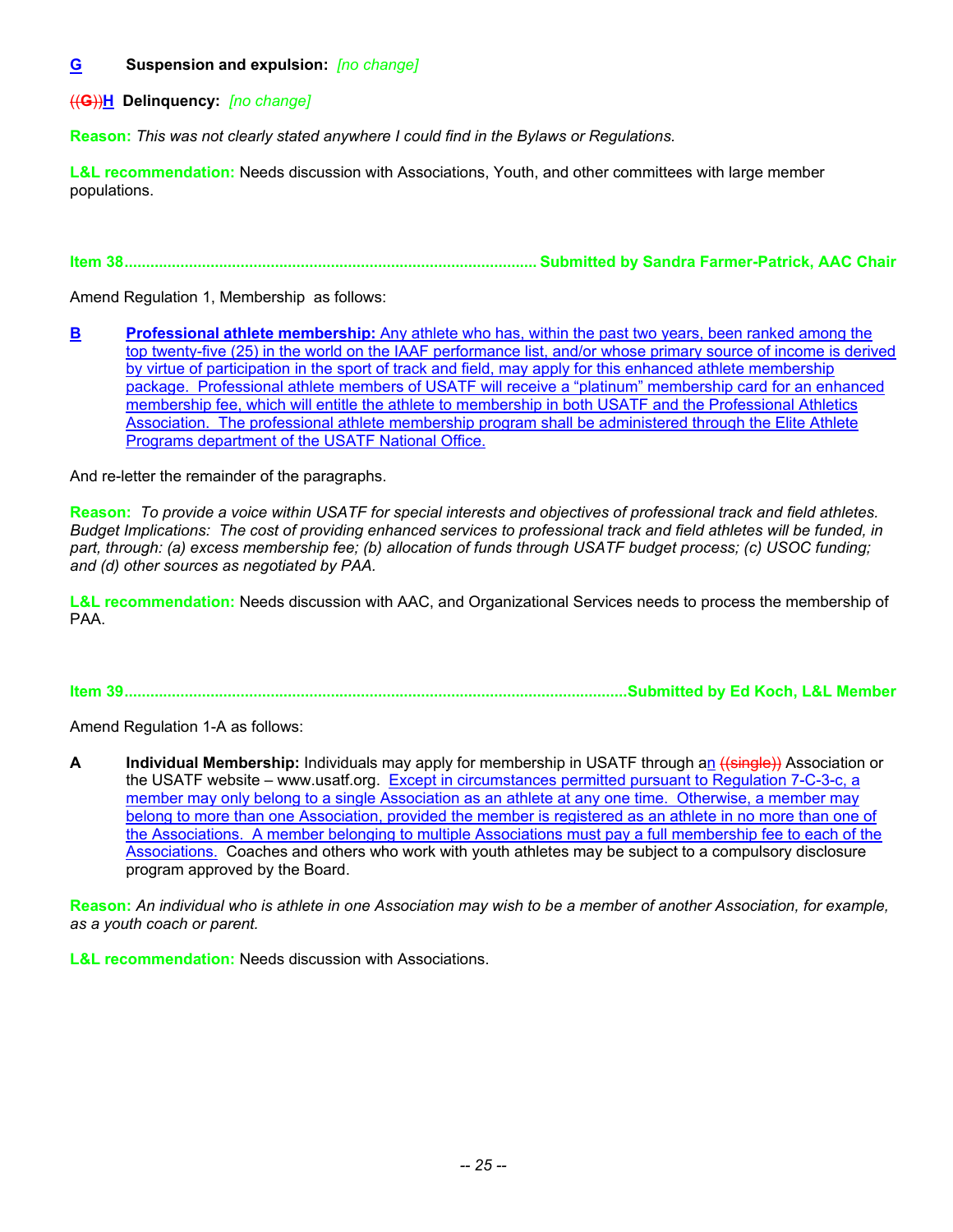**G** **Suspension and expulsion:** *[no change]*

~~((G))~~**H** **Delinquency:** *[no change]*

**Reason:** *This was not clearly stated anywhere I could find in the Bylaws or Regulations.*

**L&L recommendation:** Needs discussion with Associations, Youth, and other committees with large member populations.

**Item 38................................................................................................ Submitted by Sandra Farmer-Patrick, AAC Chair**

Amend Regulation 1, Membership as follows:

**B** **Professional athlete membership:** Any athlete who has, within the past two years, been ranked among the top twenty-five (25) in the world on the IAAF performance list, and/or whose primary source of income is derived by virtue of participation in the sport of track and field, may apply for this enhanced athlete membership package. Professional athlete members of USATF will receive a "platinum" membership card for an enhanced membership fee, which will entitle the athlete to membership in both USATF and the Professional Athletics Association. The professional athlete membership program shall be administered through the Elite Athlete Programs department of the USATF National Office.

And re-letter the remainder of the paragraphs.

**Reason:** *To provide a voice within USATF for special interests and objectives of professional track and field athletes. Budget Implications: The cost of providing enhanced services to professional track and field athletes will be funded, in part, through: (a) excess membership fee; (b) allocation of funds through USATF budget process; (c) USOC funding; and (d) other sources as negotiated by PAA.*

**L&L recommendation:** Needs discussion with AAC, and Organizational Services needs to process the membership of PAA.

**Item 39.....................................................................................................................Submitted by Ed Koch, L&L Member**

Amend Regulation 1-A as follows:

**A** **Individual Membership:** Individuals may apply for membership in USATF through an ~~((single))~~ Association or the USATF website – www.usatf.org. Except in circumstances permitted pursuant to Regulation 7-C-3-c, a member may only belong to a single Association as an athlete at any one time. Otherwise, a member may belong to more than one Association, provided the member is registered as an athlete in no more than one of the Associations. A member belonging to multiple Associations must pay a full membership fee to each of the Associations. Coaches and others who work with youth athletes may be subject to a compulsory disclosure program approved by the Board.

**Reason:** *An individual who is athlete in one Association may wish to be a member of another Association, for example, as a youth coach or parent.*

**L&L recommendation:** Needs discussion with Associations.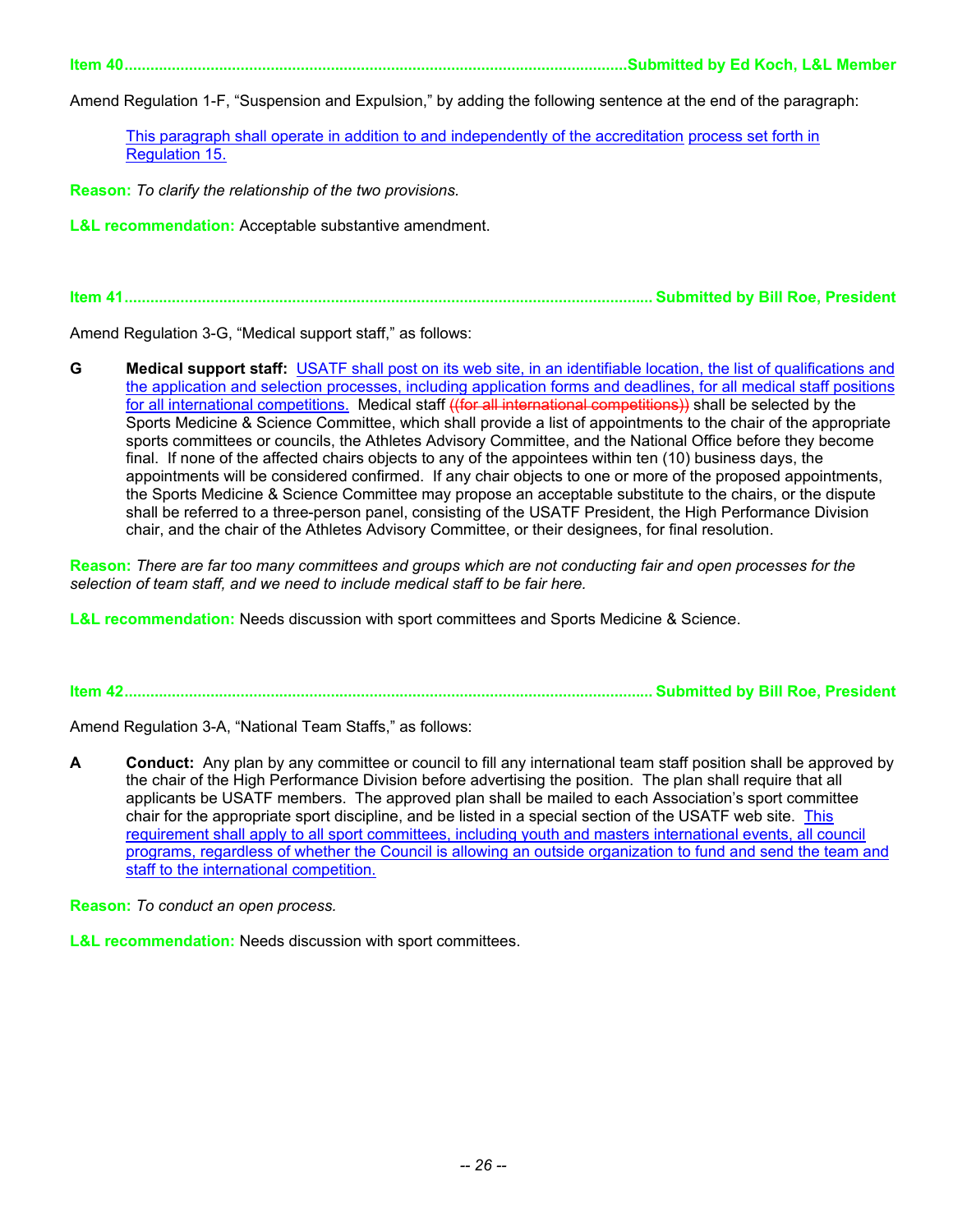**Item 40..........................................................................................................Submitted by Ed Koch, L&L Member**

Amend Regulation 1-F, "Suspension and Expulsion," by adding the following sentence at the end of the paragraph:

> <u>This paragraph shall operate in addition to and independently of the accreditation process set forth in Regulation 15.</u>

**Reason:** *To clarify the relationship of the two provisions.*

**L&L recommendation:** Acceptable substantive amendment.

**Item 41..........................................................................................................Submitted by Bill Roe, President**

Amend Regulation 3-G, "Medical support staff," as follows:

**G** **Medical support staff:** <u>USATF shall post on its web site, in an identifiable location, the list of qualifications and the application and selection processes, including application forms and deadlines, for all medical staff positions for all international competitions.</u> Medical staff ~~((for all international competitions))~~ shall be selected by the Sports Medicine & Science Committee, which shall provide a list of appointments to the chair of the appropriate sports committees or councils, the Athletes Advisory Committee, and the National Office before they become final. If none of the affected chairs objects to any of the appointees within ten (10) business days, the appointments will be considered confirmed. If any chair objects to one or more of the proposed appointments, the Sports Medicine & Science Committee may propose an acceptable substitute to the chairs, or the dispute shall be referred to a three-person panel, consisting of the USATF President, the High Performance Division chair, and the chair of the Athletes Advisory Committee, or their designees, for final resolution.

**Reason:** *There are far too many committees and groups which are not conducting fair and open processes for the selection of team staff, and we need to include medical staff to be fair here.*

**L&L recommendation:** Needs discussion with sport committees and Sports Medicine & Science.

**Item 42..........................................................................................................Submitted by Bill Roe, President**

Amend Regulation 3-A, "National Team Staffs," as follows:

**A** **Conduct:** Any plan by any committee or council to fill any international team staff position shall be approved by the chair of the High Performance Division before advertising the position. The plan shall require that all applicants be USATF members. The approved plan shall be mailed to each Association's sport committee chair for the appropriate sport discipline, and be listed in a special section of the USATF web site. <u>This requirement shall apply to all sport committees, including youth and masters international events, all council programs, regardless of whether the Council is allowing an outside organization to fund and send the team and staff to the international competition.</u>

**Reason:** *To conduct an open process.*

**L&L recommendation:** Needs discussion with sport committees.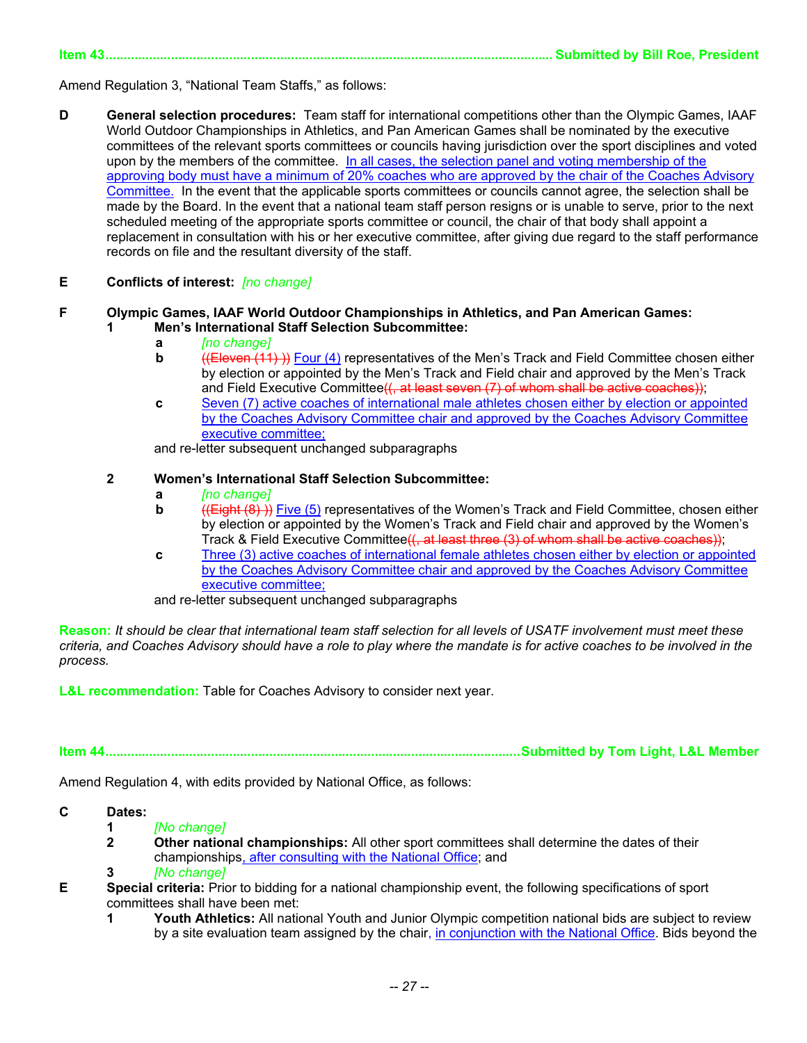**Item 43........................................................................................................................ Submitted by Bill Roe, President**

Amend Regulation 3, "National Team Staffs," as follows:

**D** **General selection procedures:** Team staff for international competitions other than the Olympic Games, IAAF World Outdoor Championships in Athletics, and Pan American Games shall be nominated by the executive committees of the relevant sports committees or councils having jurisdiction over the sport disciplines and voted upon by the members of the committee. In all cases, the selection panel and voting membership of the approving body must have a minimum of 20% coaches who are approved by the chair of the Coaches Advisory Committee. In the event that the applicable sports committees or councils cannot agree, the selection shall be made by the Board. In the event that a national team staff person resigns or is unable to serve, prior to the next scheduled meeting of the appropriate sports committee or council, the chair of that body shall appoint a replacement in consultation with his or her executive committee, after giving due regard to the staff performance records on file and the resultant diversity of the staff.

**E** **Conflicts of interest:** *[no change]*

**F** **Olympic Games, IAAF World Outdoor Championships in Athletics, and Pan American Games:**

- **1** **Men's International Staff Selection Subcommittee:**
  - **a** *[no change]*
  - **b** ~~((Eleven (11) ))~~ Four (4) representatives of the Men's Track and Field Committee chosen either by election or appointed by the Men's Track and Field chair and approved by the Men's Track and Field Executive Committee~~((, at least seven (7) of whom shall be active coaches))~~;
  - **c** Seven (7) active coaches of international male athletes chosen either by election or appointed by the Coaches Advisory Committee chair and approved by the Coaches Advisory Committee executive committee;

  and re-letter subsequent unchanged subparagraphs

- **2** **Women's International Staff Selection Subcommittee:**
  - **a** *[no change]*
  - **b** ~~((Eight (8) ))~~ Five (5) representatives of the Women's Track and Field Committee, chosen either by election or appointed by the Women's Track and Field chair and approved by the Women's Track & Field Executive Committee~~((, at least three (3) of whom shall be active coaches))~~;
  - **c** Three (3) active coaches of international female athletes chosen either by election or appointed by the Coaches Advisory Committee chair and approved by the Coaches Advisory Committee executive committee;

  and re-letter subsequent unchanged subparagraphs

**Reason:** *It should be clear that international team staff selection for all levels of USATF involvement must meet these criteria, and Coaches Advisory should have a role to play where the mandate is for active coaches to be involved in the process.*

**L&L recommendation:** Table for Coaches Advisory to consider next year.

**Item 44................................................................................................................Submitted by Tom Light, L&L Member**

Amend Regulation 4, with edits provided by National Office, as follows:

**C** **Dates:**

- **1** *[No change]*
- **2** **Other national championships:** All other sport committees shall determine the dates of their championships, after consulting with the National Office; and
- **3** *[No change]*

**E** **Special criteria:** Prior to bidding for a national championship event, the following specifications of sport committees shall have been met:

- **1** **Youth Athletics:** All national Youth and Junior Olympic competition national bids are subject to review by a site evaluation team assigned by the chair, in conjunction with the National Office. Bids beyond the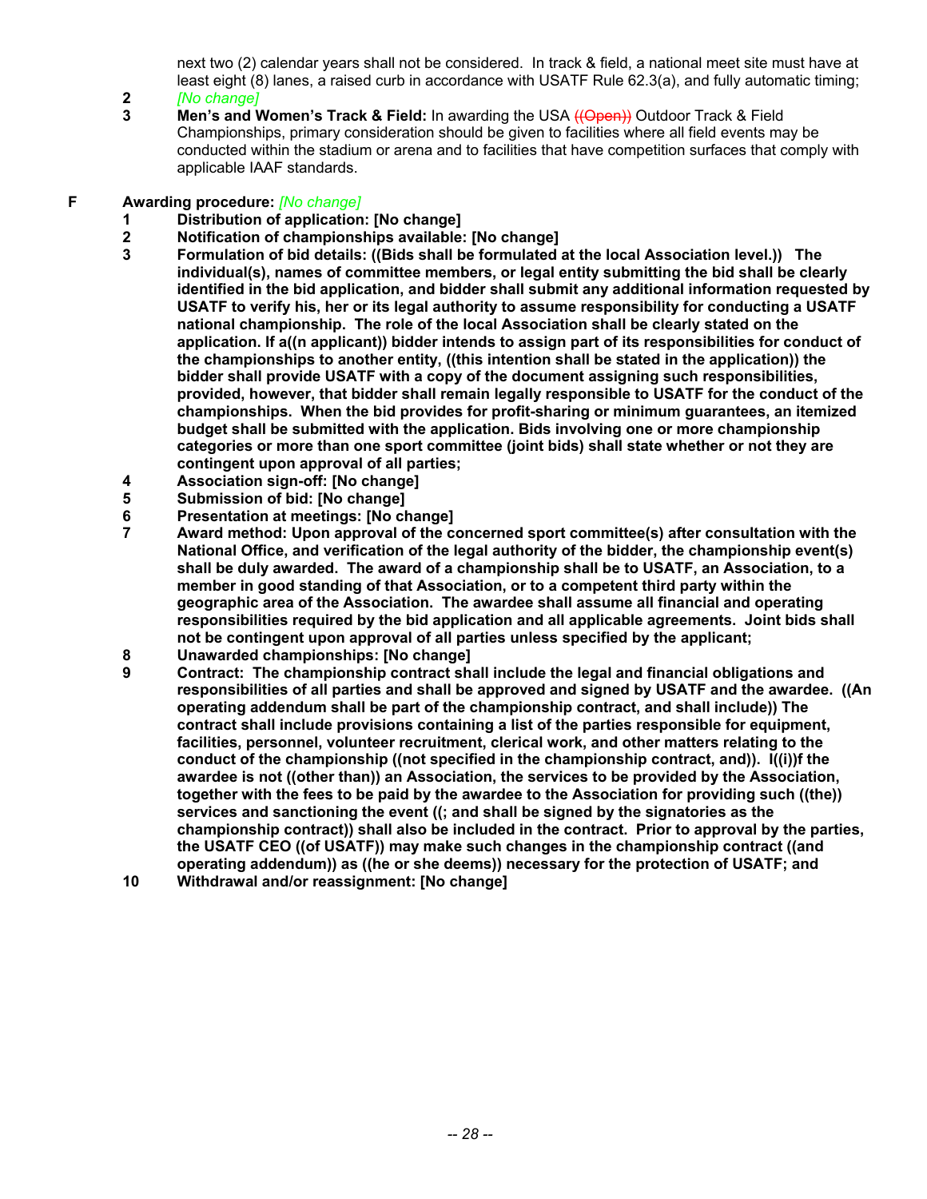next two (2) calendar years shall not be considered. In track & field, a national meet site must have at least eight (8) lanes, a raised curb in accordance with USATF Rule 62.3(a), and fully automatic timing;

2 *[No change]*

3 **Men's and Women's Track & Field:** In awarding the USA ~~((Open))~~ Outdoor Track & Field Championships, primary consideration should be given to facilities where all field events may be conducted within the stadium or arena and to facilities that have competition surfaces that comply with applicable IAAF standards.

**F Awarding procedure:** *[No change]*

**1 Distribution of application: [No change]**

**2 Notification of championships available: [No change]**

**3 Formulation of bid details: ((Bids shall be formulated at the local Association level.)) The individual(s), names of committee members, or legal entity submitting the bid shall be clearly identified in the bid application, and bidder shall submit any additional information requested by USATF to verify his, her or its legal authority to assume responsibility for conducting a USATF national championship. The role of the local Association shall be clearly stated on the application. If a((n applicant)) bidder intends to assign part of its responsibilities for conduct of the championships to another entity, ((this intention shall be stated in the application)) the bidder shall provide USATF with a copy of the document assigning such responsibilities, provided, however, that bidder shall remain legally responsible to USATF for the conduct of the championships. When the bid provides for profit-sharing or minimum guarantees, an itemized budget shall be submitted with the application. Bids involving one or more championship categories or more than one sport committee (joint bids) shall state whether or not they are contingent upon approval of all parties;**

**4 Association sign-off: [No change]**

**5 Submission of bid: [No change]**

**6 Presentation at meetings: [No change]**

**7 Award method: Upon approval of the concerned sport committee(s) after consultation with the National Office, and verification of the legal authority of the bidder, the championship event(s) shall be duly awarded. The award of a championship shall be to USATF, an Association, to a member in good standing of that Association, or to a competent third party within the geographic area of the Association. The awardee shall assume all financial and operating responsibilities required by the bid application and all applicable agreements. Joint bids shall not be contingent upon approval of all parties unless specified by the applicant;**

**8 Unawarded championships: [No change]**

**9 Contract: The championship contract shall include the legal and financial obligations and responsibilities of all parties and shall be approved and signed by USATF and the awardee. ((An operating addendum shall be part of the championship contract, and shall include)) The contract shall include provisions containing a list of the parties responsible for equipment, facilities, personnel, volunteer recruitment, clerical work, and other matters relating to the conduct of the championship ((not specified in the championship contract, and)). I((i))f the awardee is not ((other than)) an Association, the services to be provided by the Association, together with the fees to be paid by the awardee to the Association for providing such ((the)) services and sanctioning the event ((; and shall be signed by the signatories as the championship contract)) shall also be included in the contract. Prior to approval by the parties, the USATF CEO ((of USATF)) may make such changes in the championship contract ((and operating addendum)) as ((he or she deems)) necessary for the protection of USATF; and**

**10 Withdrawal and/or reassignment: [No change]**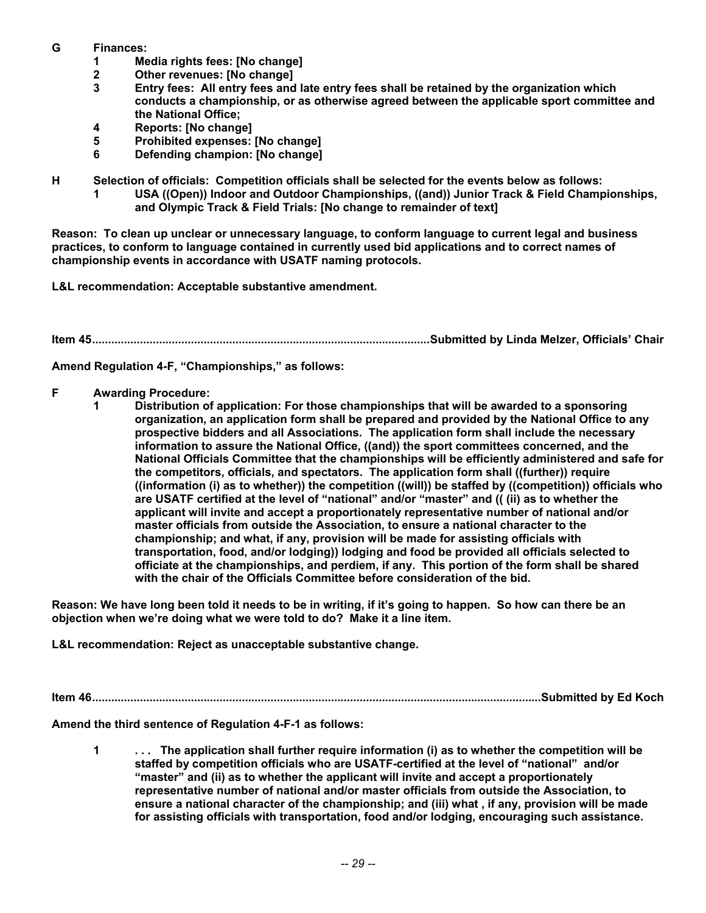**G Finances:**

**1 Media rights fees: [No change]**

**2 Other revenues: [No change]**

**3 Entry fees: All entry fees and late entry fees shall be retained by the organization which conducts a championship, or as otherwise agreed between the applicable sport committee and the National Office;**

**4 Reports: [No change]**

**5 Prohibited expenses: [No change]**

**6 Defending champion: [No change]**

**H Selection of officials: Competition officials shall be selected for the events below as follows:**

**1 USA ((Open)) Indoor and Outdoor Championships, ((and)) Junior Track & Field Championships, and Olympic Track & Field Trials: [No change to remainder of text]**

**Reason: To clean up unclear or unnecessary language, to conform language to current legal and business practices, to conform to language contained in currently used bid applications and to correct names of championship events in accordance with USATF naming protocols.**

**L&L recommendation: Acceptable substantive amendment.**

**Item 45........................................................................................................Submitted by Linda Melzer, Officials' Chair**

**Amend Regulation 4-F, "Championships," as follows:**

**F Awarding Procedure:**

**1 Distribution of application: For those championships that will be awarded to a sponsoring organization, an application form shall be prepared and provided by the National Office to any prospective bidders and all Associations. The application form shall include the necessary information to assure the National Office, ((and)) the sport committees concerned, and the National Officials Committee that the championships will be efficiently administered and safe for the competitors, officials, and spectators. The application form shall ((further)) require ((information (i) as to whether)) the competition ((will)) be staffed by ((competition)) officials who are USATF certified at the level of "national" and/or "master" and (( (ii) as to whether the applicant will invite and accept a proportionately representative number of national and/or master officials from outside the Association, to ensure a national character to the championship; and what, if any, provision will be made for assisting officials with transportation, food, and/or lodging)) lodging and food be provided all officials selected to officiate at the championships, and perdiem, if any. This portion of the form shall be shared with the chair of the Officials Committee before consideration of the bid.**

**Reason: We have long been told it needs to be in writing, if it's going to happen. So how can there be an objection when we're doing what we were told to do? Make it a line item.**

**L&L recommendation: Reject as unacceptable substantive change.**

**Item 46..........................................................................................................................................Submitted by Ed Koch**

**Amend the third sentence of Regulation 4-F-1 as follows:**

**1 . . . The application shall further require information (i) as to whether the competition will be staffed by competition officials who are USATF-certified at the level of "national" and/or "master" and (ii) as to whether the applicant will invite and accept a proportionately representative number of national and/or master officials from outside the Association, to ensure a national character of the championship; and (iii) what , if any, provision will be made for assisting officials with transportation, food and/or lodging, encouraging such assistance.**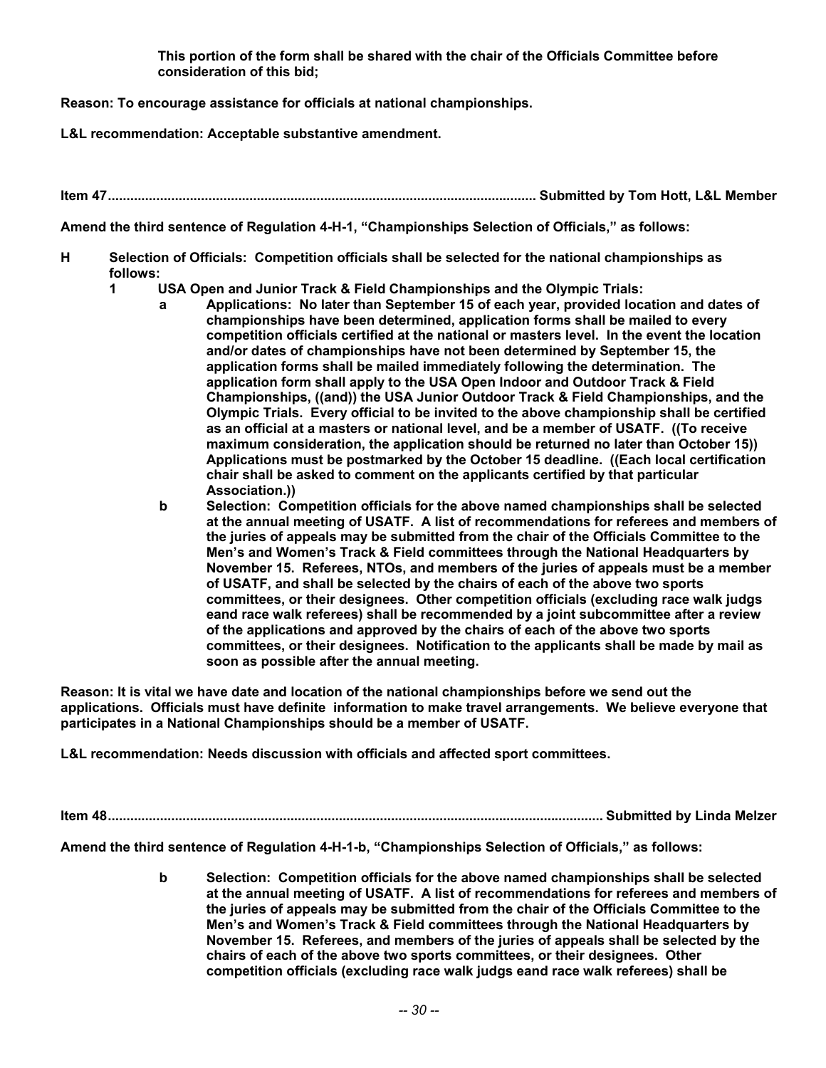**This portion of the form shall be shared with the chair of the Officials Committee before consideration of this bid;**

**Reason: To encourage assistance for officials at national championships.**

**L&L recommendation: Acceptable substantive amendment.**

**Item 47.................................................................................................................. Submitted by Tom Hott, L&L Member**

**Amend the third sentence of Regulation 4-H-1, "Championships Selection of Officials," as follows:**

**H Selection of Officials: Competition officials shall be selected for the national championships as follows:**

**1 USA Open and Junior Track & Field Championships and the Olympic Trials:**

**a Applications: No later than September 15 of each year, provided location and dates of championships have been determined, application forms shall be mailed to every competition officials certified at the national or masters level. In the event the location and/or dates of championships have not been determined by September 15, the application forms shall be mailed immediately following the determination. The application form shall apply to the USA Open Indoor and Outdoor Track & Field Championships, ((and)) the USA Junior Outdoor Track & Field Championships, and the Olympic Trials. Every official to be invited to the above championship shall be certified as an official at a masters or national level, and be a member of USATF. ((To receive maximum consideration, the application should be returned no later than October 15)) Applications must be postmarked by the October 15 deadline. ((Each local certification chair shall be asked to comment on the applicants certified by that particular Association.))**

**b Selection: Competition officials for the above named championships shall be selected at the annual meeting of USATF. A list of recommendations for referees and members of the juries of appeals may be submitted from the chair of the Officials Committee to the Men's and Women's Track & Field committees through the National Headquarters by November 15. Referees, NTOs, and members of the juries of appeals must be a member of USATF, and shall be selected by the chairs of each of the above two sports committees, or their designees. Other competition officials (excluding race walk judgs eand race walk referees) shall be recommended by a joint subcommittee after a review of the applications and approved by the chairs of each of the above two sports committees, or their designees. Notification to the applicants shall be made by mail as soon as possible after the annual meeting.**

**Reason: It is vital we have date and location of the national championships before we send out the applications. Officials must have definite information to make travel arrangements. We believe everyone that participates in a National Championships should be a member of USATF.**

**L&L recommendation: Needs discussion with officials and affected sport committees.**

**Item 48.................................................................................................................. Submitted by Linda Melzer**

**Amend the third sentence of Regulation 4-H-1-b, "Championships Selection of Officials," as follows:**

**b Selection: Competition officials for the above named championships shall be selected at the annual meeting of USATF. A list of recommendations for referees and members of the juries of appeals may be submitted from the chair of the Officials Committee to the Men's and Women's Track & Field committees through the National Headquarters by November 15. Referees, and members of the juries of appeals shall be selected by the chairs of each of the above two sports committees, or their designees. Other competition officials (excluding race walk judgs eand race walk referees) shall be**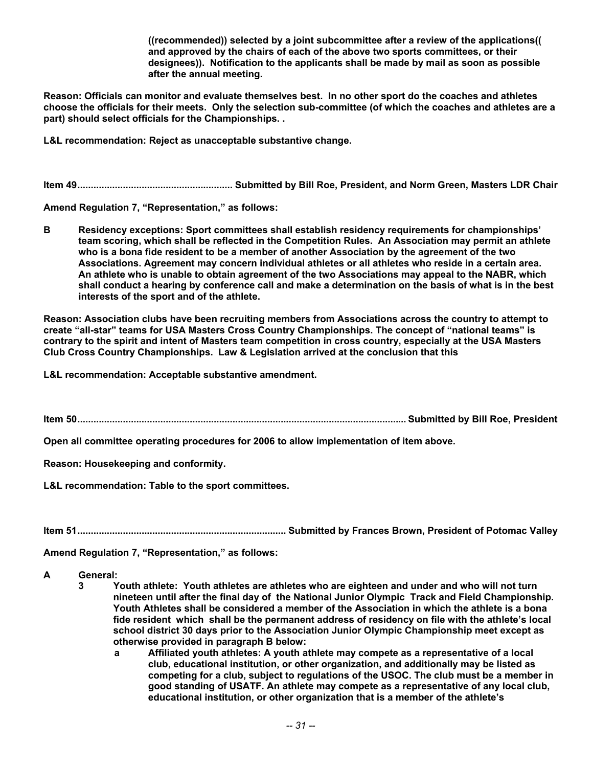**((recommended)) selected by a joint subcommittee after a review of the applications(( and approved by the chairs of each of the above two sports committees, or their designees)). Notification to the applicants shall be made by mail as soon as possible after the annual meeting.**

**Reason: Officials can monitor and evaluate themselves best. In no other sport do the coaches and athletes choose the officials for their meets. Only the selection sub-committee (of which the coaches and athletes are a part) should select officials for the Championships. .**

**L&L recommendation: Reject as unacceptable substantive change.**

**Item 49.......................................................... Submitted by Bill Roe, President, and Norm Green, Masters LDR Chair**

**Amend Regulation 7, "Representation," as follows:**

**B Residency exceptions: Sport committees shall establish residency requirements for championships' team scoring, which shall be reflected in the Competition Rules. An Association may permit an athlete who is a bona fide resident to be a member of another Association by the agreement of the two Associations. Agreement may concern individual athletes or all athletes who reside in a certain area. An athlete who is unable to obtain agreement of the two Associations may appeal to the NABR, which shall conduct a hearing by conference call and make a determination on the basis of what is in the best interests of the sport and of the athlete.**

**Reason: Association clubs have been recruiting members from Associations across the country to attempt to create "all-star" teams for USA Masters Cross Country Championships. The concept of "national teams" is contrary to the spirit and intent of Masters team competition in cross country, especially at the USA Masters Club Cross Country Championships. Law & Legislation arrived at the conclusion that this**

**L&L recommendation: Acceptable substantive amendment.**

**Item 50.......................................................................................................................... Submitted by Bill Roe, President**

**Open all committee operating procedures for 2006 to allow implementation of item above.**

**Reason: Housekeeping and conformity.**

**L&L recommendation: Table to the sport committees.**

**Item 51............................................................................. Submitted by Frances Brown, President of Potomac Valley**

**Amend Regulation 7, "Representation," as follows:**

**A General:**

- **3 Youth athlete: Youth athletes are athletes who are eighteen and under and who will not turn nineteen until after the final day of the National Junior Olympic Track and Field Championship. Youth Athletes shall be considered a member of the Association in which the athlete is a bona fide resident which shall be the permanent address of residency on file with the athlete's local school district 30 days prior to the Association Junior Olympic Championship meet except as otherwise provided in paragraph B below:**
  - **a Affiliated youth athletes: A youth athlete may compete as a representative of a local club, educational institution, or other organization, and additionally may be listed as competing for a club, subject to regulations of the USOC. The club must be a member in good standing of USATF. An athlete may compete as a representative of any local club, educational institution, or other organization that is a member of the athlete's**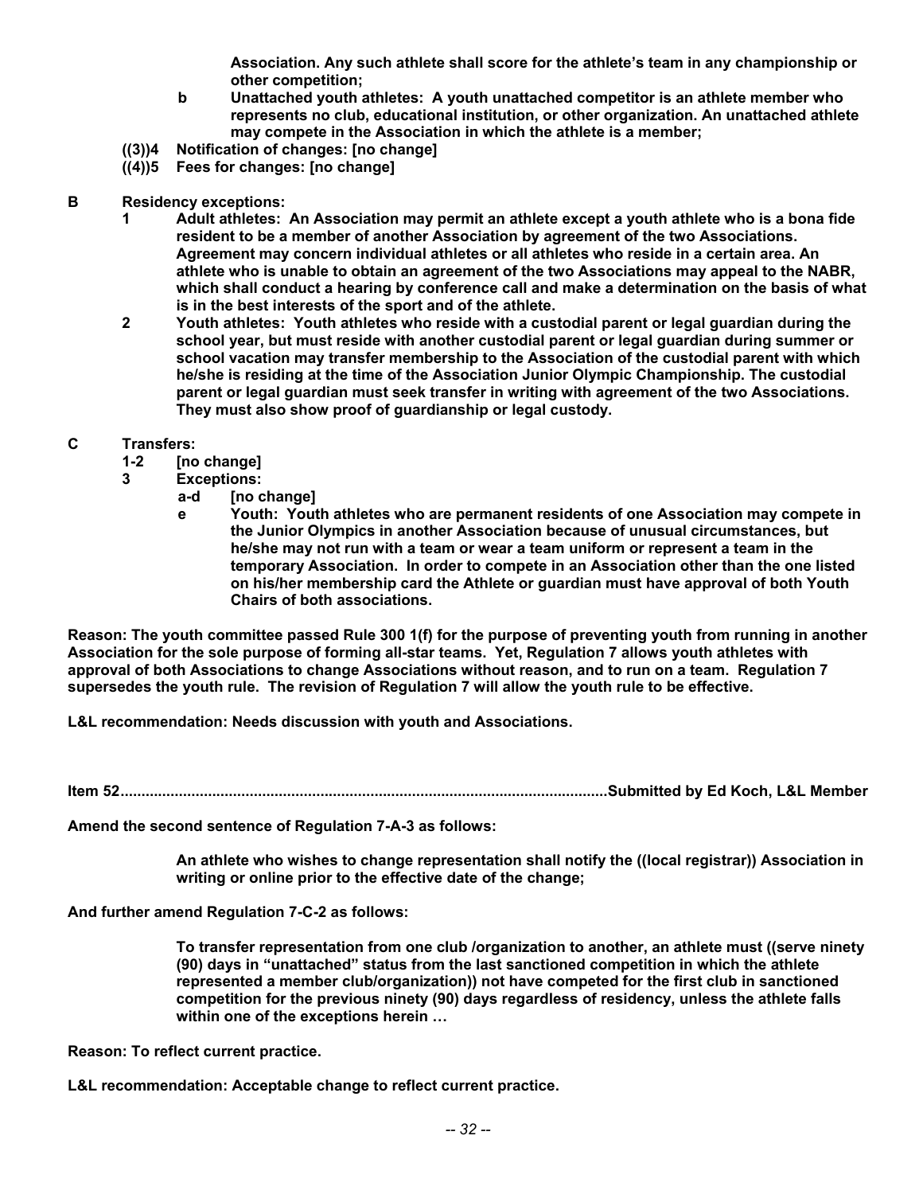**Association. Any such athlete shall score for the athlete's team in any championship or other competition;**

**b Unattached youth athletes: A youth unattached competitor is an athlete member who represents no club, educational institution, or other organization. An unattached athlete may compete in the Association in which the athlete is a member;**

**((3))4 Notification of changes: [no change]**

**((4))5 Fees for changes: [no change]**

**B Residency exceptions:**

**1 Adult athletes: An Association may permit an athlete except a youth athlete who is a bona fide resident to be a member of another Association by agreement of the two Associations. Agreement may concern individual athletes or all athletes who reside in a certain area. An athlete who is unable to obtain an agreement of the two Associations may appeal to the NABR, which shall conduct a hearing by conference call and make a determination on the basis of what is in the best interests of the sport and of the athlete.**

**2 Youth athletes: Youth athletes who reside with a custodial parent or legal guardian during the school year, but must reside with another custodial parent or legal guardian during summer or school vacation may transfer membership to the Association of the custodial parent with which he/she is residing at the time of the Association Junior Olympic Championship. The custodial parent or legal guardian must seek transfer in writing with agreement of the two Associations. They must also show proof of guardianship or legal custody.**

**C Transfers:**

**1-2 [no change]**

**3 Exceptions:**

**a-d [no change]**

**e Youth: Youth athletes who are permanent residents of one Association may compete in the Junior Olympics in another Association because of unusual circumstances, but he/she may not run with a team or wear a team uniform or represent a team in the temporary Association. In order to compete in an Association other than the one listed on his/her membership card the Athlete or guardian must have approval of both Youth Chairs of both associations.**

**Reason: The youth committee passed Rule 300 1(f) for the purpose of preventing youth from running in another Association for the sole purpose of forming all-star teams. Yet, Regulation 7 allows youth athletes with approval of both Associations to change Associations without reason, and to run on a team. Regulation 7 supersedes the youth rule. The revision of Regulation 7 will allow the youth rule to be effective.**

**L&L recommendation: Needs discussion with youth and Associations.**

**Item 52....................................................................................................................Submitted by Ed Koch, L&L Member**

**Amend the second sentence of Regulation 7-A-3 as follows:**

> **An athlete who wishes to change representation shall notify the ((local registrar)) Association in writing or online prior to the effective date of the change;**

**And further amend Regulation 7-C-2 as follows:**

> **To transfer representation from one club /organization to another, an athlete must ((serve ninety (90) days in "unattached" status from the last sanctioned competition in which the athlete represented a member club/organization)) not have competed for the first club in sanctioned competition for the previous ninety (90) days regardless of residency, unless the athlete falls within one of the exceptions herein …**

**Reason: To reflect current practice.**

**L&L recommendation: Acceptable change to reflect current practice.**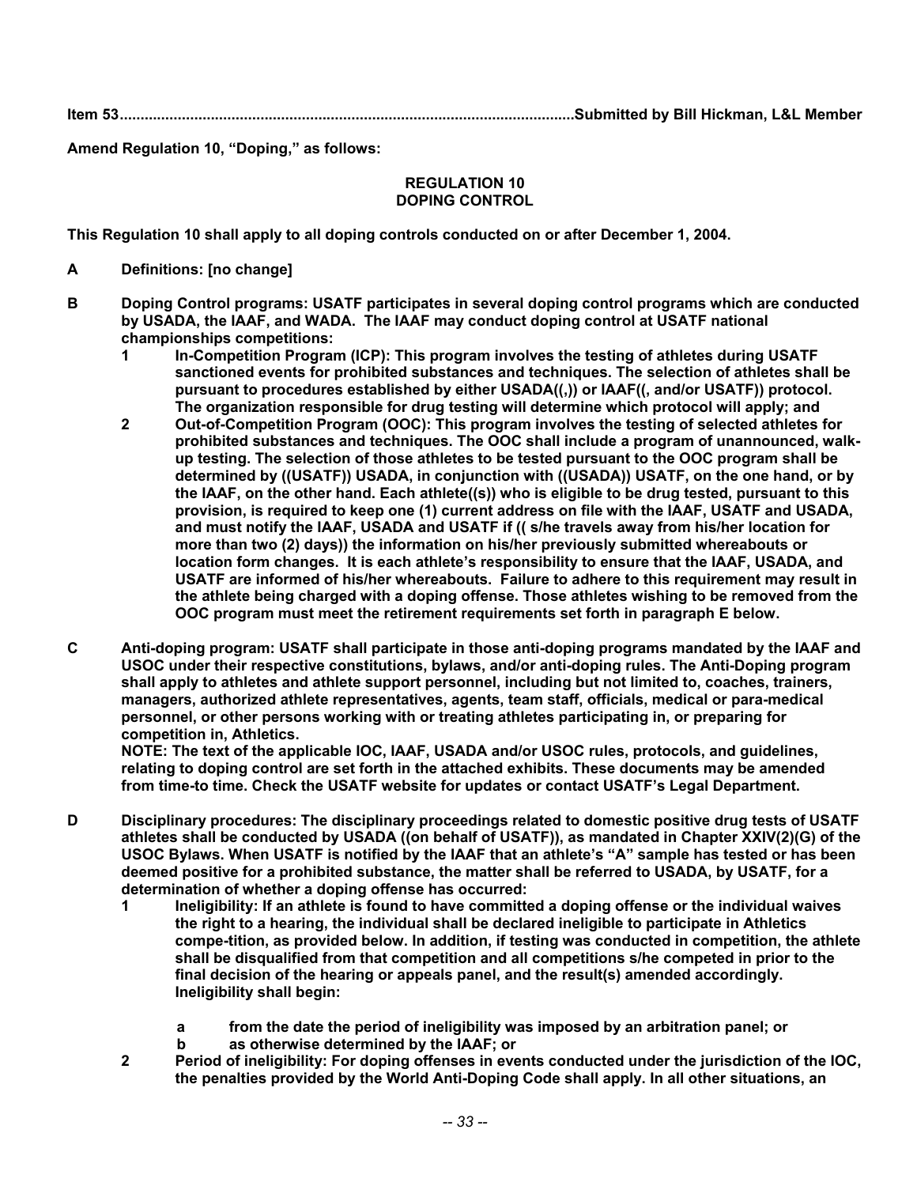**Item 53.............................................................................................................Submitted by Bill Hickman, L&L Member**

**Amend Regulation 10, "Doping," as follows:**

**REGULATION 10**
**DOPING CONTROL**

**This Regulation 10 shall apply to all doping controls conducted on or after December 1, 2004.**

**A Definitions: [no change]**

**B Doping Control programs: USATF participates in several doping control programs which are conducted by USADA, the IAAF, and WADA. The IAAF may conduct doping control at USATF national championships competitions:**

- **1 In-Competition Program (ICP): This program involves the testing of athletes during USATF sanctioned events for prohibited substances and techniques. The selection of athletes shall be pursuant to procedures established by either USADA((,)) or IAAF((, and/or USATF)) protocol. The organization responsible for drug testing will determine which protocol will apply; and**
- **2 Out-of-Competition Program (OOC): This program involves the testing of selected athletes for prohibited substances and techniques. The OOC shall include a program of unannounced, walk-up testing. The selection of those athletes to be tested pursuant to the OOC program shall be determined by ((USATF)) USADA, in conjunction with ((USADA)) USATF, on the one hand, or by the IAAF, on the other hand. Each athlete((s)) who is eligible to be drug tested, pursuant to this provision, is required to keep one (1) current address on file with the IAAF, USATF and USADA, and must notify the IAAF, USADA and USATF if (( s/he travels away from his/her location for more than two (2) days)) the information on his/her previously submitted whereabouts or location form changes. It is each athlete's responsibility to ensure that the IAAF, USADA, and USATF are informed of his/her whereabouts. Failure to adhere to this requirement may result in the athlete being charged with a doping offense. Those athletes wishing to be removed from the OOC program must meet the retirement requirements set forth in paragraph E below.**

**C Anti-doping program: USATF shall participate in those anti-doping programs mandated by the IAAF and USOC under their respective constitutions, bylaws, and/or anti-doping rules. The Anti-Doping program shall apply to athletes and athlete support personnel, including but not limited to, coaches, trainers, managers, authorized athlete representatives, agents, team staff, officials, medical or para-medical personnel, or other persons working with or treating athletes participating in, or preparing for competition in, Athletics.**
**NOTE: The text of the applicable IOC, IAAF, USADA and/or USOC rules, protocols, and guidelines, relating to doping control are set forth in the attached exhibits. These documents may be amended from time-to time. Check the USATF website for updates or contact USATF's Legal Department.**

**D Disciplinary procedures: The disciplinary proceedings related to domestic positive drug tests of USATF athletes shall be conducted by USADA ((on behalf of USATF)), as mandated in Chapter XXIV(2)(G) of the USOC Bylaws. When USATF is notified by the IAAF that an athlete's "A" sample has tested or has been deemed positive for a prohibited substance, the matter shall be referred to USADA, by USATF, for a determination of whether a doping offense has occurred:**

- **1 Ineligibility: If an athlete is found to have committed a doping offense or the individual waives the right to a hearing, the individual shall be declared ineligible to participate in Athletics compe-tition, as provided below. In addition, if testing was conducted in competition, the athlete shall be disqualified from that competition and all competitions s/he competed in prior to the final decision of the hearing or appeals panel, and the result(s) amended accordingly. Ineligibility shall begin:**
  - **a from the date the period of ineligibility was imposed by an arbitration panel; or**
  - **b as otherwise determined by the IAAF; or**
- **2 Period of ineligibility: For doping offenses in events conducted under the jurisdiction of the IOC, the penalties provided by the World Anti-Doping Code shall apply. In all other situations, an**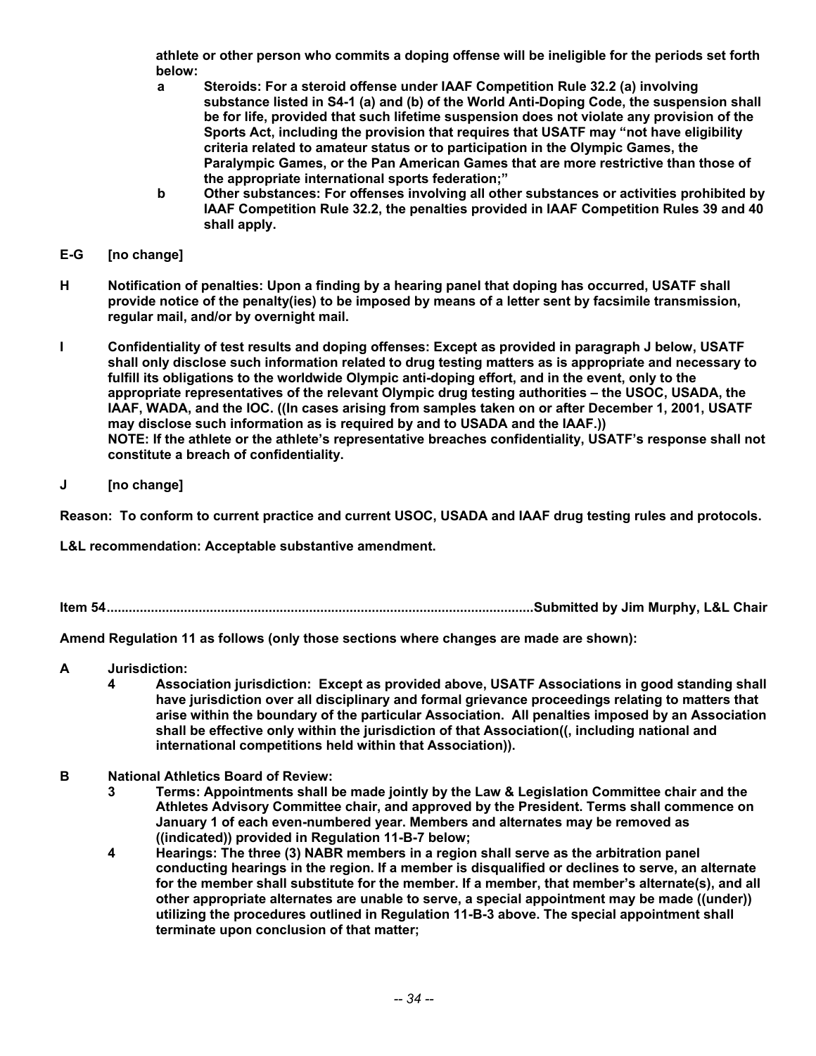**athlete or other person who commits a doping offense will be ineligible for the periods set forth below:**

- **a Steroids: For a steroid offense under IAAF Competition Rule 32.2 (a) involving substance listed in S4-1 (a) and (b) of the World Anti-Doping Code, the suspension shall be for life, provided that such lifetime suspension does not violate any provision of the Sports Act, including the provision that requires that USATF may "not have eligibility criteria related to amateur status or to participation in the Olympic Games, the Paralympic Games, or the Pan American Games that are more restrictive than those of the appropriate international sports federation;"**
- **b Other substances: For offenses involving all other substances or activities prohibited by IAAF Competition Rule 32.2, the penalties provided in IAAF Competition Rules 39 and 40 shall apply.**

**E-G [no change]**

**H Notification of penalties: Upon a finding by a hearing panel that doping has occurred, USATF shall provide notice of the penalty(ies) to be imposed by means of a letter sent by facsimile transmission, regular mail, and/or by overnight mail.**

**I Confidentiality of test results and doping offenses: Except as provided in paragraph J below, USATF shall only disclose such information related to drug testing matters as is appropriate and necessary to fulfill its obligations to the worldwide Olympic anti-doping effort, and in the event, only to the appropriate representatives of the relevant Olympic drug testing authorities – the USOC, USADA, the IAAF, WADA, and the IOC. ((In cases arising from samples taken on or after December 1, 2001, USATF may disclose such information as is required by and to USADA and the IAAF.))**
**NOTE: If the athlete or the athlete's representative breaches confidentiality, USATF's response shall not constitute a breach of confidentiality.**

**J [no change]**

**Reason: To conform to current practice and current USOC, USADA and IAAF drug testing rules and protocols.**

**L&L recommendation: Acceptable substantive amendment.**

**Item 54..................................................................................................................Submitted by Jim Murphy, L&L Chair**

**Amend Regulation 11 as follows (only those sections where changes are made are shown):**

**A Jurisdiction:**

- **4 Association jurisdiction: Except as provided above, USATF Associations in good standing shall have jurisdiction over all disciplinary and formal grievance proceedings relating to matters that arise within the boundary of the particular Association. All penalties imposed by an Association shall be effective only within the jurisdiction of that Association((, including national and international competitions held within that Association)).**

**B National Athletics Board of Review:**

- **3 Terms: Appointments shall be made jointly by the Law & Legislation Committee chair and the Athletes Advisory Committee chair, and approved by the President. Terms shall commence on January 1 of each even-numbered year. Members and alternates may be removed as ((indicated)) provided in Regulation 11-B-7 below;**
- **4 Hearings: The three (3) NABR members in a region shall serve as the arbitration panel conducting hearings in the region. If a member is disqualified or declines to serve, an alternate for the member shall substitute for the member. If a member, that member's alternate(s), and all other appropriate alternates are unable to serve, a special appointment may be made ((under)) utilizing the procedures outlined in Regulation 11-B-3 above. The special appointment shall terminate upon conclusion of that matter;**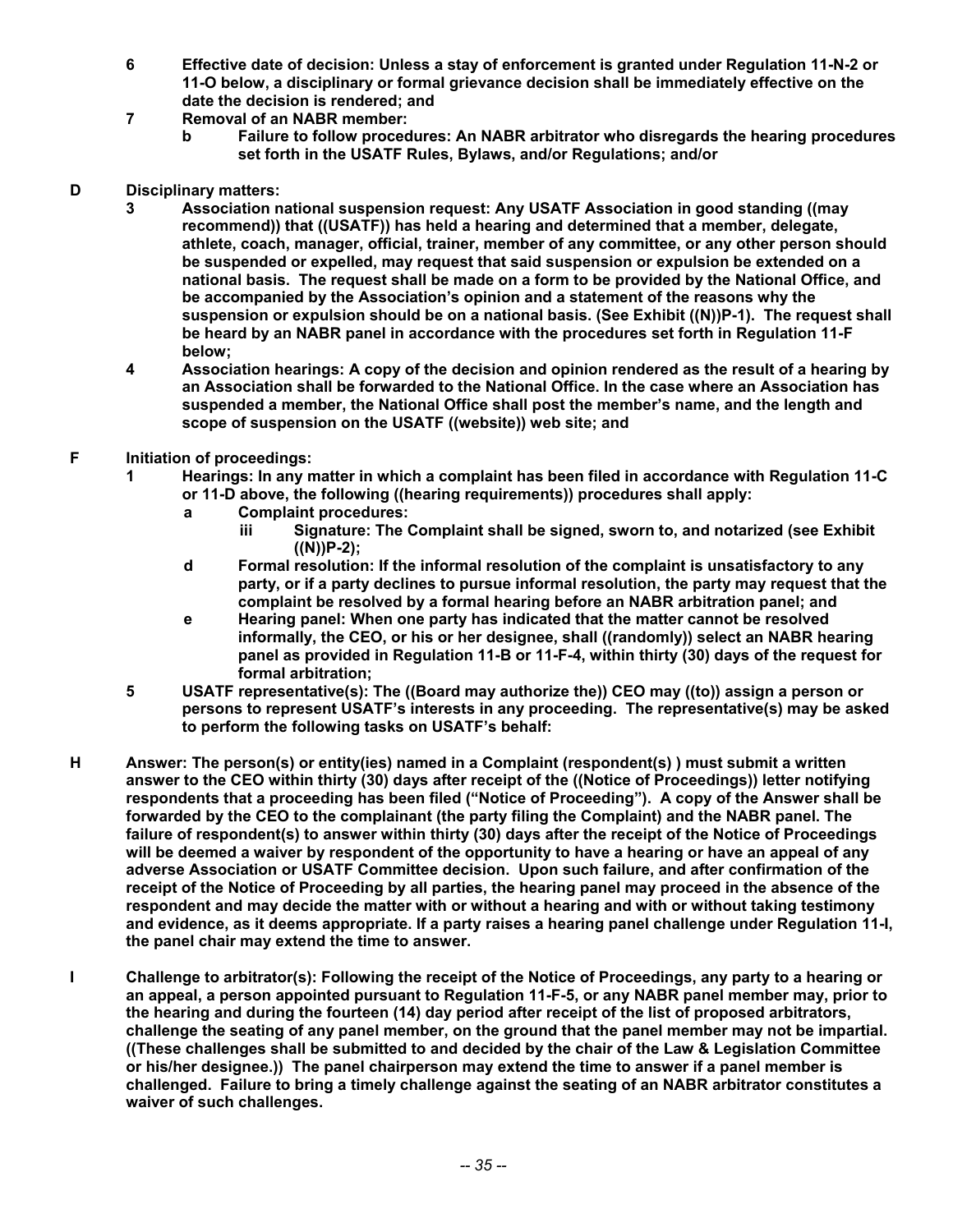**6 Effective date of decision: Unless a stay of enforcement is granted under Regulation 11-N-2 or 11-O below, a disciplinary or formal grievance decision shall be immediately effective on the date the decision is rendered; and**

**7 Removal of an NABR member:**

**b Failure to follow procedures: An NABR arbitrator who disregards the hearing procedures set forth in the USATF Rules, Bylaws, and/or Regulations; and/or**

**D Disciplinary matters:**

**3 Association national suspension request: Any USATF Association in good standing ((may recommend)) that ((USATF)) has held a hearing and determined that a member, delegate, athlete, coach, manager, official, trainer, member of any committee, or any other person should be suspended or expelled, may request that said suspension or expulsion be extended on a national basis. The request shall be made on a form to be provided by the National Office, and be accompanied by the Association's opinion and a statement of the reasons why the suspension or expulsion should be on a national basis. (See Exhibit ((N))P-1). The request shall be heard by an NABR panel in accordance with the procedures set forth in Regulation 11-F below;**

**4 Association hearings: A copy of the decision and opinion rendered as the result of a hearing by an Association shall be forwarded to the National Office. In the case where an Association has suspended a member, the National Office shall post the member's name, and the length and scope of suspension on the USATF ((website)) web site; and**

**F Initiation of proceedings:**

**1 Hearings: In any matter in which a complaint has been filed in accordance with Regulation 11-C or 11-D above, the following ((hearing requirements)) procedures shall apply:**

**a Complaint procedures:**

**iii Signature: The Complaint shall be signed, sworn to, and notarized (see Exhibit ((N))P-2);**

**d Formal resolution: If the informal resolution of the complaint is unsatisfactory to any party, or if a party declines to pursue informal resolution, the party may request that the complaint be resolved by a formal hearing before an NABR arbitration panel; and**

**e Hearing panel: When one party has indicated that the matter cannot be resolved informally, the CEO, or his or her designee, shall ((randomly)) select an NABR hearing panel as provided in Regulation 11-B or 11-F-4, within thirty (30) days of the request for formal arbitration;**

**5 USATF representative(s): The ((Board may authorize the)) CEO may ((to)) assign a person or persons to represent USATF's interests in any proceeding. The representative(s) may be asked to perform the following tasks on USATF's behalf:**

**H Answer: The person(s) or entity(ies) named in a Complaint (respondent(s) ) must submit a written answer to the CEO within thirty (30) days after receipt of the ((Notice of Proceedings)) letter notifying respondents that a proceeding has been filed ("Notice of Proceeding"). A copy of the Answer shall be forwarded by the CEO to the complainant (the party filing the Complaint) and the NABR panel. The failure of respondent(s) to answer within thirty (30) days after the receipt of the Notice of Proceedings will be deemed a waiver by respondent of the opportunity to have a hearing or have an appeal of any adverse Association or USATF Committee decision. Upon such failure, and after confirmation of the receipt of the Notice of Proceeding by all parties, the hearing panel may proceed in the absence of the respondent and may decide the matter with or without a hearing and with or without taking testimony and evidence, as it deems appropriate. If a party raises a hearing panel challenge under Regulation 11-I, the panel chair may extend the time to answer.**

**I Challenge to arbitrator(s): Following the receipt of the Notice of Proceedings, any party to a hearing or an appeal, a person appointed pursuant to Regulation 11-F-5, or any NABR panel member may, prior to the hearing and during the fourteen (14) day period after receipt of the list of proposed arbitrators, challenge the seating of any panel member, on the ground that the panel member may not be impartial. ((These challenges shall be submitted to and decided by the chair of the Law & Legislation Committee or his/her designee.)) The panel chairperson may extend the time to answer if a panel member is challenged. Failure to bring a timely challenge against the seating of an NABR arbitrator constitutes a waiver of such challenges.**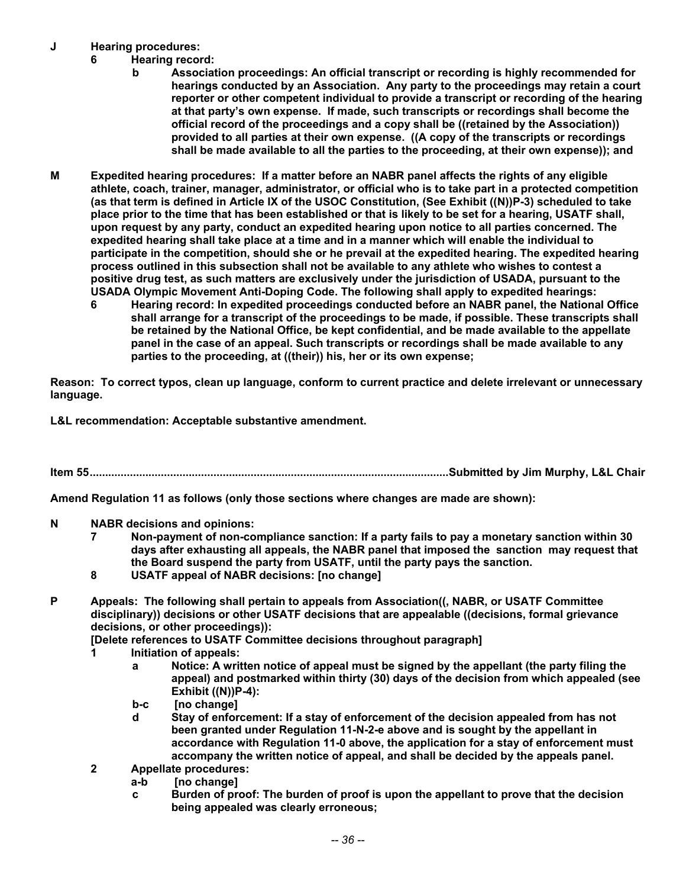**J Hearing procedures:**

**6 Hearing record:**

**b Association proceedings: An official transcript or recording is highly recommended for hearings conducted by an Association. Any party to the proceedings may retain a court reporter or other competent individual to provide a transcript or recording of the hearing at that party's own expense. If made, such transcripts or recordings shall become the official record of the proceedings and a copy shall be ((retained by the Association)) provided to all parties at their own expense. ((A copy of the transcripts or recordings shall be made available to all the parties to the proceeding, at their own expense)); and**

**M Expedited hearing procedures: If a matter before an NABR panel affects the rights of any eligible athlete, coach, trainer, manager, administrator, or official who is to take part in a protected competition (as that term is defined in Article IX of the USOC Constitution, (See Exhibit ((N))P-3) scheduled to take place prior to the time that has been established or that is likely to be set for a hearing, USATF shall, upon request by any party, conduct an expedited hearing upon notice to all parties concerned. The expedited hearing shall take place at a time and in a manner which will enable the individual to participate in the competition, should she or he prevail at the expedited hearing. The expedited hearing process outlined in this subsection shall not be available to any athlete who wishes to contest a positive drug test, as such matters are exclusively under the jurisdiction of USADA, pursuant to the USADA Olympic Movement Anti-Doping Code. The following shall apply to expedited hearings:**

**6 Hearing record: In expedited proceedings conducted before an NABR panel, the National Office shall arrange for a transcript of the proceedings to be made, if possible. These transcripts shall be retained by the National Office, be kept confidential, and be made available to the appellate panel in the case of an appeal. Such transcripts or recordings shall be made available to any parties to the proceeding, at ((their)) his, her or its own expense;**

**Reason: To correct typos, clean up language, conform to current practice and delete irrelevant or unnecessary language.**

**L&L recommendation: Acceptable substantive amendment.**

**Item 55.................................................................................................................Submitted by Jim Murphy, L&L Chair**

**Amend Regulation 11 as follows (only those sections where changes are made are shown):**

**N NABR decisions and opinions:**

**7 Non-payment of non-compliance sanction: If a party fails to pay a monetary sanction within 30 days after exhausting all appeals, the NABR panel that imposed the sanction may request that the Board suspend the party from USATF, until the party pays the sanction.**

**8 USATF appeal of NABR decisions: [no change]**

**P Appeals: The following shall pertain to appeals from Association((, NABR, or USATF Committee disciplinary)) decisions or other USATF decisions that are appealable ((decisions, formal grievance decisions, or other proceedings)):**

**[Delete references to USATF Committee decisions throughout paragraph]**

**1 Initiation of appeals:**

**a Notice: A written notice of appeal must be signed by the appellant (the party filing the appeal) and postmarked within thirty (30) days of the decision from which appealed (see Exhibit ((N))P-4):**

**b-c [no change]**

**d Stay of enforcement: If a stay of enforcement of the decision appealed from has not been granted under Regulation 11-N-2-e above and is sought by the appellant in accordance with Regulation 11-0 above, the application for a stay of enforcement must accompany the written notice of appeal, and shall be decided by the appeals panel.**

**2 Appellate procedures:**

**a-b [no change]**

**c Burden of proof: The burden of proof is upon the appellant to prove that the decision being appealed was clearly erroneous;**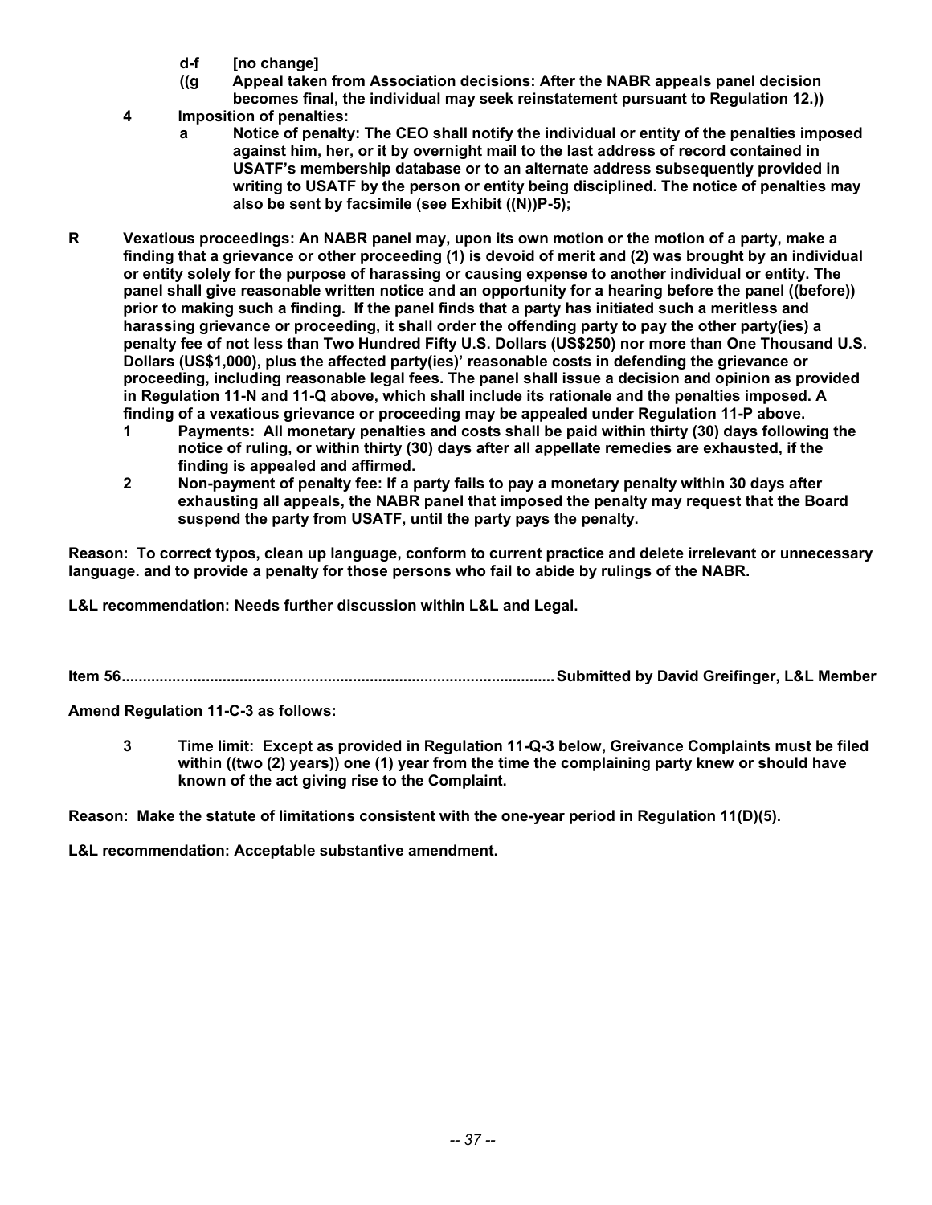- **d-f [no change]**
- **((g Appeal taken from Association decisions: After the NABR appeals panel decision becomes final, the individual may seek reinstatement pursuant to Regulation 12.))**

**4 Imposition of penalties:**

- **a Notice of penalty: The CEO shall notify the individual or entity of the penalties imposed against him, her, or it by overnight mail to the last address of record contained in USATF's membership database or to an alternate address subsequently provided in writing to USATF by the person or entity being disciplined. The notice of penalties may also be sent by facsimile (see Exhibit ((N))P-5);**

**R Vexatious proceedings: An NABR panel may, upon its own motion or the motion of a party, make a finding that a grievance or other proceeding (1) is devoid of merit and (2) was brought by an individual or entity solely for the purpose of harassing or causing expense to another individual or entity. The panel shall give reasonable written notice and an opportunity for a hearing before the panel ((before)) prior to making such a finding. If the panel finds that a party has initiated such a meritless and harassing grievance or proceeding, it shall order the offending party to pay the other party(ies) a penalty fee of not less than Two Hundred Fifty U.S. Dollars (US$250) nor more than One Thousand U.S. Dollars (US$1,000), plus the affected party(ies)' reasonable costs in defending the grievance or proceeding, including reasonable legal fees. The panel shall issue a decision and opinion as provided in Regulation 11-N and 11-Q above, which shall include its rationale and the penalties imposed. A finding of a vexatious grievance or proceeding may be appealed under Regulation 11-P above.**

1. **Payments: All monetary penalties and costs shall be paid within thirty (30) days following the notice of ruling, or within thirty (30) days after all appellate remedies are exhausted, if the finding is appealed and affirmed.**
2. **Non-payment of penalty fee: If a party fails to pay a monetary penalty within 30 days after exhausting all appeals, the NABR panel that imposed the penalty may request that the Board suspend the party from USATF, until the party pays the penalty.**

**Reason: To correct typos, clean up language, conform to current practice and delete irrelevant or unnecessary language. and to provide a penalty for those persons who fail to abide by rulings of the NABR.**

**L&L recommendation: Needs further discussion within L&L and Legal.**

**Item 56............................................................................................................Submitted by David Greifinger, L&L Member**

**Amend Regulation 11-C-3 as follows:**

**3 Time limit: Except as provided in Regulation 11-Q-3 below, Greivance Complaints must be filed within ((two (2) years)) one (1) year from the time the complaining party knew or should have known of the act giving rise to the Complaint.**

**Reason: Make the statute of limitations consistent with the one-year period in Regulation 11(D)(5).**

**L&L recommendation: Acceptable substantive amendment.**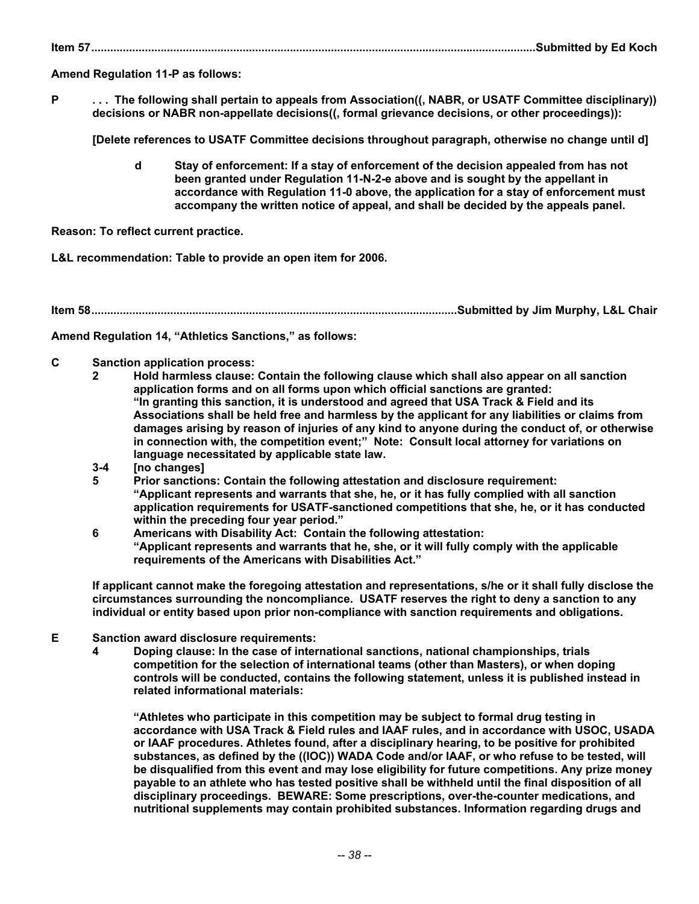**Item 57..........................................................................................................................................Submitted by Ed Koch**

**Amend Regulation 11-P as follows:**

**P . . . The following shall pertain to appeals from Association((, NABR, or USATF Committee disciplinary)) decisions or NABR non-appellate decisions((, formal grievance decisions, or other proceedings)):**

**[Delete references to USATF Committee decisions throughout paragraph, otherwise no change until d]**

**d Stay of enforcement: If a stay of enforcement of the decision appealed from has not been granted under Regulation 11-N-2-e above and is sought by the appellant in accordance with Regulation 11-0 above, the application for a stay of enforcement must accompany the written notice of appeal, and shall be decided by the appeals panel.**

**Reason: To reflect current practice.**

**L&L recommendation: Table to provide an open item for 2006.**

**Item 58..................................................................................................................Submitted by Jim Murphy, L&L Chair**

**Amend Regulation 14, "Athletics Sanctions," as follows:**

**C Sanction application process:**

**2 Hold harmless clause: Contain the following clause which shall also appear on all sanction application forms and on all forms upon which official sanctions are granted: "In granting this sanction, it is understood and agreed that USA Track & Field and its Associations shall be held free and harmless by the applicant for any liabilities or claims from damages arising by reason of injuries of any kind to anyone during the conduct of, or otherwise in connection with, the competition event;" Note: Consult local attorney for variations on language necessitated by applicable state law.**

**3-4 [no changes]**

**5 Prior sanctions: Contain the following attestation and disclosure requirement: "Applicant represents and warrants that she, he, or it has fully complied with all sanction application requirements for USATF-sanctioned competitions that she, he, or it has conducted within the preceding four year period."**

**6 Americans with Disability Act: Contain the following attestation: "Applicant represents and warrants that he, she, or it will fully comply with the applicable requirements of the Americans with Disabilities Act."**

**If applicant cannot make the foregoing attestation and representations, s/he or it shall fully disclose the circumstances surrounding the noncompliance. USATF reserves the right to deny a sanction to any individual or entity based upon prior non-compliance with sanction requirements and obligations.**

**E Sanction award disclosure requirements:**

**4 Doping clause: In the case of international sanctions, national championships, trials competition for the selection of international teams (other than Masters), or when doping controls will be conducted, contains the following statement, unless it is published instead in related informational materials:**

**"Athletes who participate in this competition may be subject to formal drug testing in accordance with USA Track & Field rules and IAAF rules, and in accordance with USOC, USADA or IAAF procedures. Athletes found, after a disciplinary hearing, to be positive for prohibited substances, as defined by the ((IOC)) WADA Code and/or IAAF, or who refuse to be tested, will be disqualified from this event and may lose eligibility for future competitions. Any prize money payable to an athlete who has tested positive shall be withheld until the final disposition of all disciplinary proceedings. BEWARE: Some prescriptions, over-the-counter medications, and nutritional supplements may contain prohibited substances. Information regarding drugs and**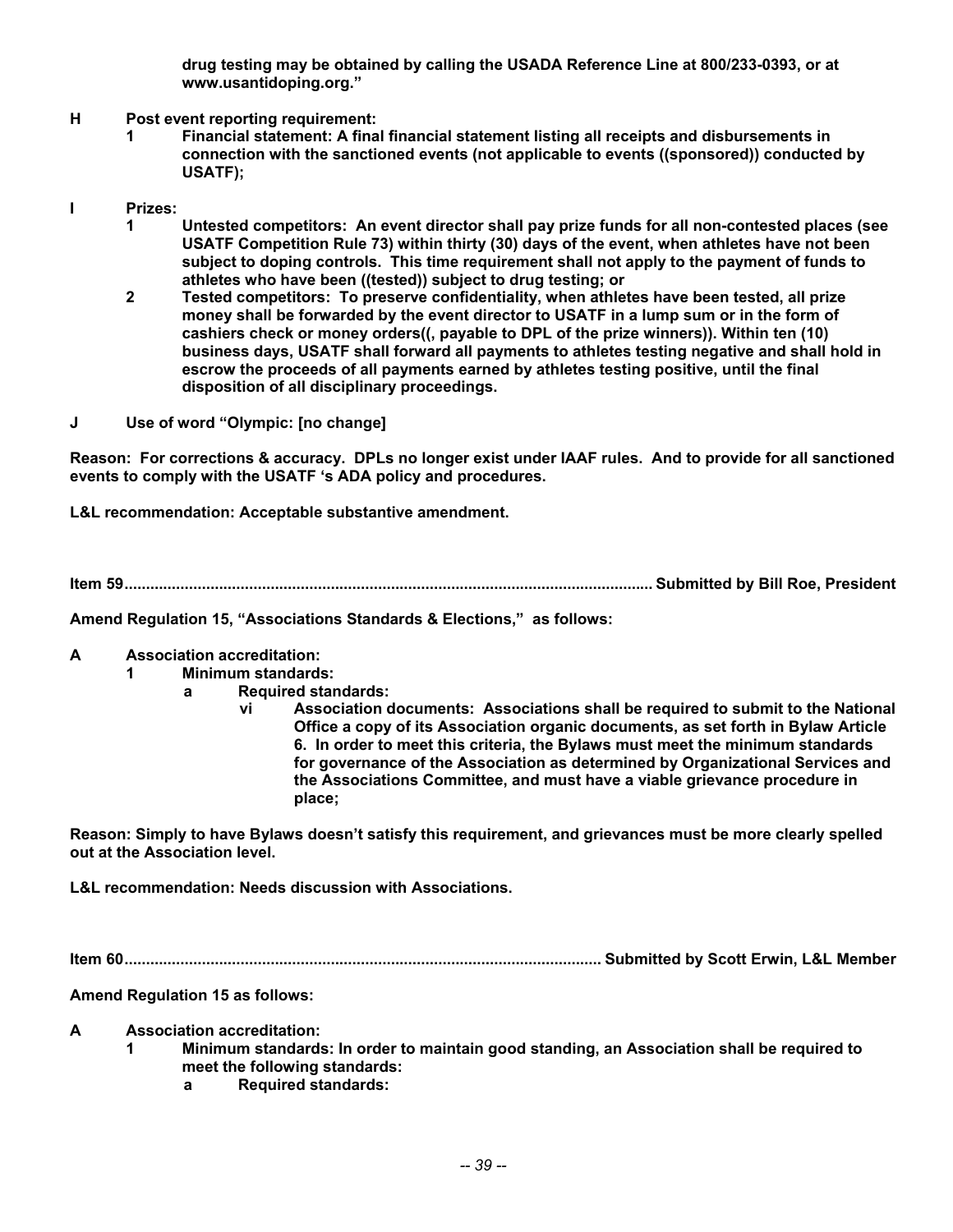**drug testing may be obtained by calling the USADA Reference Line at 800/233-0393, or at www.usantidoping.org."**

**H Post event reporting requirement:**

**1 Financial statement: A final financial statement listing all receipts and disbursements in connection with the sanctioned events (not applicable to events ((sponsored)) conducted by USATF);**

**I Prizes:**

**1 Untested competitors: An event director shall pay prize funds for all non-contested places (see USATF Competition Rule 73) within thirty (30) days of the event, when athletes have not been subject to doping controls. This time requirement shall not apply to the payment of funds to athletes who have been ((tested)) subject to drug testing; or**

**2 Tested competitors: To preserve confidentiality, when athletes have been tested, all prize money shall be forwarded by the event director to USATF in a lump sum or in the form of cashiers check or money orders((, payable to DPL of the prize winners)). Within ten (10) business days, USATF shall forward all payments to athletes testing negative and shall hold in escrow the proceeds of all payments earned by athletes testing positive, until the final disposition of all disciplinary proceedings.**

**J Use of word "Olympic: [no change]**

**Reason: For corrections & accuracy. DPLs no longer exist under IAAF rules. And to provide for all sanctioned events to comply with the USATF 's ADA policy and procedures.**

**L&L recommendation: Acceptable substantive amendment.**

**Item 59........................................................................................................... Submitted by Bill Roe, President**

**Amend Regulation 15, "Associations Standards & Elections," as follows:**

**A Association accreditation:**

**1 Minimum standards:**

**a Required standards:**

**vi Association documents: Associations shall be required to submit to the National Office a copy of its Association organic documents, as set forth in Bylaw Article 6. In order to meet this criteria, the Bylaws must meet the minimum standards for governance of the Association as determined by Organizational Services and the Associations Committee, and must have a viable grievance procedure in place;**

**Reason: Simply to have Bylaws doesn't satisfy this requirement, and grievances must be more clearly spelled out at the Association level.**

**L&L recommendation: Needs discussion with Associations.**

**Item 60............................................................................................................. Submitted by Scott Erwin, L&L Member**

**Amend Regulation 15 as follows:**

**A Association accreditation:**

**1 Minimum standards: In order to maintain good standing, an Association shall be required to meet the following standards:**

**a Required standards:**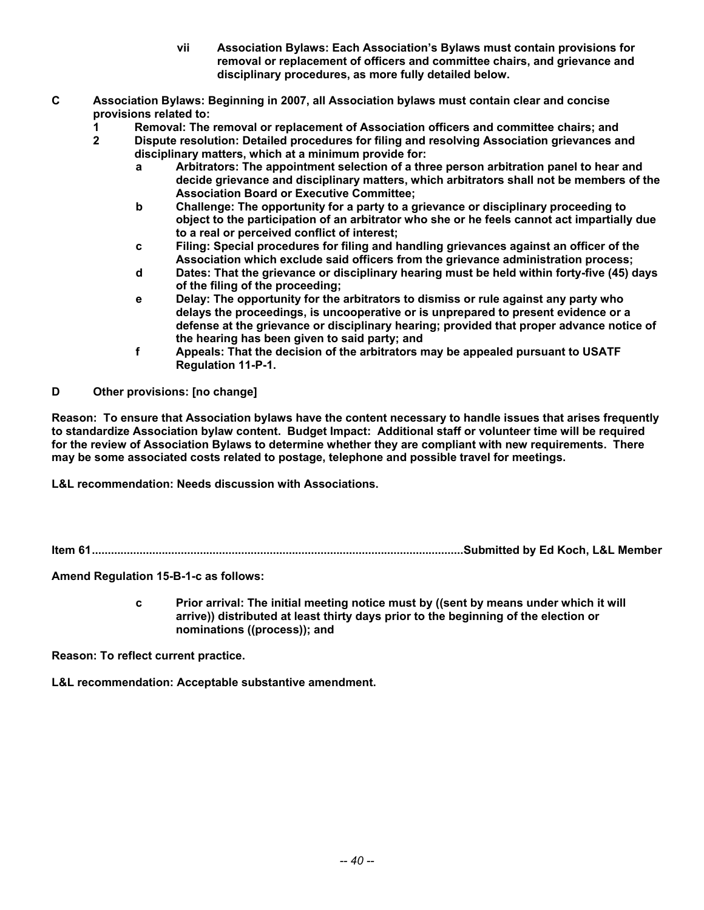**vii Association Bylaws: Each Association's Bylaws must contain provisions for removal or replacement of officers and committee chairs, and grievance and disciplinary procedures, as more fully detailed below.**

**C Association Bylaws: Beginning in 2007, all Association bylaws must contain clear and concise provisions related to:**

**1 Removal: The removal or replacement of Association officers and committee chairs; and**

**2 Dispute resolution: Detailed procedures for filing and resolving Association grievances and disciplinary matters, which at a minimum provide for:**

**a Arbitrators: The appointment selection of a three person arbitration panel to hear and decide grievance and disciplinary matters, which arbitrators shall not be members of the Association Board or Executive Committee;**

**b Challenge: The opportunity for a party to a grievance or disciplinary proceeding to object to the participation of an arbitrator who she or he feels cannot act impartially due to a real or perceived conflict of interest;**

**c Filing: Special procedures for filing and handling grievances against an officer of the Association which exclude said officers from the grievance administration process;**

**d Dates: That the grievance or disciplinary hearing must be held within forty-five (45) days of the filing of the proceeding;**

**e Delay: The opportunity for the arbitrators to dismiss or rule against any party who delays the proceedings, is uncooperative or is unprepared to present evidence or a defense at the grievance or disciplinary hearing; provided that proper advance notice of the hearing has been given to said party; and**

**f Appeals: That the decision of the arbitrators may be appealed pursuant to USATF Regulation 11-P-1.**

**D Other provisions: [no change]**

**Reason: To ensure that Association bylaws have the content necessary to handle issues that arises frequently to standardize Association bylaw content. Budget Impact: Additional staff or volunteer time will be required for the review of Association Bylaws to determine whether they are compliant with new requirements. There may be some associated costs related to postage, telephone and possible travel for meetings.**

**L&L recommendation: Needs discussion with Associations.**

**Item 61....................................................................................................................Submitted by Ed Koch, L&L Member**

**Amend Regulation 15-B-1-c as follows:**

**c Prior arrival: The initial meeting notice must by ((sent by means under which it will arrive)) distributed at least thirty days prior to the beginning of the election or nominations ((process)); and**

**Reason: To reflect current practice.**

**L&L recommendation: Acceptable substantive amendment.**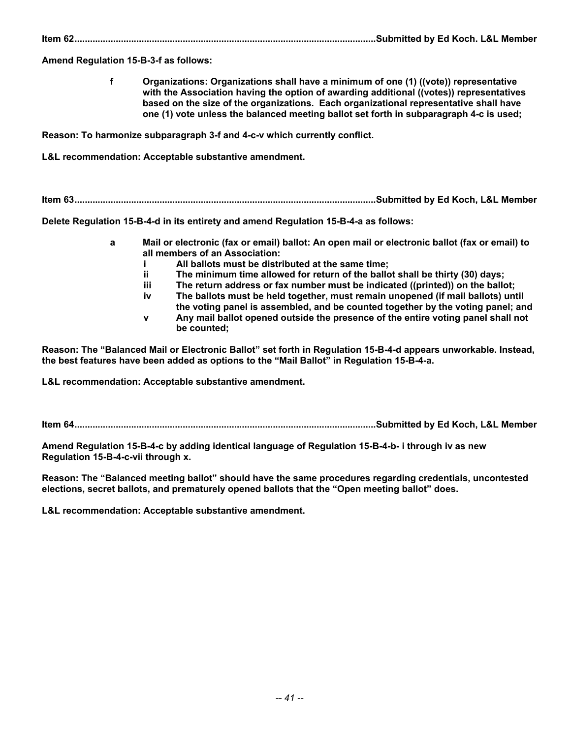**Item 62....................................................................................................................Submitted by Ed Koch. L&L Member**

**Amend Regulation 15-B-3-f as follows:**

> **f Organizations: Organizations shall have a minimum of one (1) ((vote)) representative with the Association having the option of awarding additional ((votes)) representatives based on the size of the organizations. Each organizational representative shall have one (1) vote unless the balanced meeting ballot set forth in subparagraph 4-c is used;**

**Reason: To harmonize subparagraph 3-f and 4-c-v which currently conflict.**

**L&L recommendation: Acceptable substantive amendment.**

**Item 63....................................................................................................................Submitted by Ed Koch, L&L Member**

**Delete Regulation 15-B-4-d in its entirety and amend Regulation 15-B-4-a as follows:**

> **a Mail or electronic (fax or email) ballot: An open mail or electronic ballot (fax or email) to all members of an Association:**
> - **i All ballots must be distributed at the same time;**
> - **ii The minimum time allowed for return of the ballot shall be thirty (30) days;**
> - **iii The return address or fax number must be indicated ((printed)) on the ballot;**
> - **iv The ballots must be held together, must remain unopened (if mail ballots) until the voting panel is assembled, and be counted together by the voting panel; and**
> - **v Any mail ballot opened outside the presence of the entire voting panel shall not be counted;**

**Reason: The "Balanced Mail or Electronic Ballot" set forth in Regulation 15-B-4-d appears unworkable. Instead, the best features have been added as options to the "Mail Ballot" in Regulation 15-B-4-a.**

**L&L recommendation: Acceptable substantive amendment.**

**Item 64....................................................................................................................Submitted by Ed Koch, L&L Member**

**Amend Regulation 15-B-4-c by adding identical language of Regulation 15-B-4-b- i through iv as new Regulation 15-B-4-c-vii through x.**

**Reason: The "Balanced meeting ballot" should have the same procedures regarding credentials, uncontested elections, secret ballots, and prematurely opened ballots that the "Open meeting ballot" does.**

**L&L recommendation: Acceptable substantive amendment.**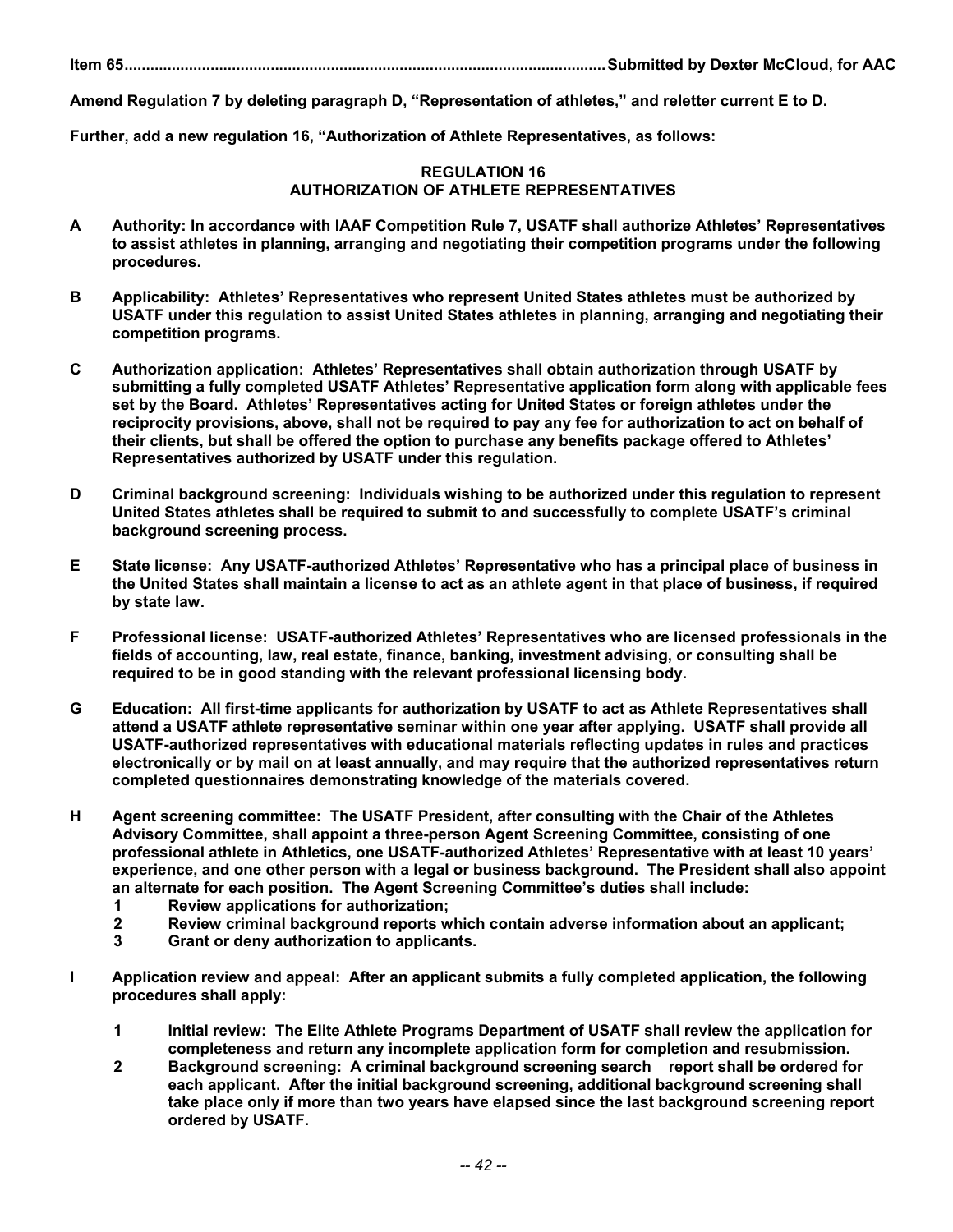**Item 65..............................................................................................................Submitted by Dexter McCloud, for AAC**

**Amend Regulation 7 by deleting paragraph D, "Representation of athletes," and reletter current E to D.**

**Further, add a new regulation 16, "Authorization of Athlete Representatives, as follows:**

**REGULATION 16**
**AUTHORIZATION OF ATHLETE REPRESENTATIVES**

**A Authority: In accordance with IAAF Competition Rule 7, USATF shall authorize Athletes' Representatives to assist athletes in planning, arranging and negotiating their competition programs under the following procedures.**

**B Applicability: Athletes' Representatives who represent United States athletes must be authorized by USATF under this regulation to assist United States athletes in planning, arranging and negotiating their competition programs.**

**C Authorization application: Athletes' Representatives shall obtain authorization through USATF by submitting a fully completed USATF Athletes' Representative application form along with applicable fees set by the Board. Athletes' Representatives acting for United States or foreign athletes under the reciprocity provisions, above, shall not be required to pay any fee for authorization to act on behalf of their clients, but shall be offered the option to purchase any benefits package offered to Athletes' Representatives authorized by USATF under this regulation.**

**D Criminal background screening: Individuals wishing to be authorized under this regulation to represent United States athletes shall be required to submit to and successfully to complete USATF's criminal background screening process.**

**E State license: Any USATF-authorized Athletes' Representative who has a principal place of business in the United States shall maintain a license to act as an athlete agent in that place of business, if required by state law.**

**F Professional license: USATF-authorized Athletes' Representatives who are licensed professionals in the fields of accounting, law, real estate, finance, banking, investment advising, or consulting shall be required to be in good standing with the relevant professional licensing body.**

**G Education: All first-time applicants for authorization by USATF to act as Athlete Representatives shall attend a USATF athlete representative seminar within one year after applying. USATF shall provide all USATF-authorized representatives with educational materials reflecting updates in rules and practices electronically or by mail on at least annually, and may require that the authorized representatives return completed questionnaires demonstrating knowledge of the materials covered.**

**H Agent screening committee: The USATF President, after consulting with the Chair of the Athletes Advisory Committee, shall appoint a three-person Agent Screening Committee, consisting of one professional athlete in Athletics, one USATF-authorized Athletes' Representative with at least 10 years' experience, and one other person with a legal or business background. The President shall also appoint an alternate for each position. The Agent Screening Committee's duties shall include:**

**1 Review applications for authorization;**
**2 Review criminal background reports which contain adverse information about an applicant;**
**3 Grant or deny authorization to applicants.**

**I Application review and appeal: After an applicant submits a fully completed application, the following procedures shall apply:**

**1 Initial review: The Elite Athlete Programs Department of USATF shall review the application for completeness and return any incomplete application form for completion and resubmission.**
**2 Background screening: A criminal background screening search report shall be ordered for each applicant. After the initial background screening, additional background screening shall take place only if more than two years have elapsed since the last background screening report ordered by USATF.**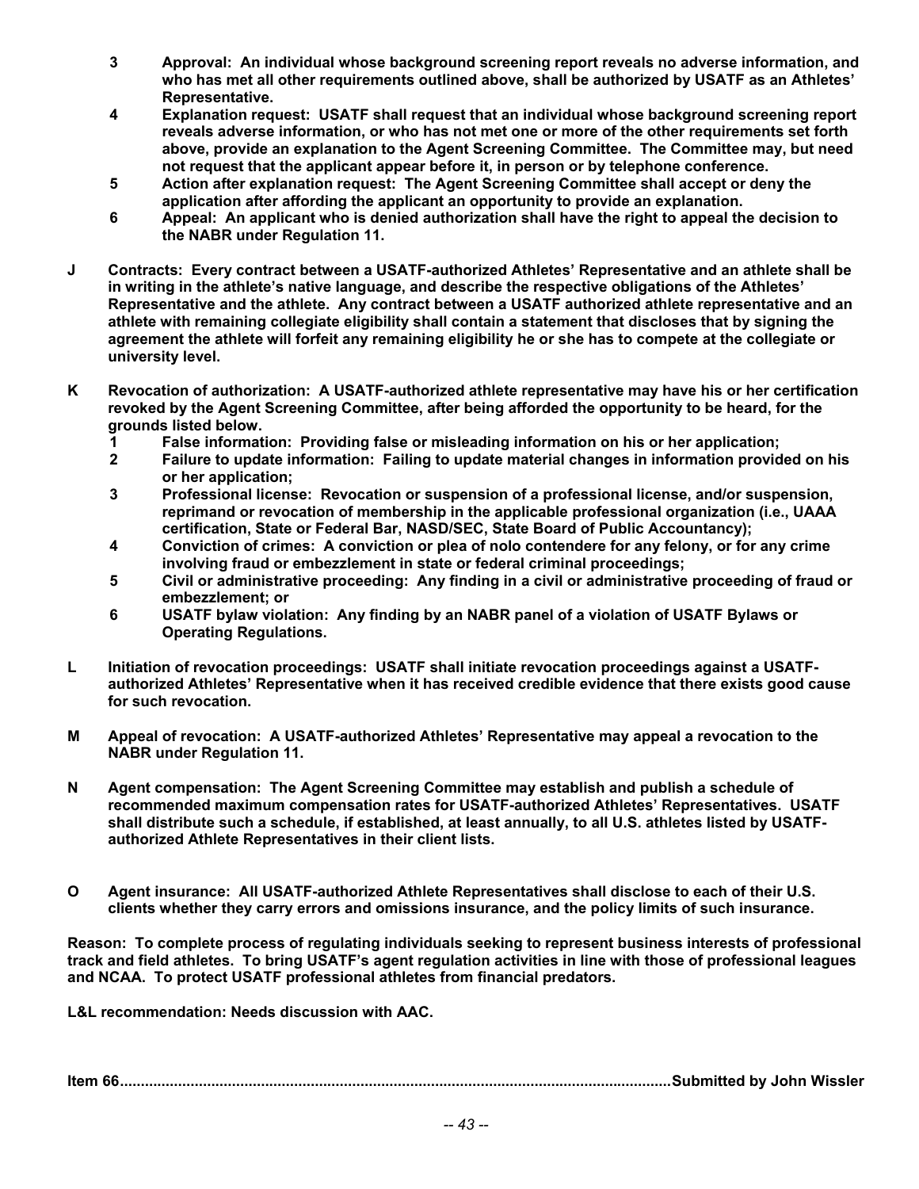**3 Approval: An individual whose background screening report reveals no adverse information, and who has met all other requirements outlined above, shall be authorized by USATF as an Athletes' Representative.**

**4 Explanation request: USATF shall request that an individual whose background screening report reveals adverse information, or who has not met one or more of the other requirements set forth above, provide an explanation to the Agent Screening Committee. The Committee may, but need not request that the applicant appear before it, in person or by telephone conference.**

**5 Action after explanation request: The Agent Screening Committee shall accept or deny the application after affording the applicant an opportunity to provide an explanation.**

**6 Appeal: An applicant who is denied authorization shall have the right to appeal the decision to the NABR under Regulation 11.**

**J Contracts: Every contract between a USATF-authorized Athletes' Representative and an athlete shall be in writing in the athlete's native language, and describe the respective obligations of the Athletes' Representative and the athlete. Any contract between a USATF authorized athlete representative and an athlete with remaining collegiate eligibility shall contain a statement that discloses that by signing the agreement the athlete will forfeit any remaining eligibility he or she has to compete at the collegiate or university level.**

**K Revocation of authorization: A USATF-authorized athlete representative may have his or her certification revoked by the Agent Screening Committee, after being afforded the opportunity to be heard, for the grounds listed below.**

**1 False information: Providing false or misleading information on his or her application;**

**2 Failure to update information: Failing to update material changes in information provided on his or her application;**

**3 Professional license: Revocation or suspension of a professional license, and/or suspension, reprimand or revocation of membership in the applicable professional organization (i.e., UAAA certification, State or Federal Bar, NASD/SEC, State Board of Public Accountancy);**

**4 Conviction of crimes: A conviction or plea of nolo contendere for any felony, or for any crime involving fraud or embezzlement in state or federal criminal proceedings;**

**5 Civil or administrative proceeding: Any finding in a civil or administrative proceeding of fraud or embezzlement; or**

**6 USATF bylaw violation: Any finding by an NABR panel of a violation of USATF Bylaws or Operating Regulations.**

**L Initiation of revocation proceedings: USATF shall initiate revocation proceedings against a USATF-authorized Athletes' Representative when it has received credible evidence that there exists good cause for such revocation.**

**M Appeal of revocation: A USATF-authorized Athletes' Representative may appeal a revocation to the NABR under Regulation 11.**

**N Agent compensation: The Agent Screening Committee may establish and publish a schedule of recommended maximum compensation rates for USATF-authorized Athletes' Representatives. USATF shall distribute such a schedule, if established, at least annually, to all U.S. athletes listed by USATF-authorized Athlete Representatives in their client lists.**

**O Agent insurance: All USATF-authorized Athlete Representatives shall disclose to each of their U.S. clients whether they carry errors and omissions insurance, and the policy limits of such insurance.**

**Reason: To complete process of regulating individuals seeking to represent business interests of professional track and field athletes. To bring USATF's agent regulation activities in line with those of professional leagues and NCAA. To protect USATF professional athletes from financial predators.**

**L&L recommendation: Needs discussion with AAC.**

**Item 66.................................................................................................................................Submitted by John Wissler**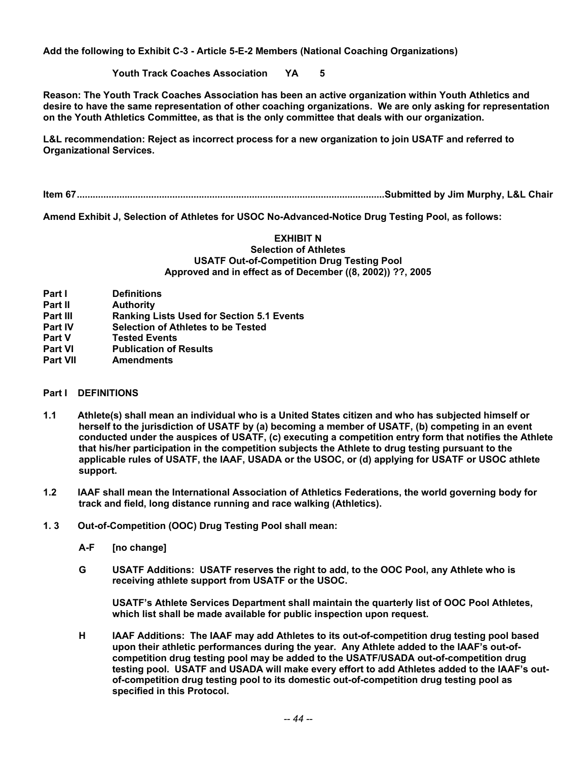**Add the following to Exhibit C-3 - Article 5-E-2 Members (National Coaching Organizations)**

**Youth Track Coaches Association YA 5**

**Reason: The Youth Track Coaches Association has been an active organization within Youth Athletics and desire to have the same representation of other coaching organizations. We are only asking for representation on the Youth Athletics Committee, as that is the only committee that deals with our organization.**

**L&L recommendation: Reject as incorrect process for a new organization to join USATF and referred to Organizational Services.**

**Item 67..................................................................................................................Submitted by Jim Murphy, L&L Chair**

**Amend Exhibit J, Selection of Athletes for USOC No-Advanced-Notice Drug Testing Pool, as follows:**

**EXHIBIT N**
**Selection of Athletes**
**USATF Out-of-Competition Drug Testing Pool**
**Approved and in effect as of December ((8, 2002)) ??, 2005**

| | |
|---|---|
| **Part I** | **Definitions** |
| **Part II** | **Authority** |
| **Part III** | **Ranking Lists Used for Section 5.1 Events** |
| **Part IV** | **Selection of Athletes to be Tested** |
| **Part V** | **Tested Events** |
| **Part VI** | **Publication of Results** |
| **Part VII** | **Amendments** |

**Part I DEFINITIONS**

**1.1 Athlete(s) shall mean an individual who is a United States citizen and who has subjected himself or herself to the jurisdiction of USATF by (a) becoming a member of USATF, (b) competing in an event conducted under the auspices of USATF, (c) executing a competition entry form that notifies the Athlete that his/her participation in the competition subjects the Athlete to drug testing pursuant to the applicable rules of USATF, the IAAF, USADA or the USOC, or (d) applying for USATF or USOC athlete support.**

**1.2 IAAF shall mean the International Association of Athletics Federations, the world governing body for track and field, long distance running and race walking (Athletics).**

**1. 3 Out-of-Competition (OOC) Drug Testing Pool shall mean:**

**A-F [no change]**

**G USATF Additions: USATF reserves the right to add, to the OOC Pool, any Athlete who is receiving athlete support from USATF or the USOC.**

**USATF's Athlete Services Department shall maintain the quarterly list of OOC Pool Athletes, which list shall be made available for public inspection upon request.**

**H IAAF Additions: The IAAF may add Athletes to its out-of-competition drug testing pool based upon their athletic performances during the year. Any Athlete added to the IAAF's out-of-competition drug testing pool may be added to the USATF/USADA out-of-competition drug testing pool. USATF and USADA will make every effort to add Athletes added to the IAAF's out-of-competition drug testing pool to its domestic out-of-competition drug testing pool as specified in this Protocol.**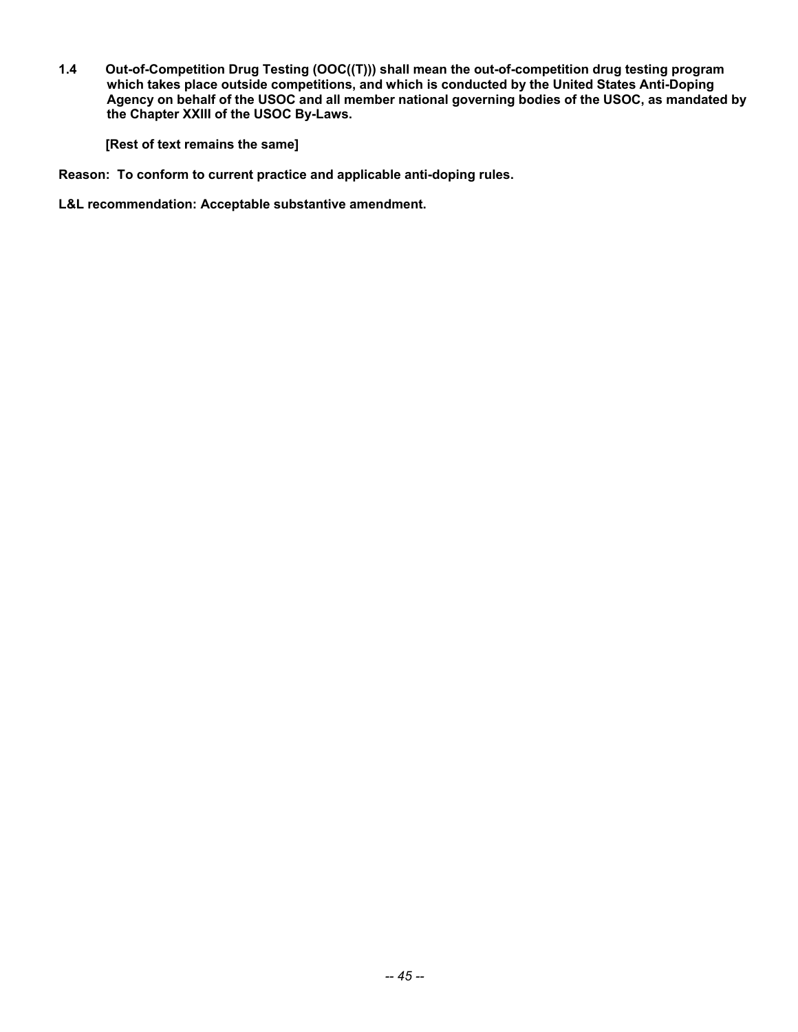**1.4 Out-of-Competition Drug Testing (OOC((T))) shall mean the out-of-competition drug testing program which takes place outside competitions, and which is conducted by the United States Anti-Doping Agency on behalf of the USOC and all member national governing bodies of the USOC, as mandated by the Chapter XXIII of the USOC By-Laws.**

**[Rest of text remains the same]**

**Reason: To conform to current practice and applicable anti-doping rules.**

**L&L recommendation: Acceptable substantive amendment.**